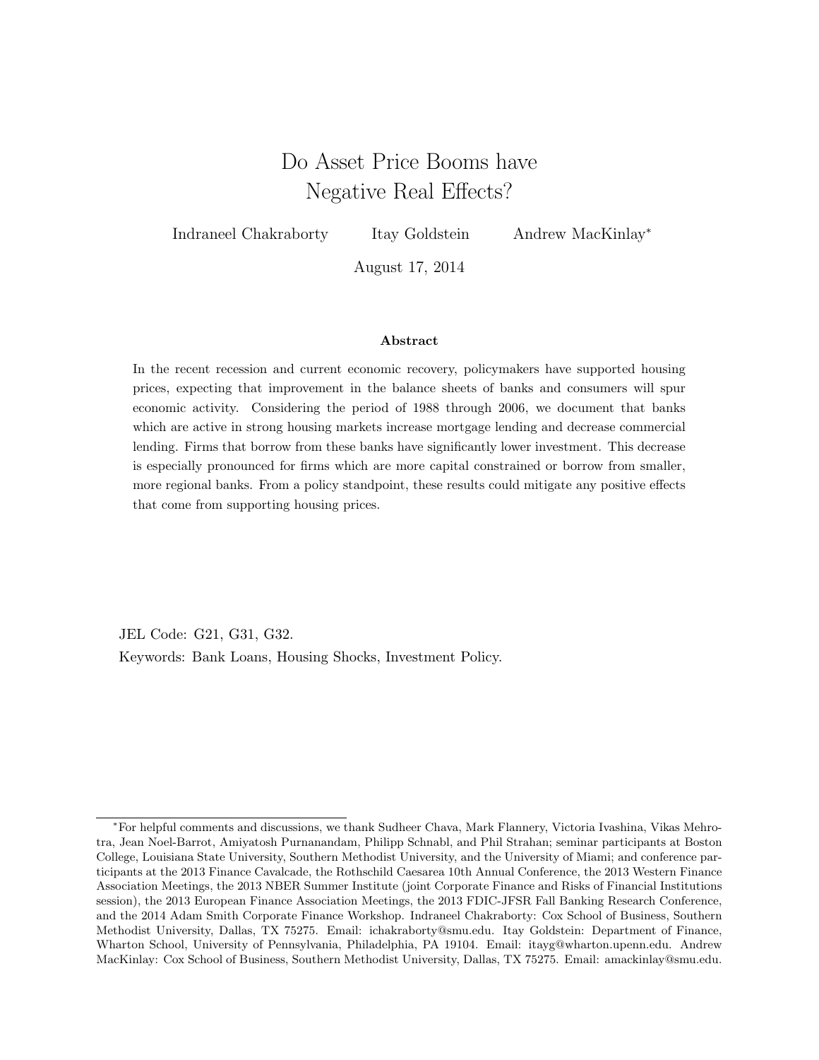# Do Asset Price Booms have Negative Real Effects?

Indraneel Chakraborty Itay Goldstein Andrew MacKinlay*

August 17, 2014

## Abstract

In the recent recession and current economic recovery, policymakers have supported housing prices, expecting that improvement in the balance sheets of banks and consumers will spur economic activity. Considering the period of 1988 through 2006, we document that banks which are active in strong housing markets increase mortgage lending and decrease commercial lending. Firms that borrow from these banks have significantly lower investment. This decrease is especially pronounced for firms which are more capital constrained or borrow from smaller, more regional banks. From a policy standpoint, these results could mitigate any positive effects that come from supporting housing prices.

JEL Code: G21, G31, G32.

Keywords: Bank Loans, Housing Shocks, Investment Policy.

*For helpful comments and discussions, we thank Sudheer Chava, Mark Flannery, Victoria Ivashina, Vikas Mehrotra, Jean Noel-Barrot, Amiyatosh Purnanandam, Philipp Schnabl, and Phil Strahan; seminar participants at Boston College, Louisiana State University, Southern Methodist University, and the University of Miami; and conference participants at the 2013 Finance Cavalcade, the Rothschild Caesarea 10th Annual Conference, the 2013 Western Finance Association Meetings, the 2013 NBER Summer Institute (joint Corporate Finance and Risks of Financial Institutions session), the 2013 European Finance Association Meetings, the 2013 FDIC-JFSR Fall Banking Research Conference, and the 2014 Adam Smith Corporate Finance Workshop. Indraneel Chakraborty: Cox School of Business, Southern Methodist University, Dallas, TX 75275. Email: ichakraborty@smu.edu. Itay Goldstein: Department of Finance, Wharton School, University of Pennsylvania, Philadelphia, PA 19104. Email: itayg@wharton.upenn.edu. Andrew MacKinlay: Cox School of Business, Southern Methodist University, Dallas, TX 75275. Email: amackinlay@smu.edu.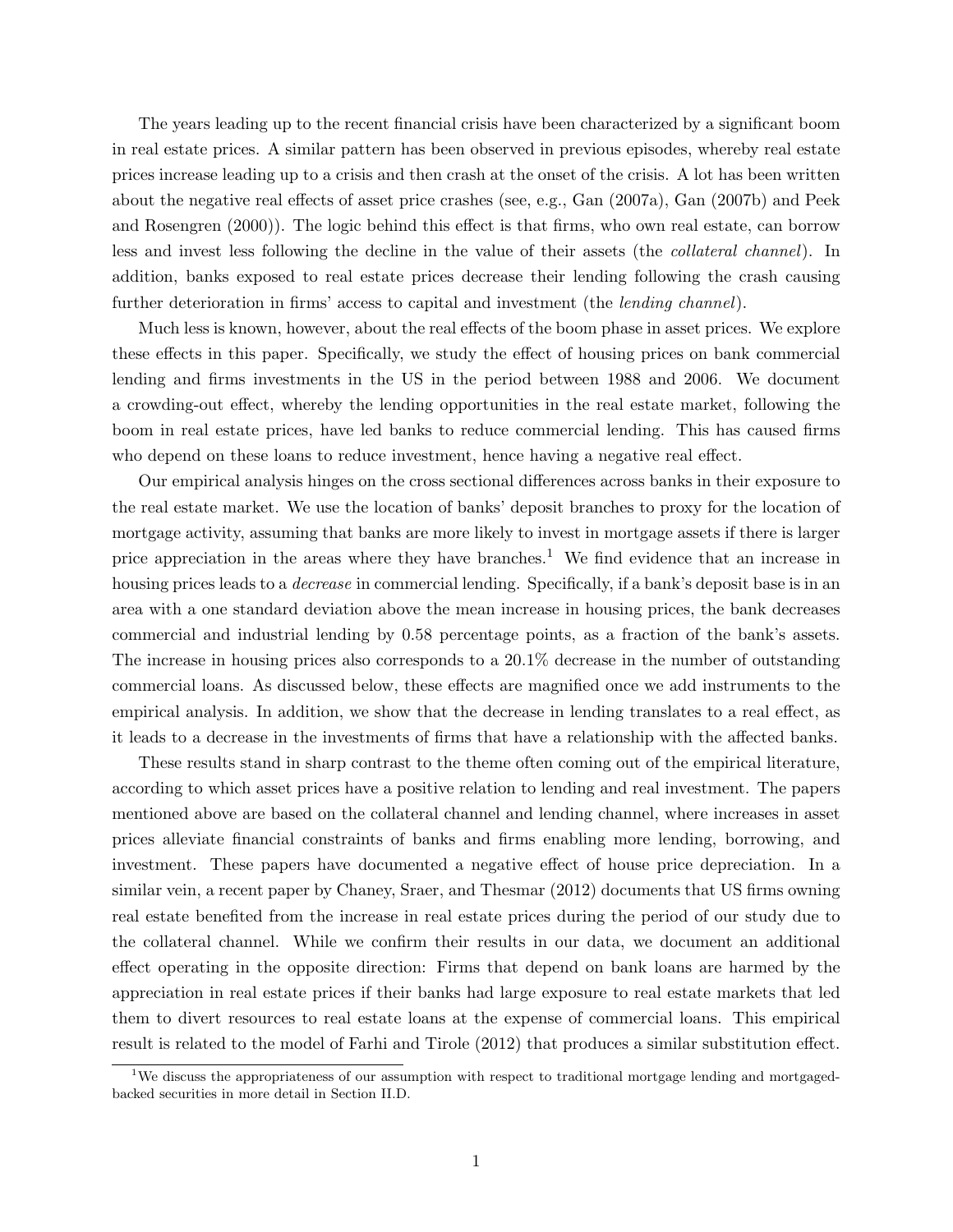The years leading up to the recent financial crisis have been characterized by a significant boom in real estate prices. A similar pattern has been observed in previous episodes, whereby real estate prices increase leading up to a crisis and then crash at the onset of the crisis. A lot has been written about the negative real effects of asset price crashes (see, e.g., Gan (2007a), Gan (2007b) and Peek and Rosengren (2000)). The logic behind this effect is that firms, who own real estate, can borrow less and invest less following the decline in the value of their assets (the *collateral channel*). In addition, banks exposed to real estate prices decrease their lending following the crash causing further deterioration in firms' access to capital and investment (the *lending channel*).

Much less is known, however, about the real effects of the boom phase in asset prices. We explore these effects in this paper. Specifically, we study the effect of housing prices on bank commercial lending and firms investments in the US in the period between 1988 and 2006. We document a crowding-out effect, whereby the lending opportunities in the real estate market, following the boom in real estate prices, have led banks to reduce commercial lending. This has caused firms who depend on these loans to reduce investment, hence having a negative real effect.

Our empirical analysis hinges on the cross sectional differences across banks in their exposure to the real estate market. We use the location of banks' deposit branches to proxy for the location of mortgage activity, assuming that banks are more likely to invest in mortgage assets if there is larger price appreciation in the areas where they have branches.[1] We find evidence that an increase in housing prices leads to a *decrease* in commercial lending. Specifically, if a bank's deposit base is in an area with a one standard deviation above the mean increase in housing prices, the bank decreases commercial and industrial lending by 0.58 percentage points, as a fraction of the bank's assets. The increase in housing prices also corresponds to a 20.1% decrease in the number of outstanding commercial loans. As discussed below, these effects are magnified once we add instruments to the empirical analysis. In addition, we show that the decrease in lending translates to a real effect, as it leads to a decrease in the investments of firms that have a relationship with the affected banks.

These results stand in sharp contrast to the theme often coming out of the empirical literature, according to which asset prices have a positive relation to lending and real investment. The papers mentioned above are based on the collateral channel and lending channel, where increases in asset prices alleviate financial constraints of banks and firms enabling more lending, borrowing, and investment. These papers have documented a negative effect of house price depreciation. In a similar vein, a recent paper by Chaney, Sraer, and Thesmar (2012) documents that US firms owning real estate benefited from the increase in real estate prices during the period of our study due to the collateral channel. While we confirm their results in our data, we document an additional effect operating in the opposite direction: Firms that depend on bank loans are harmed by the appreciation in real estate prices if their banks had large exposure to real estate markets that led them to divert resources to real estate loans at the expense of commercial loans. This empirical result is related to the model of Farhi and Tirole (2012) that produces a similar substitution effect.

[1] We discuss the appropriateness of our assumption with respect to traditional mortgage lending and mortgaged-backed securities in more detail in Section II.D.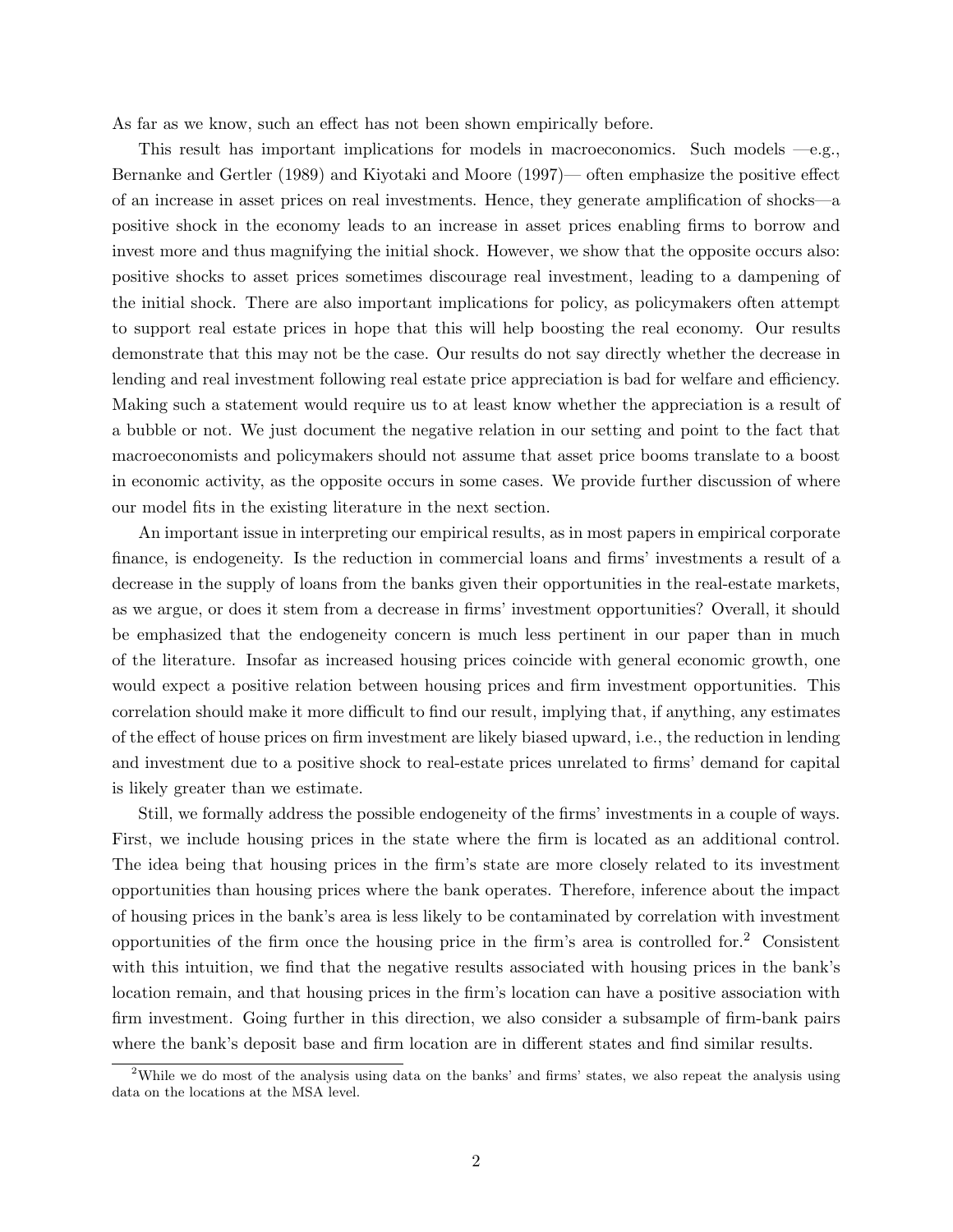As far as we know, such an effect has not been shown empirically before.

This result has important implications for models in macroeconomics. Such models —e.g., Bernanke and Gertler (1989) and Kiyotaki and Moore (1997)— often emphasize the positive effect of an increase in asset prices on real investments. Hence, they generate amplification of shocks—a positive shock in the economy leads to an increase in asset prices enabling firms to borrow and invest more and thus magnifying the initial shock. However, we show that the opposite occurs also: positive shocks to asset prices sometimes discourage real investment, leading to a dampening of the initial shock. There are also important implications for policy, as policymakers often attempt to support real estate prices in hope that this will help boosting the real economy. Our results demonstrate that this may not be the case. Our results do not say directly whether the decrease in lending and real investment following real estate price appreciation is bad for welfare and efficiency. Making such a statement would require us to at least know whether the appreciation is a result of a bubble or not. We just document the negative relation in our setting and point to the fact that macroeconomists and policymakers should not assume that asset price booms translate to a boost in economic activity, as the opposite occurs in some cases. We provide further discussion of where our model fits in the existing literature in the next section.

An important issue in interpreting our empirical results, as in most papers in empirical corporate finance, is endogeneity. Is the reduction in commercial loans and firms' investments a result of a decrease in the supply of loans from the banks given their opportunities in the real-estate markets, as we argue, or does it stem from a decrease in firms' investment opportunities? Overall, it should be emphasized that the endogeneity concern is much less pertinent in our paper than in much of the literature. Insofar as increased housing prices coincide with general economic growth, one would expect a positive relation between housing prices and firm investment opportunities. This correlation should make it more difficult to find our result, implying that, if anything, any estimates of the effect of house prices on firm investment are likely biased upward, i.e., the reduction in lending and investment due to a positive shock to real-estate prices unrelated to firms' demand for capital is likely greater than we estimate.

Still, we formally address the possible endogeneity of the firms' investments in a couple of ways. First, we include housing prices in the state where the firm is located as an additional control. The idea being that housing prices in the firm's state are more closely related to its investment opportunities than housing prices where the bank operates. Therefore, inference about the impact of housing prices in the bank's area is less likely to be contaminated by correlation with investment opportunities of the firm once the housing price in the firm's area is controlled for.[2] Consistent with this intuition, we find that the negative results associated with housing prices in the bank's location remain, and that housing prices in the firm's location can have a positive association with firm investment. Going further in this direction, we also consider a subsample of firm-bank pairs where the bank's deposit base and firm location are in different states and find similar results.

[2]While we do most of the analysis using data on the banks' and firms' states, we also repeat the analysis using data on the locations at the MSA level.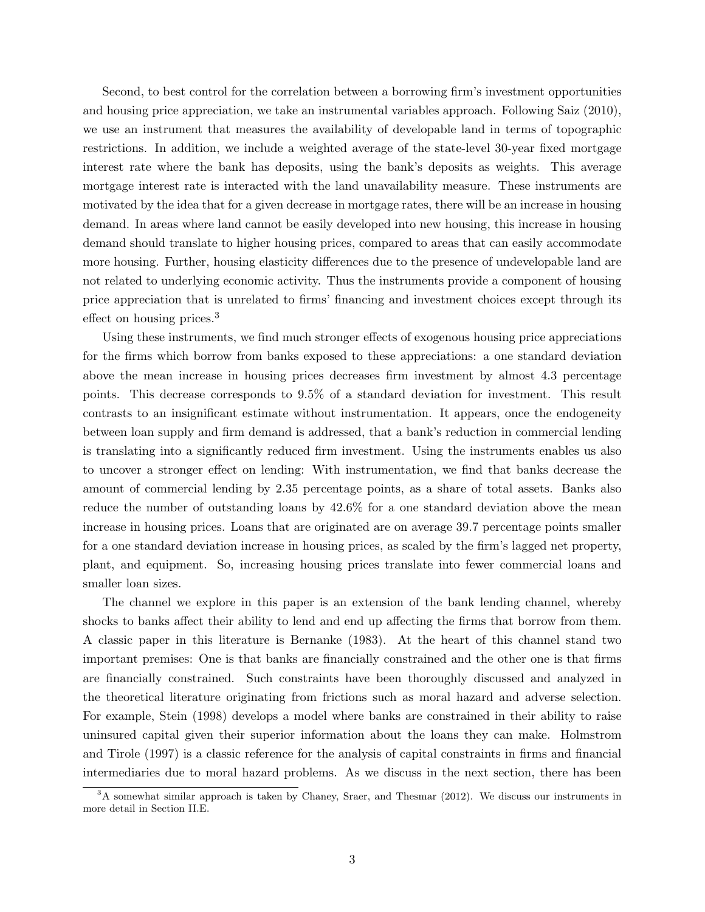Second, to best control for the correlation between a borrowing firm's investment opportunities and housing price appreciation, we take an instrumental variables approach. Following Saiz (2010), we use an instrument that measures the availability of developable land in terms of topographic restrictions. In addition, we include a weighted average of the state-level 30-year fixed mortgage interest rate where the bank has deposits, using the bank's deposits as weights. This average mortgage interest rate is interacted with the land unavailability measure. These instruments are motivated by the idea that for a given decrease in mortgage rates, there will be an increase in housing demand. In areas where land cannot be easily developed into new housing, this increase in housing demand should translate to higher housing prices, compared to areas that can easily accommodate more housing. Further, housing elasticity differences due to the presence of undevelopable land are not related to underlying economic activity. Thus the instruments provide a component of housing price appreciation that is unrelated to firms' financing and investment choices except through its effect on housing prices.[3]

Using these instruments, we find much stronger effects of exogenous housing price appreciations for the firms which borrow from banks exposed to these appreciations: a one standard deviation above the mean increase in housing prices decreases firm investment by almost 4.3 percentage points. This decrease corresponds to 9.5% of a standard deviation for investment. This result contrasts to an insignificant estimate without instrumentation. It appears, once the endogeneity between loan supply and firm demand is addressed, that a bank's reduction in commercial lending is translating into a significantly reduced firm investment. Using the instruments enables us also to uncover a stronger effect on lending: With instrumentation, we find that banks decrease the amount of commercial lending by 2.35 percentage points, as a share of total assets. Banks also reduce the number of outstanding loans by 42.6% for a one standard deviation above the mean increase in housing prices. Loans that are originated are on average 39.7 percentage points smaller for a one standard deviation increase in housing prices, as scaled by the firm's lagged net property, plant, and equipment. So, increasing housing prices translate into fewer commercial loans and smaller loan sizes.

The channel we explore in this paper is an extension of the bank lending channel, whereby shocks to banks affect their ability to lend and end up affecting the firms that borrow from them. A classic paper in this literature is Bernanke (1983). At the heart of this channel stand two important premises: One is that banks are financially constrained and the other one is that firms are financially constrained. Such constraints have been thoroughly discussed and analyzed in the theoretical literature originating from frictions such as moral hazard and adverse selection. For example, Stein (1998) develops a model where banks are constrained in their ability to raise uninsured capital given their superior information about the loans they can make. Holmstrom and Tirole (1997) is a classic reference for the analysis of capital constraints in firms and financial intermediaries due to moral hazard problems. As we discuss in the next section, there has been

[3] A somewhat similar approach is taken by Chaney, Sraer, and Thesmar (2012). We discuss our instruments in more detail in Section II.E.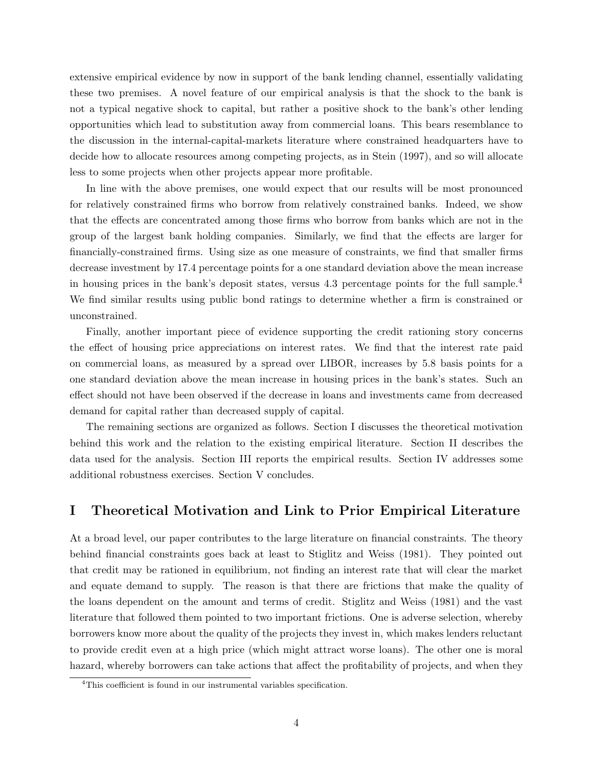extensive empirical evidence by now in support of the bank lending channel, essentially validating these two premises. A novel feature of our empirical analysis is that the shock to the bank is not a typical negative shock to capital, but rather a positive shock to the bank's other lending opportunities which lead to substitution away from commercial loans. This bears resemblance to the discussion in the internal-capital-markets literature where constrained headquarters have to decide how to allocate resources among competing projects, as in Stein (1997), and so will allocate less to some projects when other projects appear more profitable.

In line with the above premises, one would expect that our results will be most pronounced for relatively constrained firms who borrow from relatively constrained banks. Indeed, we show that the effects are concentrated among those firms who borrow from banks which are not in the group of the largest bank holding companies. Similarly, we find that the effects are larger for financially-constrained firms. Using size as one measure of constraints, we find that smaller firms decrease investment by 17.4 percentage points for a one standard deviation above the mean increase in housing prices in the bank's deposit states, versus 4.3 percentage points for the full sample.[4] We find similar results using public bond ratings to determine whether a firm is constrained or unconstrained.

Finally, another important piece of evidence supporting the credit rationing story concerns the effect of housing price appreciations on interest rates. We find that the interest rate paid on commercial loans, as measured by a spread over LIBOR, increases by 5.8 basis points for a one standard deviation above the mean increase in housing prices in the bank's states. Such an effect should not have been observed if the decrease in loans and investments came from decreased demand for capital rather than decreased supply of capital.

The remaining sections are organized as follows. Section I discusses the theoretical motivation behind this work and the relation to the existing empirical literature. Section II describes the data used for the analysis. Section III reports the empirical results. Section IV addresses some additional robustness exercises. Section V concludes.

# I Theoretical Motivation and Link to Prior Empirical Literature

At a broad level, our paper contributes to the large literature on financial constraints. The theory behind financial constraints goes back at least to Stiglitz and Weiss (1981). They pointed out that credit may be rationed in equilibrium, not finding an interest rate that will clear the market and equate demand to supply. The reason is that there are frictions that make the quality of the loans dependent on the amount and terms of credit. Stiglitz and Weiss (1981) and the vast literature that followed them pointed to two important frictions. One is adverse selection, whereby borrowers know more about the quality of the projects they invest in, which makes lenders reluctant to provide credit even at a high price (which might attract worse loans). The other one is moral hazard, whereby borrowers can take actions that affect the profitability of projects, and when they

[4] This coefficient is found in our instrumental variables specification.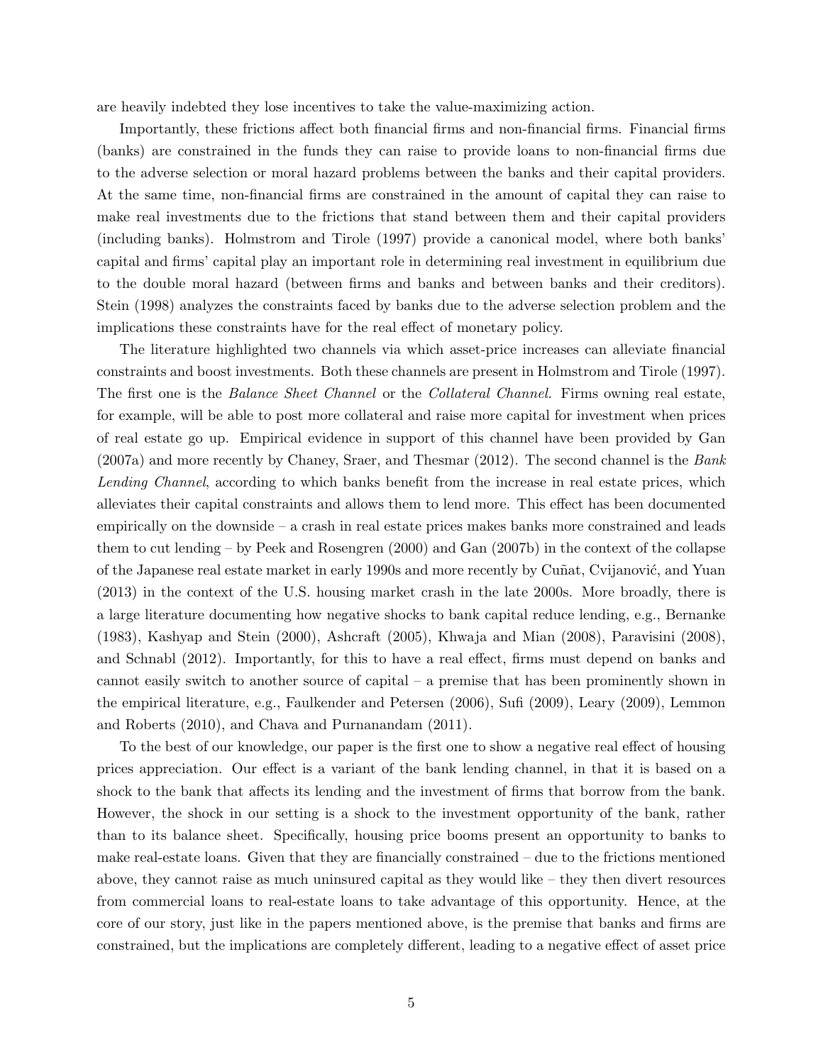are heavily indebted they lose incentives to take the value-maximizing action.

Importantly, these frictions affect both financial firms and non-financial firms. Financial firms (banks) are constrained in the funds they can raise to provide loans to non-financial firms due to the adverse selection or moral hazard problems between the banks and their capital providers. At the same time, non-financial firms are constrained in the amount of capital they can raise to make real investments due to the frictions that stand between them and their capital providers (including banks). Holmstrom and Tirole (1997) provide a canonical model, where both banks' capital and firms' capital play an important role in determining real investment in equilibrium due to the double moral hazard (between firms and banks and between banks and their creditors). Stein (1998) analyzes the constraints faced by banks due to the adverse selection problem and the implications these constraints have for the real effect of monetary policy.

The literature highlighted two channels via which asset-price increases can alleviate financial constraints and boost investments. Both these channels are present in Holmstrom and Tirole (1997). The first one is the *Balance Sheet Channel* or the *Collateral Channel.* Firms owning real estate, for example, will be able to post more collateral and raise more capital for investment when prices of real estate go up. Empirical evidence in support of this channel have been provided by Gan (2007a) and more recently by Chaney, Sraer, and Thesmar (2012). The second channel is the *Bank Lending Channel*, according to which banks benefit from the increase in real estate prices, which alleviates their capital constraints and allows them to lend more. This effect has been documented empirically on the downside – a crash in real estate prices makes banks more constrained and leads them to cut lending – by Peek and Rosengren (2000) and Gan (2007b) in the context of the collapse of the Japanese real estate market in early 1990s and more recently by Cuñat, Cvijanović, and Yuan (2013) in the context of the U.S. housing market crash in the late 2000s. More broadly, there is a large literature documenting how negative shocks to bank capital reduce lending, e.g., Bernanke (1983), Kashyap and Stein (2000), Ashcraft (2005), Khwaja and Mian (2008), Paravisini (2008), and Schnabl (2012). Importantly, for this to have a real effect, firms must depend on banks and cannot easily switch to another source of capital – a premise that has been prominently shown in the empirical literature, e.g., Faulkender and Petersen (2006), Sufi (2009), Leary (2009), Lemmon and Roberts (2010), and Chava and Purnanandam (2011).

To the best of our knowledge, our paper is the first one to show a negative real effect of housing prices appreciation. Our effect is a variant of the bank lending channel, in that it is based on a shock to the bank that affects its lending and the investment of firms that borrow from the bank. However, the shock in our setting is a shock to the investment opportunity of the bank, rather than to its balance sheet. Specifically, housing price booms present an opportunity to banks to make real-estate loans. Given that they are financially constrained – due to the frictions mentioned above, they cannot raise as much uninsured capital as they would like – they then divert resources from commercial loans to real-estate loans to take advantage of this opportunity. Hence, at the core of our story, just like in the papers mentioned above, is the premise that banks and firms are constrained, but the implications are completely different, leading to a negative effect of asset price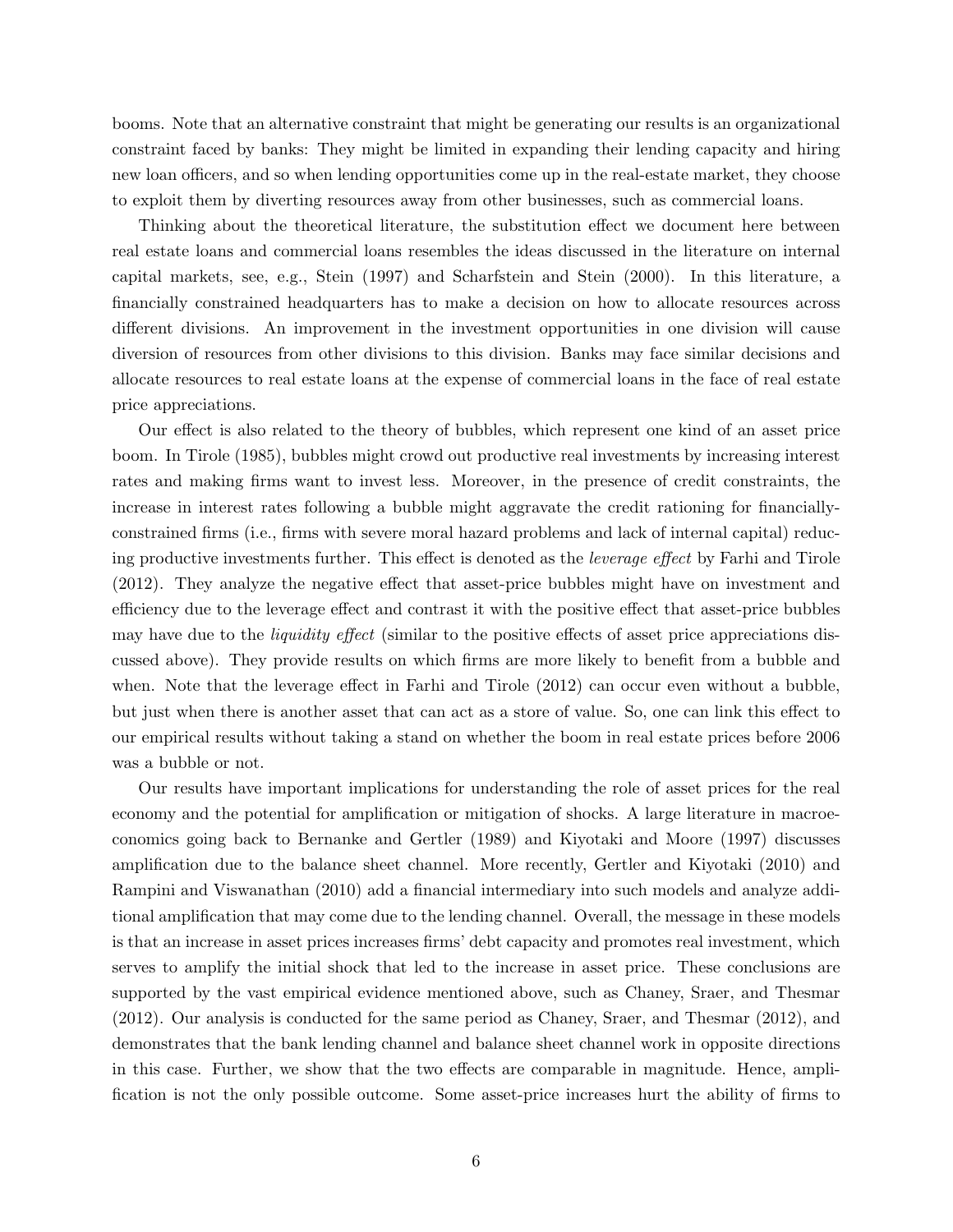booms. Note that an alternative constraint that might be generating our results is an organizational constraint faced by banks: They might be limited in expanding their lending capacity and hiring new loan officers, and so when lending opportunities come up in the real-estate market, they choose to exploit them by diverting resources away from other businesses, such as commercial loans.

Thinking about the theoretical literature, the substitution effect we document here between real estate loans and commercial loans resembles the ideas discussed in the literature on internal capital markets, see, e.g., Stein (1997) and Scharfstein and Stein (2000). In this literature, a financially constrained headquarters has to make a decision on how to allocate resources across different divisions. An improvement in the investment opportunities in one division will cause diversion of resources from other divisions to this division. Banks may face similar decisions and allocate resources to real estate loans at the expense of commercial loans in the face of real estate price appreciations.

Our effect is also related to the theory of bubbles, which represent one kind of an asset price boom. In Tirole (1985), bubbles might crowd out productive real investments by increasing interest rates and making firms want to invest less. Moreover, in the presence of credit constraints, the increase in interest rates following a bubble might aggravate the credit rationing for financially-constrained firms (i.e., firms with severe moral hazard problems and lack of internal capital) reducing productive investments further. This effect is denoted as the *leverage effect* by Farhi and Tirole (2012). They analyze the negative effect that asset-price bubbles might have on investment and efficiency due to the leverage effect and contrast it with the positive effect that asset-price bubbles may have due to the *liquidity effect* (similar to the positive effects of asset price appreciations discussed above). They provide results on which firms are more likely to benefit from a bubble and when. Note that the leverage effect in Farhi and Tirole (2012) can occur even without a bubble, but just when there is another asset that can act as a store of value. So, one can link this effect to our empirical results without taking a stand on whether the boom in real estate prices before 2006 was a bubble or not.

Our results have important implications for understanding the role of asset prices for the real economy and the potential for amplification or mitigation of shocks. A large literature in macroeconomics going back to Bernanke and Gertler (1989) and Kiyotaki and Moore (1997) discusses amplification due to the balance sheet channel. More recently, Gertler and Kiyotaki (2010) and Rampini and Viswanathan (2010) add a financial intermediary into such models and analyze additional amplification that may come due to the lending channel. Overall, the message in these models is that an increase in asset prices increases firms' debt capacity and promotes real investment, which serves to amplify the initial shock that led to the increase in asset price. These conclusions are supported by the vast empirical evidence mentioned above, such as Chaney, Sraer, and Thesmar (2012). Our analysis is conducted for the same period as Chaney, Sraer, and Thesmar (2012), and demonstrates that the bank lending channel and balance sheet channel work in opposite directions in this case. Further, we show that the two effects are comparable in magnitude. Hence, amplification is not the only possible outcome. Some asset-price increases hurt the ability of firms to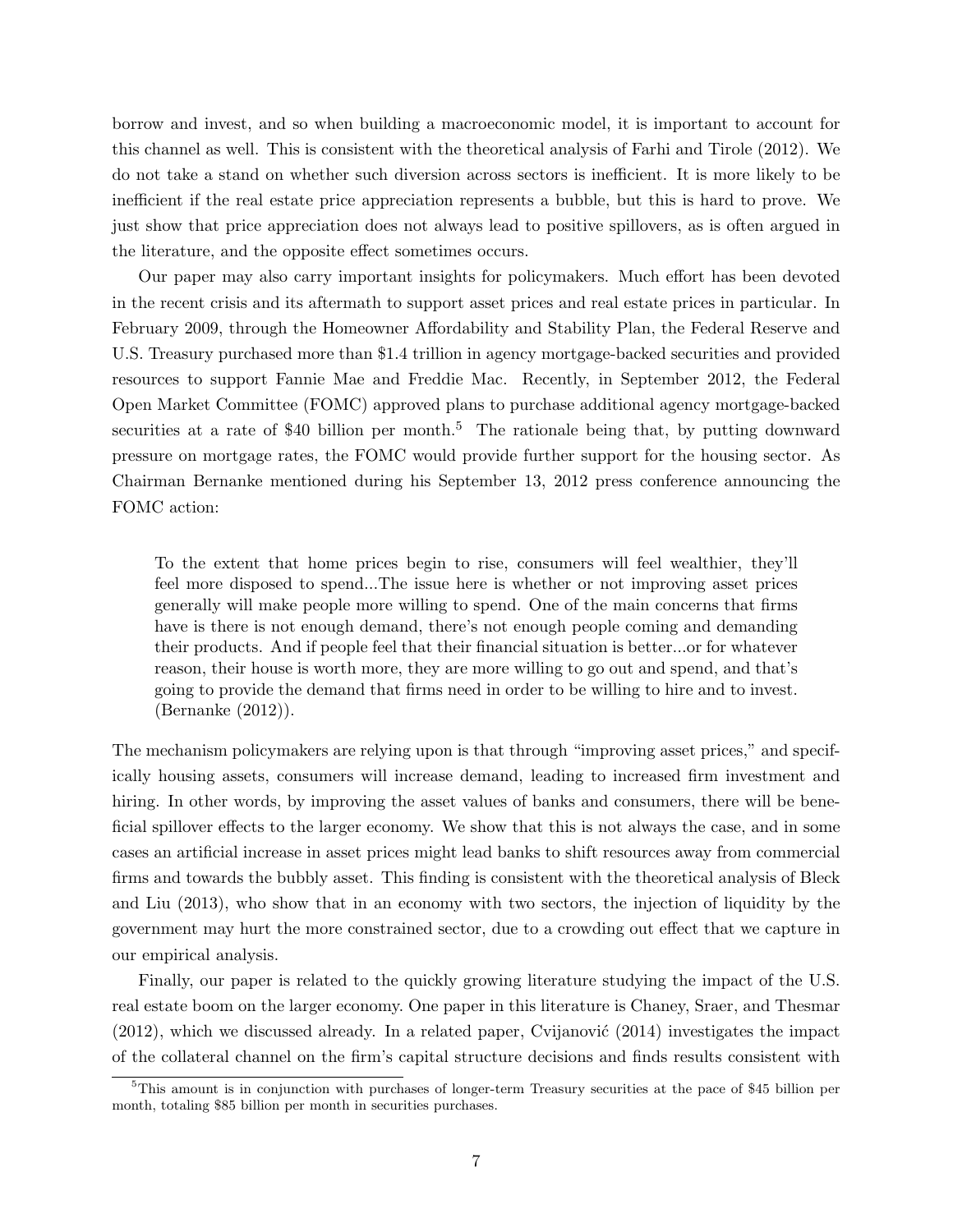borrow and invest, and so when building a macroeconomic model, it is important to account for this channel as well. This is consistent with the theoretical analysis of Farhi and Tirole (2012). We do not take a stand on whether such diversion across sectors is inefficient. It is more likely to be inefficient if the real estate price appreciation represents a bubble, but this is hard to prove. We just show that price appreciation does not always lead to positive spillovers, as is often argued in the literature, and the opposite effect sometimes occurs.

Our paper may also carry important insights for policymakers. Much effort has been devoted in the recent crisis and its aftermath to support asset prices and real estate prices in particular. In February 2009, through the Homeowner Affordability and Stability Plan, the Federal Reserve and U.S. Treasury purchased more than \$1.4 trillion in agency mortgage-backed securities and provided resources to support Fannie Mae and Freddie Mac. Recently, in September 2012, the Federal Open Market Committee (FOMC) approved plans to purchase additional agency mortgage-backed securities at a rate of \$40 billion per month.[5] The rationale being that, by putting downward pressure on mortgage rates, the FOMC would provide further support for the housing sector. As Chairman Bernanke mentioned during his September 13, 2012 press conference announcing the FOMC action:

> To the extent that home prices begin to rise, consumers will feel wealthier, they'll feel more disposed to spend...The issue here is whether or not improving asset prices generally will make people more willing to spend. One of the main concerns that firms have is there is not enough demand, there's not enough people coming and demanding their products. And if people feel that their financial situation is better...or for whatever reason, their house is worth more, they are more willing to go out and spend, and that's going to provide the demand that firms need in order to be willing to hire and to invest. (Bernanke (2012)).

The mechanism policymakers are relying upon is that through "improving asset prices," and specifically housing assets, consumers will increase demand, leading to increased firm investment and hiring. In other words, by improving the asset values of banks and consumers, there will be beneficial spillover effects to the larger economy. We show that this is not always the case, and in some cases an artificial increase in asset prices might lead banks to shift resources away from commercial firms and towards the bubbly asset. This finding is consistent with the theoretical analysis of Bleck and Liu (2013), who show that in an economy with two sectors, the injection of liquidity by the government may hurt the more constrained sector, due to a crowding out effect that we capture in our empirical analysis.

Finally, our paper is related to the quickly growing literature studying the impact of the U.S. real estate boom on the larger economy. One paper in this literature is Chaney, Sraer, and Thesmar (2012), which we discussed already. In a related paper, Cvijanović (2014) investigates the impact of the collateral channel on the firm's capital structure decisions and finds results consistent with

[5] This amount is in conjunction with purchases of longer-term Treasury securities at the pace of \$45 billion per month, totaling \$85 billion per month in securities purchases.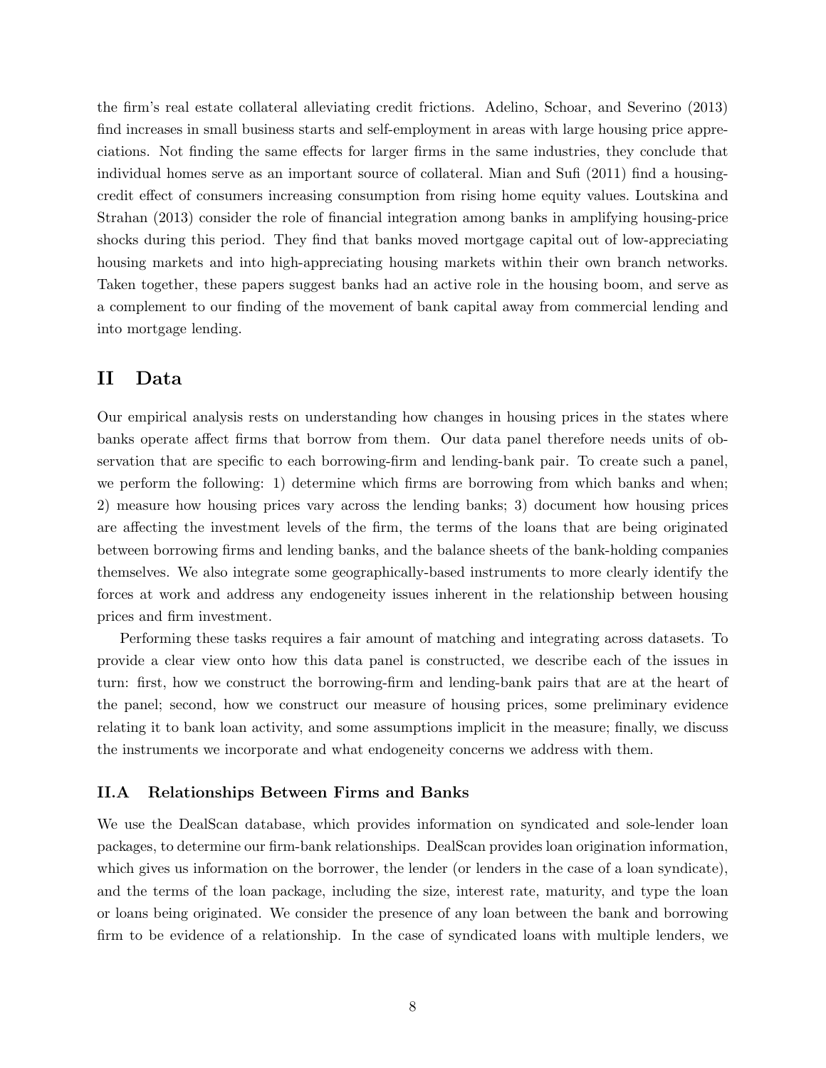the firm's real estate collateral alleviating credit frictions. Adelino, Schoar, and Severino (2013) find increases in small business starts and self-employment in areas with large housing price appreciations. Not finding the same effects for larger firms in the same industries, they conclude that individual homes serve as an important source of collateral. Mian and Sufi (2011) find a housing-credit effect of consumers increasing consumption from rising home equity values. Loutskina and Strahan (2013) consider the role of financial integration among banks in amplifying housing-price shocks during this period. They find that banks moved mortgage capital out of low-appreciating housing markets and into high-appreciating housing markets within their own branch networks. Taken together, these papers suggest banks had an active role in the housing boom, and serve as a complement to our finding of the movement of bank capital away from commercial lending and into mortgage lending.

# II Data

Our empirical analysis rests on understanding how changes in housing prices in the states where banks operate affect firms that borrow from them. Our data panel therefore needs units of observation that are specific to each borrowing-firm and lending-bank pair. To create such a panel, we perform the following: 1) determine which firms are borrowing from which banks and when; 2) measure how housing prices vary across the lending banks; 3) document how housing prices are affecting the investment levels of the firm, the terms of the loans that are being originated between borrowing firms and lending banks, and the balance sheets of the bank-holding companies themselves. We also integrate some geographically-based instruments to more clearly identify the forces at work and address any endogeneity issues inherent in the relationship between housing prices and firm investment.

Performing these tasks requires a fair amount of matching and integrating across datasets. To provide a clear view onto how this data panel is constructed, we describe each of the issues in turn: first, how we construct the borrowing-firm and lending-bank pairs that are at the heart of the panel; second, how we construct our measure of housing prices, some preliminary evidence relating it to bank loan activity, and some assumptions implicit in the measure; finally, we discuss the instruments we incorporate and what endogeneity concerns we address with them.

## II.A Relationships Between Firms and Banks

We use the DealScan database, which provides information on syndicated and sole-lender loan packages, to determine our firm-bank relationships. DealScan provides loan origination information, which gives us information on the borrower, the lender (or lenders in the case of a loan syndicate), and the terms of the loan package, including the size, interest rate, maturity, and type the loan or loans being originated. We consider the presence of any loan between the bank and borrowing firm to be evidence of a relationship. In the case of syndicated loans with multiple lenders, we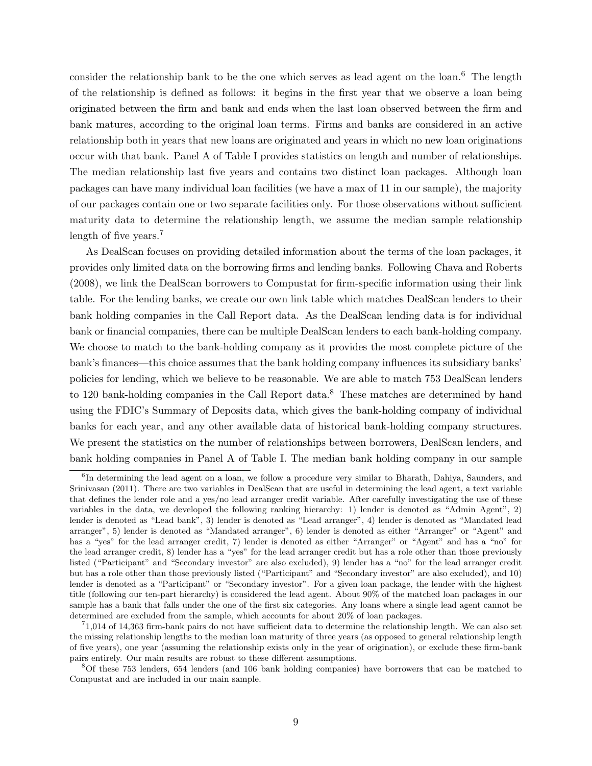consider the relationship bank to be the one which serves as lead agent on the loan.[6] The length of the relationship is defined as follows: it begins in the first year that we observe a loan being originated between the firm and bank and ends when the last loan observed between the firm and bank matures, according to the original loan terms. Firms and banks are considered in an active relationship both in years that new loans are originated and years in which no new loan originations occur with that bank. Panel A of Table I provides statistics on length and number of relationships. The median relationship last five years and contains two distinct loan packages. Although loan packages can have many individual loan facilities (we have a max of 11 in our sample), the majority of our packages contain one or two separate facilities only. For those observations without sufficient maturity data to determine the relationship length, we assume the median sample relationship length of five years.[7]

As DealScan focuses on providing detailed information about the terms of the loan packages, it provides only limited data on the borrowing firms and lending banks. Following Chava and Roberts (2008), we link the DealScan borrowers to Compustat for firm-specific information using their link table. For the lending banks, we create our own link table which matches DealScan lenders to their bank holding companies in the Call Report data. As the DealScan lending data is for individual bank or financial companies, there can be multiple DealScan lenders to each bank-holding company. We choose to match to the bank-holding company as it provides the most complete picture of the bank's finances—this choice assumes that the bank holding company influences its subsidiary banks' policies for lending, which we believe to be reasonable. We are able to match 753 DealScan lenders to 120 bank-holding companies in the Call Report data.[8] These matches are determined by hand using the FDIC's Summary of Deposits data, which gives the bank-holding company of individual banks for each year, and any other available data of historical bank-holding company structures. We present the statistics on the number of relationships between borrowers, DealScan lenders, and bank holding companies in Panel A of Table I. The median bank holding company in our sample

---

[6] In determining the lead agent on a loan, we follow a procedure very similar to Bharath, Dahiya, Saunders, and Srinivasan (2011). There are two variables in DealScan that are useful in determining the lead agent, a text variable that defines the lender role and a yes/no lead arranger credit variable. After carefully investigating the use of these variables in the data, we developed the following ranking hierarchy: 1) lender is denoted as "Admin Agent", 2) lender is denoted as "Lead bank", 3) lender is denoted as "Lead arranger", 4) lender is denoted as "Mandated lead arranger", 5) lender is denoted as "Mandated arranger", 6) lender is denoted as either "Arranger" or "Agent" and has a "yes" for the lead arranger credit, 7) lender is denoted as either "Arranger" or "Agent" and has a "no" for the lead arranger credit, 8) lender has a "yes" for the lead arranger credit but has a role other than those previously listed ("Participant" and "Secondary investor" are also excluded), 9) lender has a "no" for the lead arranger credit but has a role other than those previously listed ("Participant" and "Secondary investor" are also excluded), and 10) lender is denoted as a "Participant" or "Secondary investor". For a given loan package, the lender with the highest title (following our ten-part hierarchy) is considered the lead agent. About 90% of the matched loan packages in our sample has a bank that falls under the one of the first six categories. Any loans where a single lead agent cannot be determined are excluded from the sample, which accounts for about 20% of loan packages.

[7] 1,014 of 14,363 firm-bank pairs do not have sufficient data to determine the relationship length. We can also set the missing relationship lengths to the median loan maturity of three years (as opposed to general relationship length of five years), one year (assuming the relationship exists only in the year of origination), or exclude these firm-bank pairs entirely. Our main results are robust to these different assumptions.

[8] Of these 753 lenders, 654 lenders (and 106 bank holding companies) have borrowers that can be matched to Compustat and are included in our main sample.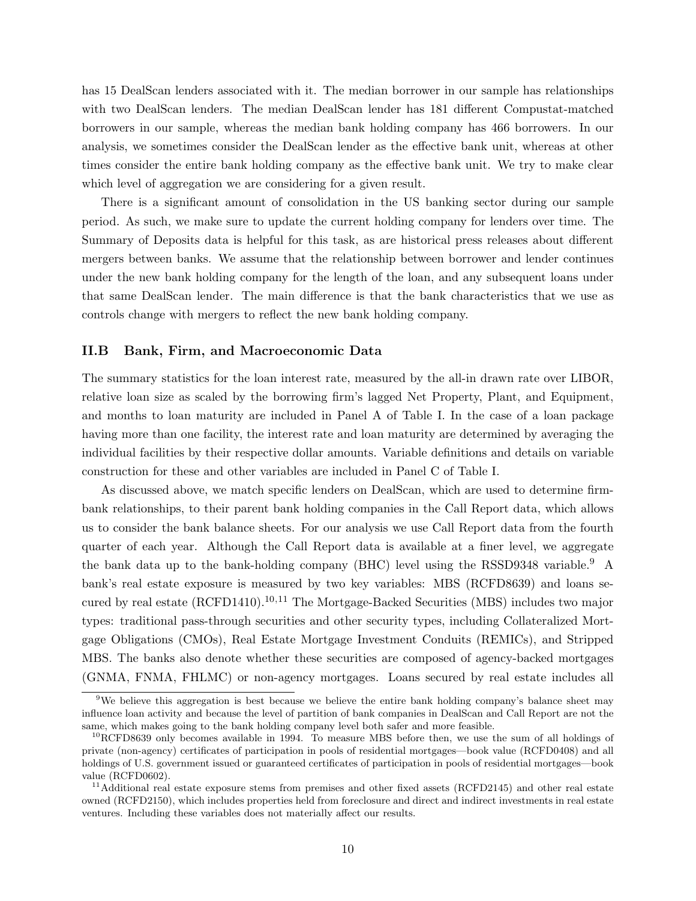has 15 DealScan lenders associated with it. The median borrower in our sample has relationships with two DealScan lenders. The median DealScan lender has 181 different Compustat-matched borrowers in our sample, whereas the median bank holding company has 466 borrowers. In our analysis, we sometimes consider the DealScan lender as the effective bank unit, whereas at other times consider the entire bank holding company as the effective bank unit. We try to make clear which level of aggregation we are considering for a given result.

There is a significant amount of consolidation in the US banking sector during our sample period. As such, we make sure to update the current holding company for lenders over time. The Summary of Deposits data is helpful for this task, as are historical press releases about different mergers between banks. We assume that the relationship between borrower and lender continues under the new bank holding company for the length of the loan, and any subsequent loans under that same DealScan lender. The main difference is that the bank characteristics that we use as controls change with mergers to reflect the new bank holding company.

### II.B Bank, Firm, and Macroeconomic Data

The summary statistics for the loan interest rate, measured by the all-in drawn rate over LIBOR, relative loan size as scaled by the borrowing firm's lagged Net Property, Plant, and Equipment, and months to loan maturity are included in Panel A of Table I. In the case of a loan package having more than one facility, the interest rate and loan maturity are determined by averaging the individual facilities by their respective dollar amounts. Variable definitions and details on variable construction for these and other variables are included in Panel C of Table I.

As discussed above, we match specific lenders on DealScan, which are used to determine firm-bank relationships, to their parent bank holding companies in the Call Report data, which allows us to consider the bank balance sheets. For our analysis we use Call Report data from the fourth quarter of each year. Although the Call Report data is available at a finer level, we aggregate the bank data up to the bank-holding company (BHC) level using the RSSD9348 variable.[9] A bank's real estate exposure is measured by two key variables: MBS (RCFD8639) and loans secured by real estate (RCFD1410).[10,11] The Mortgage-Backed Securities (MBS) includes two major types: traditional pass-through securities and other security types, including Collateralized Mortgage Obligations (CMOs), Real Estate Mortgage Investment Conduits (REMICs), and Stripped MBS. The banks also denote whether these securities are composed of agency-backed mortgages (GNMA, FNMA, FHLMC) or non-agency mortgages. Loans secured by real estate includes all

[9] We believe this aggregation is best because we believe the entire bank holding company's balance sheet may influence loan activity and because the level of partition of bank companies in DealScan and Call Report are not the same, which makes going to the bank holding company level both safer and more feasible.

[10] RCFD8639 only becomes available in 1994. To measure MBS before then, we use the sum of all holdings of private (non-agency) certificates of participation in pools of residential mortgages—book value (RCFD0408) and all holdings of U.S. government issued or guaranteed certificates of participation in pools of residential mortgages—book value (RCFD0602).

[11] Additional real estate exposure stems from premises and other fixed assets (RCFD2145) and other real estate owned (RCFD2150), which includes properties held from foreclosure and direct and indirect investments in real estate ventures. Including these variables does not materially affect our results.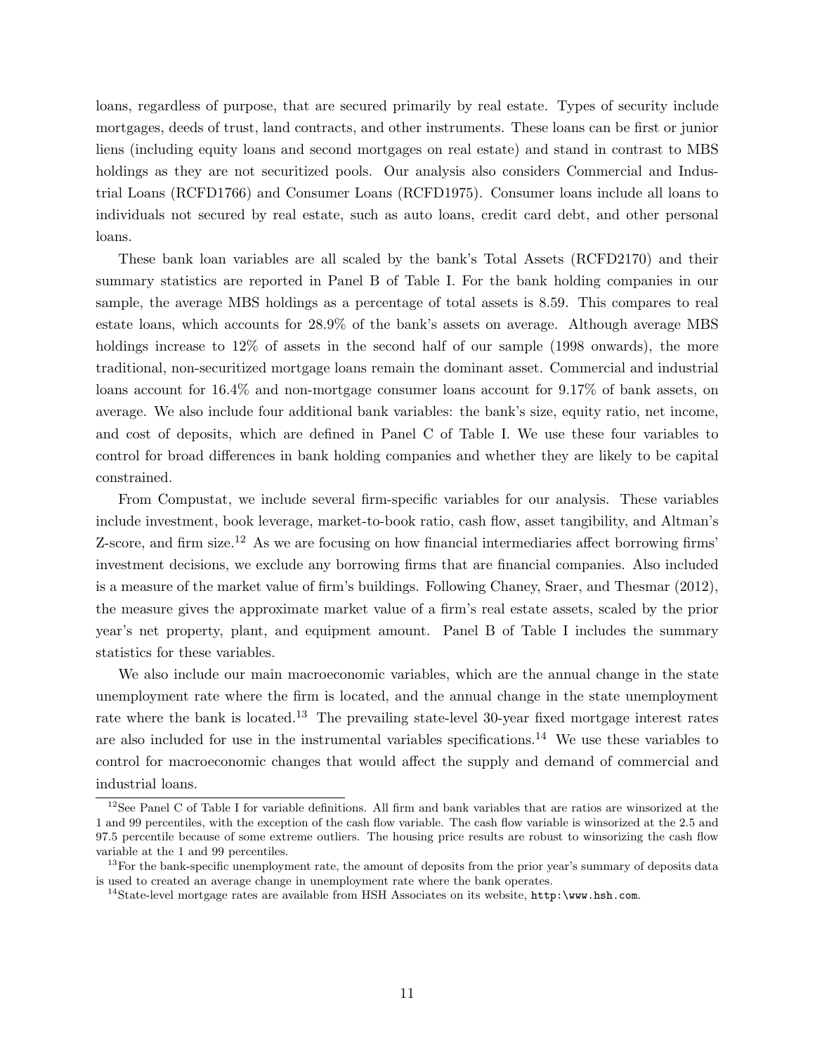loans, regardless of purpose, that are secured primarily by real estate. Types of security include mortgages, deeds of trust, land contracts, and other instruments. These loans can be first or junior liens (including equity loans and second mortgages on real estate) and stand in contrast to MBS holdings as they are not securitized pools. Our analysis also considers Commercial and Industrial Loans (RCFD1766) and Consumer Loans (RCFD1975). Consumer loans include all loans to individuals not secured by real estate, such as auto loans, credit card debt, and other personal loans.

These bank loan variables are all scaled by the bank's Total Assets (RCFD2170) and their summary statistics are reported in Panel B of Table I. For the bank holding companies in our sample, the average MBS holdings as a percentage of total assets is 8.59. This compares to real estate loans, which accounts for 28.9% of the bank's assets on average. Although average MBS holdings increase to 12% of assets in the second half of our sample (1998 onwards), the more traditional, non-securitized mortgage loans remain the dominant asset. Commercial and industrial loans account for 16.4% and non-mortgage consumer loans account for 9.17% of bank assets, on average. We also include four additional bank variables: the bank's size, equity ratio, net income, and cost of deposits, which are defined in Panel C of Table I. We use these four variables to control for broad differences in bank holding companies and whether they are likely to be capital constrained.

From Compustat, we include several firm-specific variables for our analysis. These variables include investment, book leverage, market-to-book ratio, cash flow, asset tangibility, and Altman's Z-score, and firm size.[12] As we are focusing on how financial intermediaries affect borrowing firms' investment decisions, we exclude any borrowing firms that are financial companies. Also included is a measure of the market value of firm's buildings. Following Chaney, Sraer, and Thesmar (2012), the measure gives the approximate market value of a firm's real estate assets, scaled by the prior year's net property, plant, and equipment amount. Panel B of Table I includes the summary statistics for these variables.

We also include our main macroeconomic variables, which are the annual change in the state unemployment rate where the firm is located, and the annual change in the state unemployment rate where the bank is located.[13] The prevailing state-level 30-year fixed mortgage interest rates are also included for use in the instrumental variables specifications.[14] We use these variables to control for macroeconomic changes that would affect the supply and demand of commercial and industrial loans.

[12] See Panel C of Table I for variable definitions. All firm and bank variables that are ratios are winsorized at the 1 and 99 percentiles, with the exception of the cash flow variable. The cash flow variable is winsorized at the 2.5 and 97.5 percentile because of some extreme outliers. The housing price results are robust to winsorizing the cash flow variable at the 1 and 99 percentiles.

[13] For the bank-specific unemployment rate, the amount of deposits from the prior year's summary of deposits data is used to created an average change in unemployment rate where the bank operates.

[14] State-level mortgage rates are available from HSH Associates on its website, `http:\www.hsh.com`.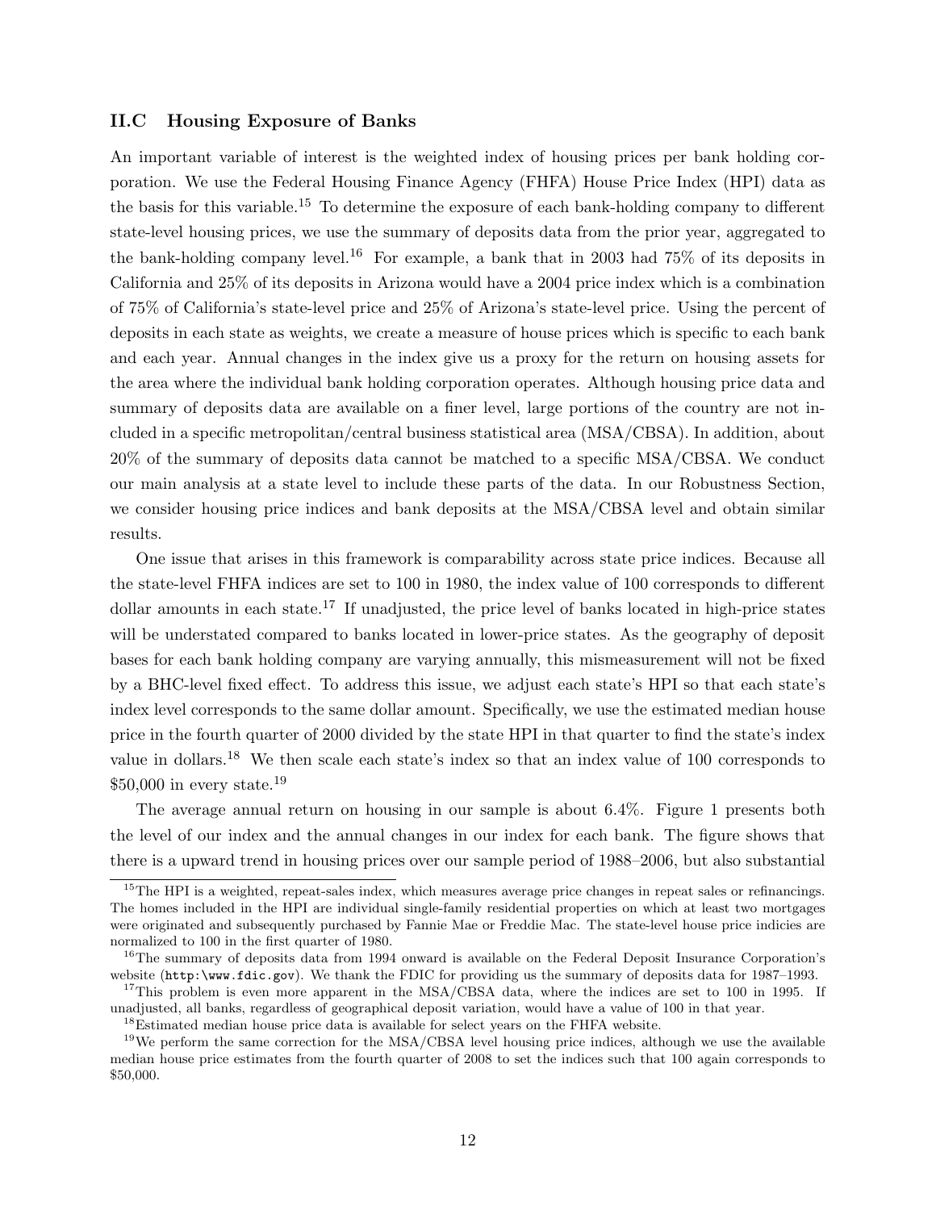### II.C Housing Exposure of Banks

An important variable of interest is the weighted index of housing prices per bank holding corporation. We use the Federal Housing Finance Agency (FHFA) House Price Index (HPI) data as the basis for this variable.[15] To determine the exposure of each bank-holding company to different state-level housing prices, we use the summary of deposits data from the prior year, aggregated to the bank-holding company level.[16] For example, a bank that in 2003 had 75% of its deposits in California and 25% of its deposits in Arizona would have a 2004 price index which is a combination of 75% of California's state-level price and 25% of Arizona's state-level price. Using the percent of deposits in each state as weights, we create a measure of house prices which is specific to each bank and each year. Annual changes in the index give us a proxy for the return on housing assets for the area where the individual bank holding corporation operates. Although housing price data and summary of deposits data are available on a finer level, large portions of the country are not included in a specific metropolitan/central business statistical area (MSA/CBSA). In addition, about 20% of the summary of deposits data cannot be matched to a specific MSA/CBSA. We conduct our main analysis at a state level to include these parts of the data. In our Robustness Section, we consider housing price indices and bank deposits at the MSA/CBSA level and obtain similar results.

One issue that arises in this framework is comparability across state price indices. Because all the state-level FHFA indices are set to 100 in 1980, the index value of 100 corresponds to different dollar amounts in each state.[17] If unadjusted, the price level of banks located in high-price states will be understated compared to banks located in lower-price states. As the geography of deposit bases for each bank holding company are varying annually, this mismeasurement will not be fixed by a BHC-level fixed effect. To address this issue, we adjust each state's HPI so that each state's index level corresponds to the same dollar amount. Specifically, we use the estimated median house price in the fourth quarter of 2000 divided by the state HPI in that quarter to find the state's index value in dollars.[18] We then scale each state's index so that an index value of 100 corresponds to $50,000 in every state.[19]

The average annual return on housing in our sample is about 6.4%. Figure 1 presents both the level of our index and the annual changes in our index for each bank. The figure shows that there is a upward trend in housing prices over our sample period of 1988–2006, but also substantial

[15] The HPI is a weighted, repeat-sales index, which measures average price changes in repeat sales or refinancings. The homes included in the HPI are individual single-family residential properties on which at least two mortgages were originated and subsequently purchased by Fannie Mae or Freddie Mac. The state-level house price indicies are normalized to 100 in the first quarter of 1980.

[16] The summary of deposits data from 1994 onward is available on the Federal Deposit Insurance Corporation's website (http:\www.fdic.gov). We thank the FDIC for providing us the summary of deposits data for 1987–1993.

[17] This problem is even more apparent in the MSA/CBSA data, where the indices are set to 100 in 1995. If unadjusted, all banks, regardless of geographical deposit variation, would have a value of 100 in that year.

[18] Estimated median house price data is available for select years on the FHFA website.

[19] We perform the same correction for the MSA/CBSA level housing price indices, although we use the available median house price estimates from the fourth quarter of 2008 to set the indices such that 100 again corresponds to $50,000.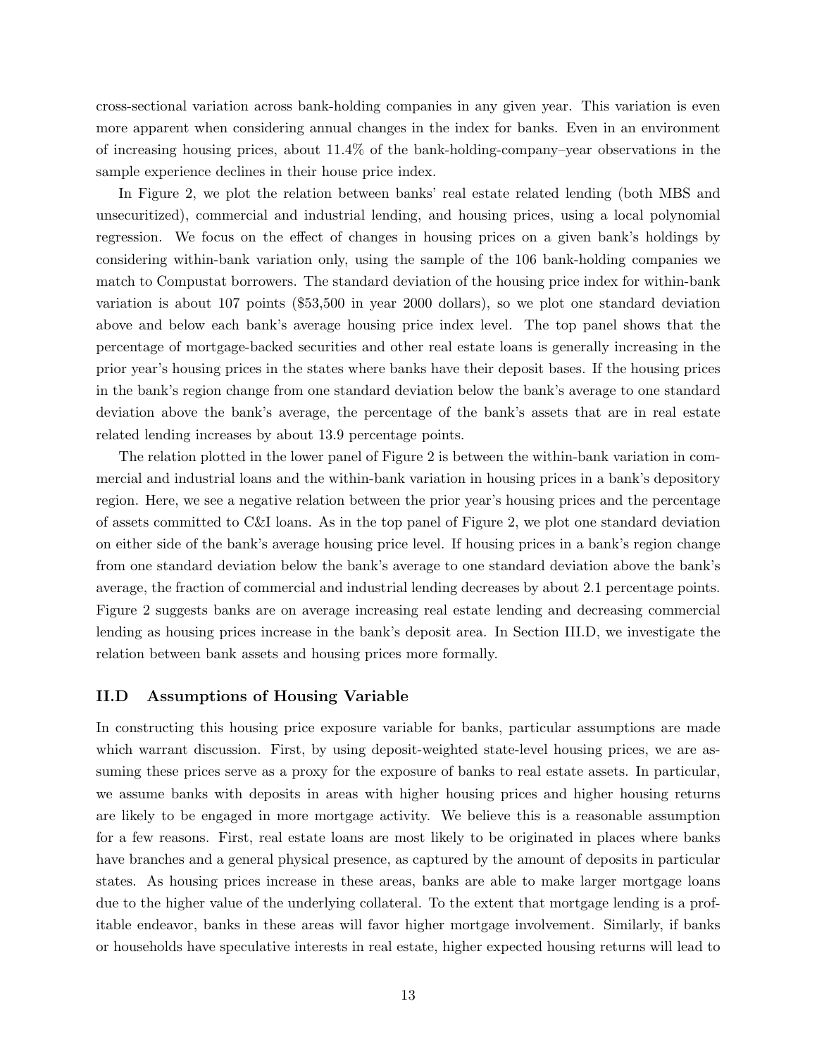cross-sectional variation across bank-holding companies in any given year. This variation is even more apparent when considering annual changes in the index for banks. Even in an environment of increasing housing prices, about 11.4% of the bank-holding-company–year observations in the sample experience declines in their house price index.

In Figure 2, we plot the relation between banks' real estate related lending (both MBS and unsecuritized), commercial and industrial lending, and housing prices, using a local polynomial regression. We focus on the effect of changes in housing prices on a given bank's holdings by considering within-bank variation only, using the sample of the 106 bank-holding companies we match to Compustat borrowers. The standard deviation of the housing price index for within-bank variation is about 107 points ($53,500 in year 2000 dollars), so we plot one standard deviation above and below each bank's average housing price index level. The top panel shows that the percentage of mortgage-backed securities and other real estate loans is generally increasing in the prior year's housing prices in the states where banks have their deposit bases. If the housing prices in the bank's region change from one standard deviation below the bank's average to one standard deviation above the bank's average, the percentage of the bank's assets that are in real estate related lending increases by about 13.9 percentage points.

The relation plotted in the lower panel of Figure 2 is between the within-bank variation in commercial and industrial loans and the within-bank variation in housing prices in a bank's depository region. Here, we see a negative relation between the prior year's housing prices and the percentage of assets committed to C&I loans. As in the top panel of Figure 2, we plot one standard deviation on either side of the bank's average housing price level. If housing prices in a bank's region change from one standard deviation below the bank's average to one standard deviation above the bank's average, the fraction of commercial and industrial lending decreases by about 2.1 percentage points. Figure 2 suggests banks are on average increasing real estate lending and decreasing commercial lending as housing prices increase in the bank's deposit area. In Section III.D, we investigate the relation between bank assets and housing prices more formally.

### II.D Assumptions of Housing Variable

In constructing this housing price exposure variable for banks, particular assumptions are made which warrant discussion. First, by using deposit-weighted state-level housing prices, we are assuming these prices serve as a proxy for the exposure of banks to real estate assets. In particular, we assume banks with deposits in areas with higher housing prices and higher housing returns are likely to be engaged in more mortgage activity. We believe this is a reasonable assumption for a few reasons. First, real estate loans are most likely to be originated in places where banks have branches and a general physical presence, as captured by the amount of deposits in particular states. As housing prices increase in these areas, banks are able to make larger mortgage loans due to the higher value of the underlying collateral. To the extent that mortgage lending is a profitable endeavor, banks in these areas will favor higher mortgage involvement. Similarly, if banks or households have speculative interests in real estate, higher expected housing returns will lead to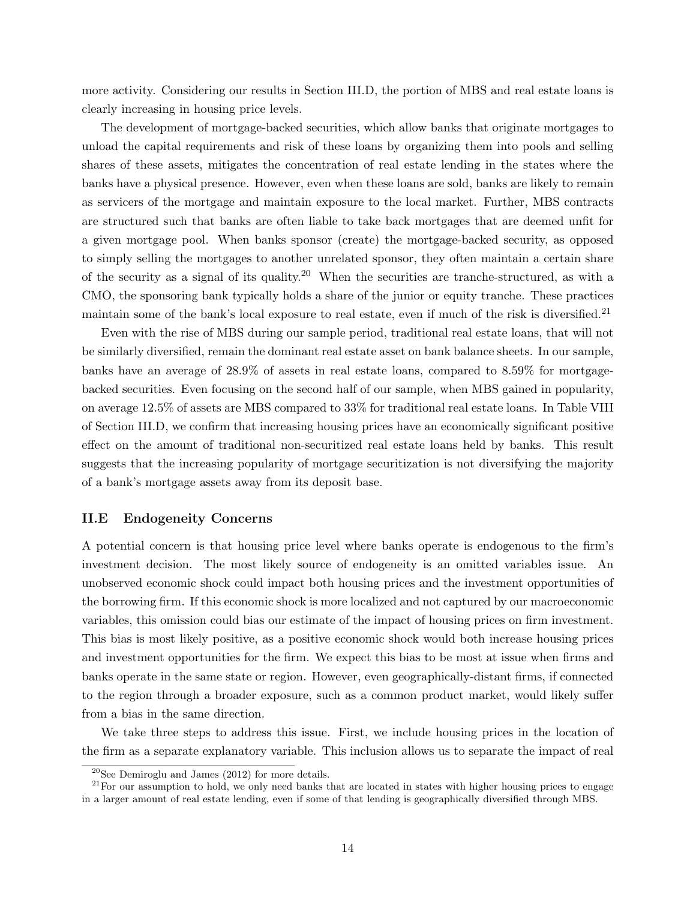more activity. Considering our results in Section III.D, the portion of MBS and real estate loans is clearly increasing in housing price levels.

The development of mortgage-backed securities, which allow banks that originate mortgages to unload the capital requirements and risk of these loans by organizing them into pools and selling shares of these assets, mitigates the concentration of real estate lending in the states where the banks have a physical presence. However, even when these loans are sold, banks are likely to remain as servicers of the mortgage and maintain exposure to the local market. Further, MBS contracts are structured such that banks are often liable to take back mortgages that are deemed unfit for a given mortgage pool. When banks sponsor (create) the mortgage-backed security, as opposed to simply selling the mortgages to another unrelated sponsor, they often maintain a certain share of the security as a signal of its quality.[20] When the securities are tranche-structured, as with a CMO, the sponsoring bank typically holds a share of the junior or equity tranche. These practices maintain some of the bank's local exposure to real estate, even if much of the risk is diversified.[21]

Even with the rise of MBS during our sample period, traditional real estate loans, that will not be similarly diversified, remain the dominant real estate asset on bank balance sheets. In our sample, banks have an average of 28.9% of assets in real estate loans, compared to 8.59% for mortgage-backed securities. Even focusing on the second half of our sample, when MBS gained in popularity, on average 12.5% of assets are MBS compared to 33% for traditional real estate loans. In Table VIII of Section III.D, we confirm that increasing housing prices have an economically significant positive effect on the amount of traditional non-securitized real estate loans held by banks. This result suggests that the increasing popularity of mortgage securitization is not diversifying the majority of a bank's mortgage assets away from its deposit base.

### II.E Endogeneity Concerns

A potential concern is that housing price level where banks operate is endogenous to the firm's investment decision. The most likely source of endogeneity is an omitted variables issue. An unobserved economic shock could impact both housing prices and the investment opportunities of the borrowing firm. If this economic shock is more localized and not captured by our macroeconomic variables, this omission could bias our estimate of the impact of housing prices on firm investment. This bias is most likely positive, as a positive economic shock would both increase housing prices and investment opportunities for the firm. We expect this bias to be most at issue when firms and banks operate in the same state or region. However, even geographically-distant firms, if connected to the region through a broader exposure, such as a common product market, would likely suffer from a bias in the same direction.

We take three steps to address this issue. First, we include housing prices in the location of the firm as a separate explanatory variable. This inclusion allows us to separate the impact of real

[20] See Demiroglu and James (2012) for more details.

[21] For our assumption to hold, we only need banks that are located in states with higher housing prices to engage in a larger amount of real estate lending, even if some of that lending is geographically diversified through MBS.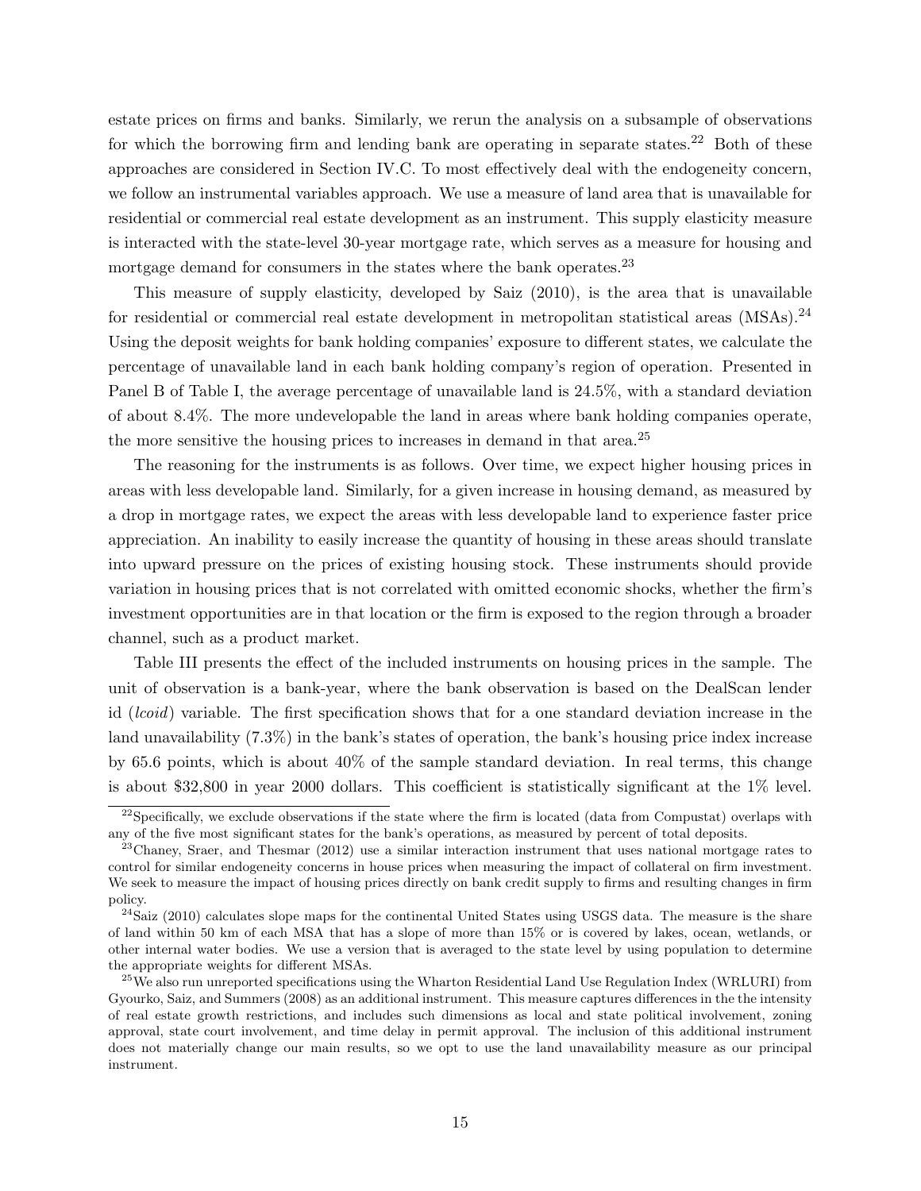estate prices on firms and banks. Similarly, we rerun the analysis on a subsample of observations for which the borrowing firm and lending bank are operating in separate states.[22] Both of these approaches are considered in Section IV.C. To most effectively deal with the endogeneity concern, we follow an instrumental variables approach. We use a measure of land area that is unavailable for residential or commercial real estate development as an instrument. This supply elasticity measure is interacted with the state-level 30-year mortgage rate, which serves as a measure for housing and mortgage demand for consumers in the states where the bank operates.[23]

This measure of supply elasticity, developed by Saiz (2010), is the area that is unavailable for residential or commercial real estate development in metropolitan statistical areas (MSAs).[24] Using the deposit weights for bank holding companies' exposure to different states, we calculate the percentage of unavailable land in each bank holding company's region of operation. Presented in Panel B of Table I, the average percentage of unavailable land is 24.5%, with a standard deviation of about 8.4%. The more undevelopable the land in areas where bank holding companies operate, the more sensitive the housing prices to increases in demand in that area.[25]

The reasoning for the instruments is as follows. Over time, we expect higher housing prices in areas with less developable land. Similarly, for a given increase in housing demand, as measured by a drop in mortgage rates, we expect the areas with less developable land to experience faster price appreciation. An inability to easily increase the quantity of housing in these areas should translate into upward pressure on the prices of existing housing stock. These instruments should provide variation in housing prices that is not correlated with omitted economic shocks, whether the firm's investment opportunities are in that location or the firm is exposed to the region through a broader channel, such as a product market.

Table III presents the effect of the included instruments on housing prices in the sample. The unit of observation is a bank-year, where the bank observation is based on the DealScan lender id (*lcoid*) variable. The first specification shows that for a one standard deviation increase in the land unavailability (7.3%) in the bank's states of operation, the bank's housing price index increase by 65.6 points, which is about 40% of the sample standard deviation. In real terms, this change is about \$32,800 in year 2000 dollars. This coefficient is statistically significant at the 1% level.

---

[22] Specifically, we exclude observations if the state where the firm is located (data from Compustat) overlaps with any of the five most significant states for the bank's operations, as measured by percent of total deposits.

[23] Chaney, Sraer, and Thesmar (2012) use a similar interaction instrument that uses national mortgage rates to control for similar endogeneity concerns in house prices when measuring the impact of collateral on firm investment. We seek to measure the impact of housing prices directly on bank credit supply to firms and resulting changes in firm policy.

[24] Saiz (2010) calculates slope maps for the continental United States using USGS data. The measure is the share of land within 50 km of each MSA that has a slope of more than 15% or is covered by lakes, ocean, wetlands, or other internal water bodies. We use a version that is averaged to the state level by using population to determine the appropriate weights for different MSAs.

[25] We also run unreported specifications using the Wharton Residential Land Use Regulation Index (WRLURI) from Gyourko, Saiz, and Summers (2008) as an additional instrument. This measure captures differences in the the intensity of real estate growth restrictions, and includes such dimensions as local and state political involvement, zoning approval, state court involvement, and time delay in permit approval. The inclusion of this additional instrument does not materially change our main results, so we opt to use the land unavailability measure as our principal instrument.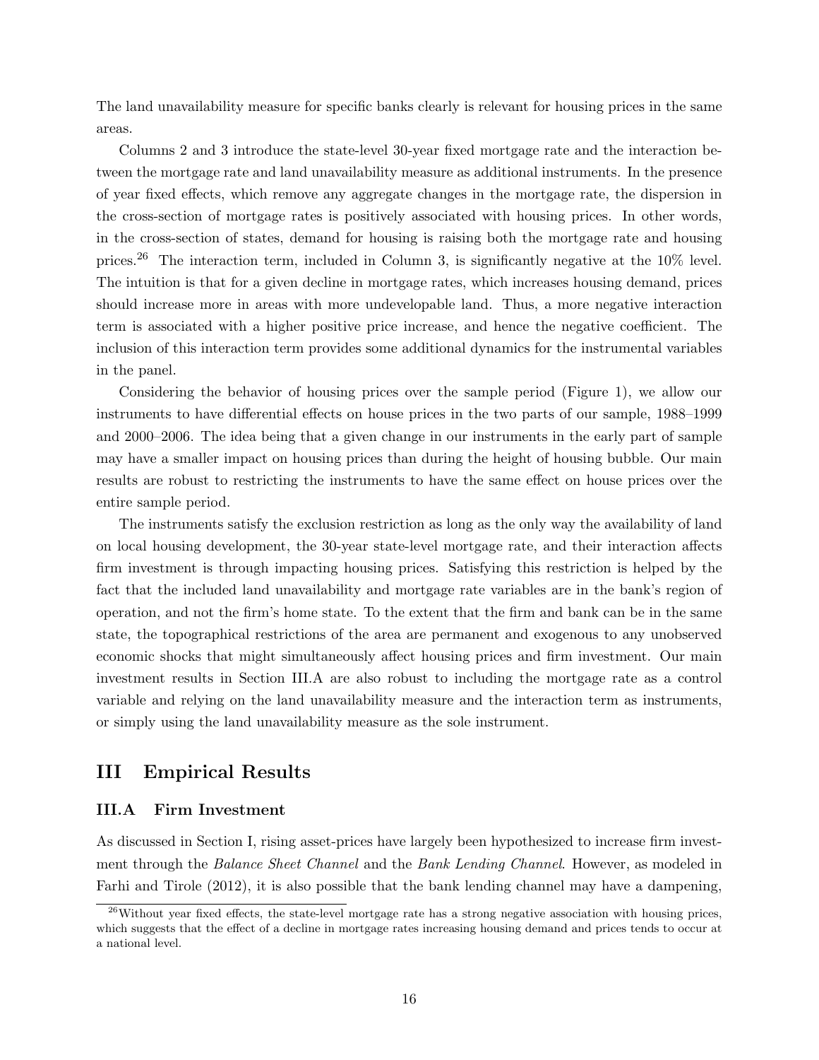The land unavailability measure for specific banks clearly is relevant for housing prices in the same areas.

Columns 2 and 3 introduce the state-level 30-year fixed mortgage rate and the interaction between the mortgage rate and land unavailability measure as additional instruments. In the presence of year fixed effects, which remove any aggregate changes in the mortgage rate, the dispersion in the cross-section of mortgage rates is positively associated with housing prices. In other words, in the cross-section of states, demand for housing is raising both the mortgage rate and housing prices.[26] The interaction term, included in Column 3, is significantly negative at the 10% level. The intuition is that for a given decline in mortgage rates, which increases housing demand, prices should increase more in areas with more undevelopable land. Thus, a more negative interaction term is associated with a higher positive price increase, and hence the negative coefficient. The inclusion of this interaction term provides some additional dynamics for the instrumental variables in the panel.

Considering the behavior of housing prices over the sample period (Figure 1), we allow our instruments to have differential effects on house prices in the two parts of our sample, 1988–1999 and 2000–2006. The idea being that a given change in our instruments in the early part of sample may have a smaller impact on housing prices than during the height of housing bubble. Our main results are robust to restricting the instruments to have the same effect on house prices over the entire sample period.

The instruments satisfy the exclusion restriction as long as the only way the availability of land on local housing development, the 30-year state-level mortgage rate, and their interaction affects firm investment is through impacting housing prices. Satisfying this restriction is helped by the fact that the included land unavailability and mortgage rate variables are in the bank's region of operation, and not the firm's home state. To the extent that the firm and bank can be in the same state, the topographical restrictions of the area are permanent and exogenous to any unobserved economic shocks that might simultaneously affect housing prices and firm investment. Our main investment results in Section III.A are also robust to including the mortgage rate as a control variable and relying on the land unavailability measure and the interaction term as instruments, or simply using the land unavailability measure as the sole instrument.

# III Empirical Results

## III.A Firm Investment

As discussed in Section I, rising asset-prices have largely been hypothesized to increase firm investment through the *Balance Sheet Channel* and the *Bank Lending Channel*. However, as modeled in Farhi and Tirole (2012), it is also possible that the bank lending channel may have a dampening,

[26] Without year fixed effects, the state-level mortgage rate has a strong negative association with housing prices, which suggests that the effect of a decline in mortgage rates increasing housing demand and prices tends to occur at a national level.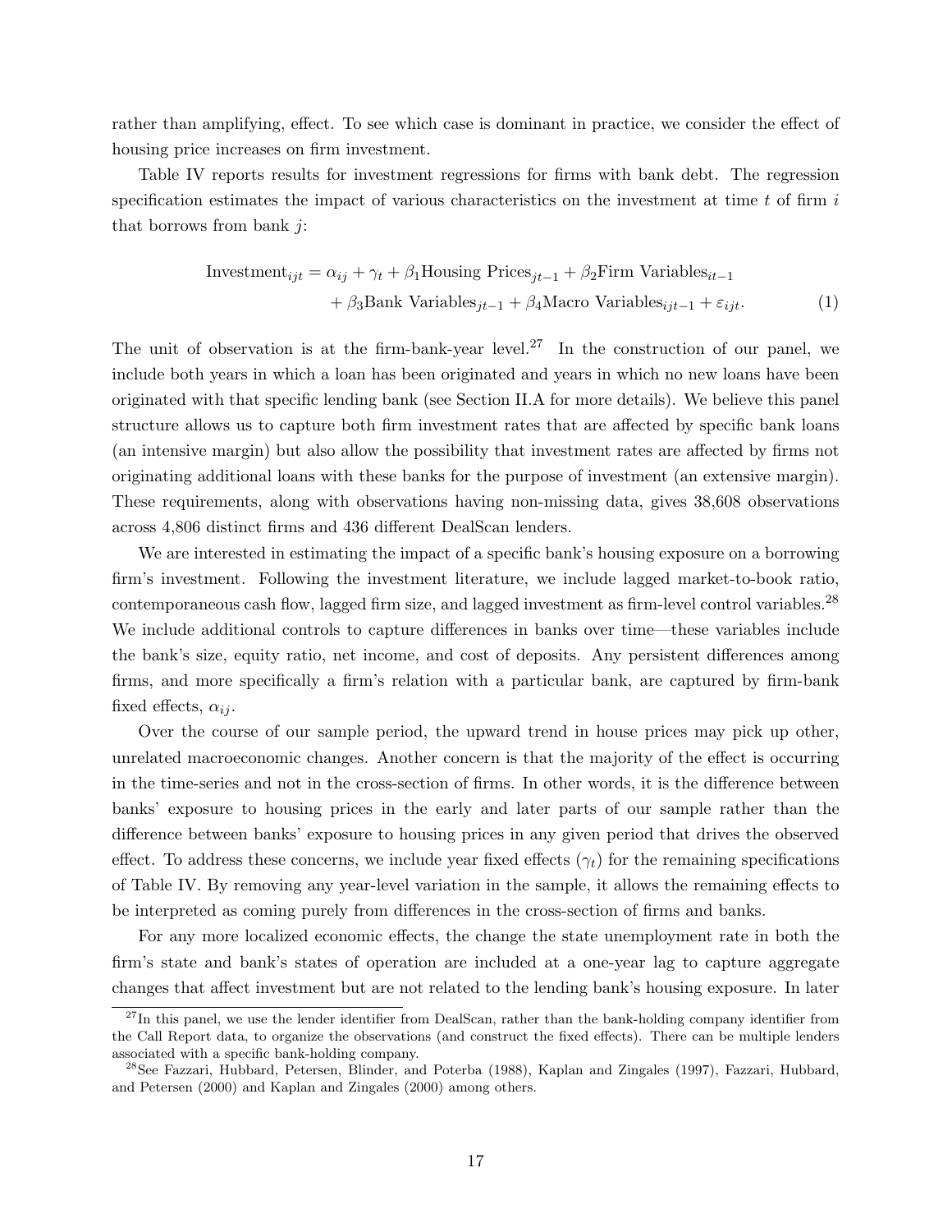rather than amplifying, effect. To see which case is dominant in practice, we consider the effect of housing price increases on firm investment.

Table IV reports results for investment regressions for firms with bank debt. The regression specification estimates the impact of various characteristics on the investment at time $t$ of firm $i$ that borrows from bank $j$:

$$\begin{aligned}\text{Investment}_{ijt} = \alpha_{ij} + \gamma_t + \beta_1 \text{Housing Prices}_{jt-1} + \beta_2 \text{Firm Variables}_{it-1} \\ + \beta_3 \text{Bank Variables}_{jt-1} + \beta_4 \text{Macro Variables}_{ijt-1} + \varepsilon_{ijt}.\end{aligned} \quad (1)$$

The unit of observation is at the firm-bank-year level.[27] In the construction of our panel, we include both years in which a loan has been originated and years in which no new loans have been originated with that specific lending bank (see Section II.A for more details). We believe this panel structure allows us to capture both firm investment rates that are affected by specific bank loans (an intensive margin) but also allow the possibility that investment rates are affected by firms not originating additional loans with these banks for the purpose of investment (an extensive margin). These requirements, along with observations having non-missing data, gives 38,608 observations across 4,806 distinct firms and 436 different DealScan lenders.

We are interested in estimating the impact of a specific bank's housing exposure on a borrowing firm's investment. Following the investment literature, we include lagged market-to-book ratio, contemporaneous cash flow, lagged firm size, and lagged investment as firm-level control variables.[28] We include additional controls to capture differences in banks over time—these variables include the bank's size, equity ratio, net income, and cost of deposits. Any persistent differences among firms, and more specifically a firm's relation with a particular bank, are captured by firm-bank fixed effects, $\alpha_{ij}$.

Over the course of our sample period, the upward trend in house prices may pick up other, unrelated macroeconomic changes. Another concern is that the majority of the effect is occurring in the time-series and not in the cross-section of firms. In other words, it is the difference between banks' exposure to housing prices in the early and later parts of our sample rather than the difference between banks' exposure to housing prices in any given period that drives the observed effect. To address these concerns, we include year fixed effects ($\gamma_t$) for the remaining specifications of Table IV. By removing any year-level variation in the sample, it allows the remaining effects to be interpreted as coming purely from differences in the cross-section of firms and banks.

For any more localized economic effects, the change the state unemployment rate in both the firm's state and bank's states of operation are included at a one-year lag to capture aggregate changes that affect investment but are not related to the lending bank's housing exposure. In later

[27] In this panel, we use the lender identifier from DealScan, rather than the bank-holding company identifier from the Call Report data, to organize the observations (and construct the fixed effects). There can be multiple lenders associated with a specific bank-holding company.

[28] See Fazzari, Hubbard, Petersen, Blinder, and Poterba (1988), Kaplan and Zingales (1997), Fazzari, Hubbard, and Petersen (2000) and Kaplan and Zingales (2000) among others.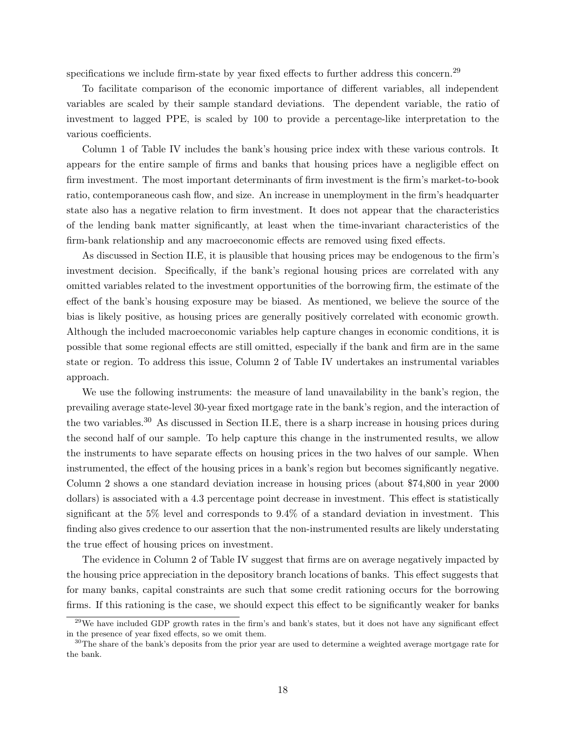specifications we include firm-state by year fixed effects to further address this concern.[29]

To facilitate comparison of the economic importance of different variables, all independent variables are scaled by their sample standard deviations. The dependent variable, the ratio of investment to lagged PPE, is scaled by 100 to provide a percentage-like interpretation to the various coefficients.

Column 1 of Table IV includes the bank's housing price index with these various controls. It appears for the entire sample of firms and banks that housing prices have a negligible effect on firm investment. The most important determinants of firm investment is the firm's market-to-book ratio, contemporaneous cash flow, and size. An increase in unemployment in the firm's headquarter state also has a negative relation to firm investment. It does not appear that the characteristics of the lending bank matter significantly, at least when the time-invariant characteristics of the firm-bank relationship and any macroeconomic effects are removed using fixed effects.

As discussed in Section II.E, it is plausible that housing prices may be endogenous to the firm's investment decision. Specifically, if the bank's regional housing prices are correlated with any omitted variables related to the investment opportunities of the borrowing firm, the estimate of the effect of the bank's housing exposure may be biased. As mentioned, we believe the source of the bias is likely positive, as housing prices are generally positively correlated with economic growth. Although the included macroeconomic variables help capture changes in economic conditions, it is possible that some regional effects are still omitted, especially if the bank and firm are in the same state or region. To address this issue, Column 2 of Table IV undertakes an instrumental variables approach.

We use the following instruments: the measure of land unavailability in the bank's region, the prevailing average state-level 30-year fixed mortgage rate in the bank's region, and the interaction of the two variables.[30] As discussed in Section II.E, there is a sharp increase in housing prices during the second half of our sample. To help capture this change in the instrumented results, we allow the instruments to have separate effects on housing prices in the two halves of our sample. When instrumented, the effect of the housing prices in a bank's region but becomes significantly negative. Column 2 shows a one standard deviation increase in housing prices (about \$74,800 in year 2000 dollars) is associated with a 4.3 percentage point decrease in investment. This effect is statistically significant at the 5% level and corresponds to 9.4% of a standard deviation in investment. This finding also gives credence to our assertion that the non-instrumented results are likely understating the true effect of housing prices on investment.

The evidence in Column 2 of Table IV suggest that firms are on average negatively impacted by the housing price appreciation in the depository branch locations of banks. This effect suggests that for many banks, capital constraints are such that some credit rationing occurs for the borrowing firms. If this rationing is the case, we should expect this effect to be significantly weaker for banks

[29] We have included GDP growth rates in the firm's and bank's states, but it does not have any significant effect in the presence of year fixed effects, so we omit them.

[30] The share of the bank's deposits from the prior year are used to determine a weighted average mortgage rate for the bank.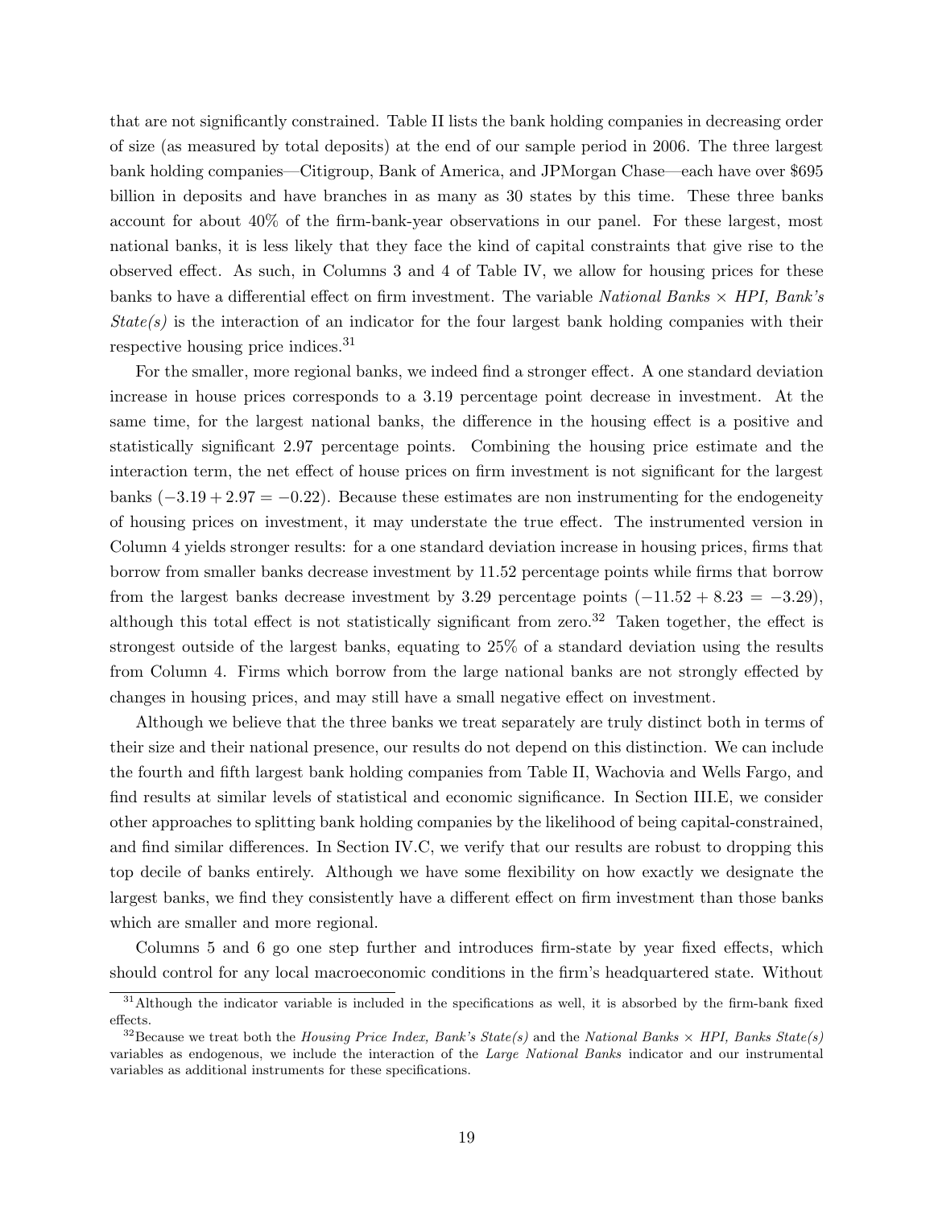that are not significantly constrained. Table II lists the bank holding companies in decreasing order of size (as measured by total deposits) at the end of our sample period in 2006. The three largest bank holding companies—Citigroup, Bank of America, and JPMorgan Chase—each have over $695 billion in deposits and have branches in as many as 30 states by this time. These three banks account for about 40% of the firm-bank-year observations in our panel. For these largest, most national banks, it is less likely that they face the kind of capital constraints that give rise to the observed effect. As such, in Columns 3 and 4 of Table IV, we allow for housing prices for these banks to have a differential effect on firm investment. The variable *National Banks × HPI, Bank's State(s)* is the interaction of an indicator for the four largest bank holding companies with their respective housing price indices.[31]

For the smaller, more regional banks, we indeed find a stronger effect. A one standard deviation increase in house prices corresponds to a 3.19 percentage point decrease in investment. At the same time, for the largest national banks, the difference in the housing effect is a positive and statistically significant 2.97 percentage points. Combining the housing price estimate and the interaction term, the net effect of house prices on firm investment is not significant for the largest banks ($-3.19 + 2.97 = -0.22$). Because these estimates are non instrumenting for the endogeneity of housing prices on investment, it may understate the true effect. The instrumented version in Column 4 yields stronger results: for a one standard deviation increase in housing prices, firms that borrow from smaller banks decrease investment by 11.52 percentage points while firms that borrow from the largest banks decrease investment by 3.29 percentage points ($-11.52 + 8.23 = -3.29$), although this total effect is not statistically significant from zero.[32] Taken together, the effect is strongest outside of the largest banks, equating to 25% of a standard deviation using the results from Column 4. Firms which borrow from the large national banks are not strongly effected by changes in housing prices, and may still have a small negative effect on investment.

Although we believe that the three banks we treat separately are truly distinct both in terms of their size and their national presence, our results do not depend on this distinction. We can include the fourth and fifth largest bank holding companies from Table II, Wachovia and Wells Fargo, and find results at similar levels of statistical and economic significance. In Section III.E, we consider other approaches to splitting bank holding companies by the likelihood of being capital-constrained, and find similar differences. In Section IV.C, we verify that our results are robust to dropping this top decile of banks entirely. Although we have some flexibility on how exactly we designate the largest banks, we find they consistently have a different effect on firm investment than those banks which are smaller and more regional.

Columns 5 and 6 go one step further and introduces firm-state by year fixed effects, which should control for any local macroeconomic conditions in the firm's headquartered state. Without

[31] Although the indicator variable is included in the specifications as well, it is absorbed by the firm-bank fixed effects.

[32] Because we treat both the *Housing Price Index, Bank's State(s)* and the *National Banks × HPI, Banks State(s)* variables as endogenous, we include the interaction of the *Large National Banks* indicator and our instrumental variables as additional instruments for these specifications.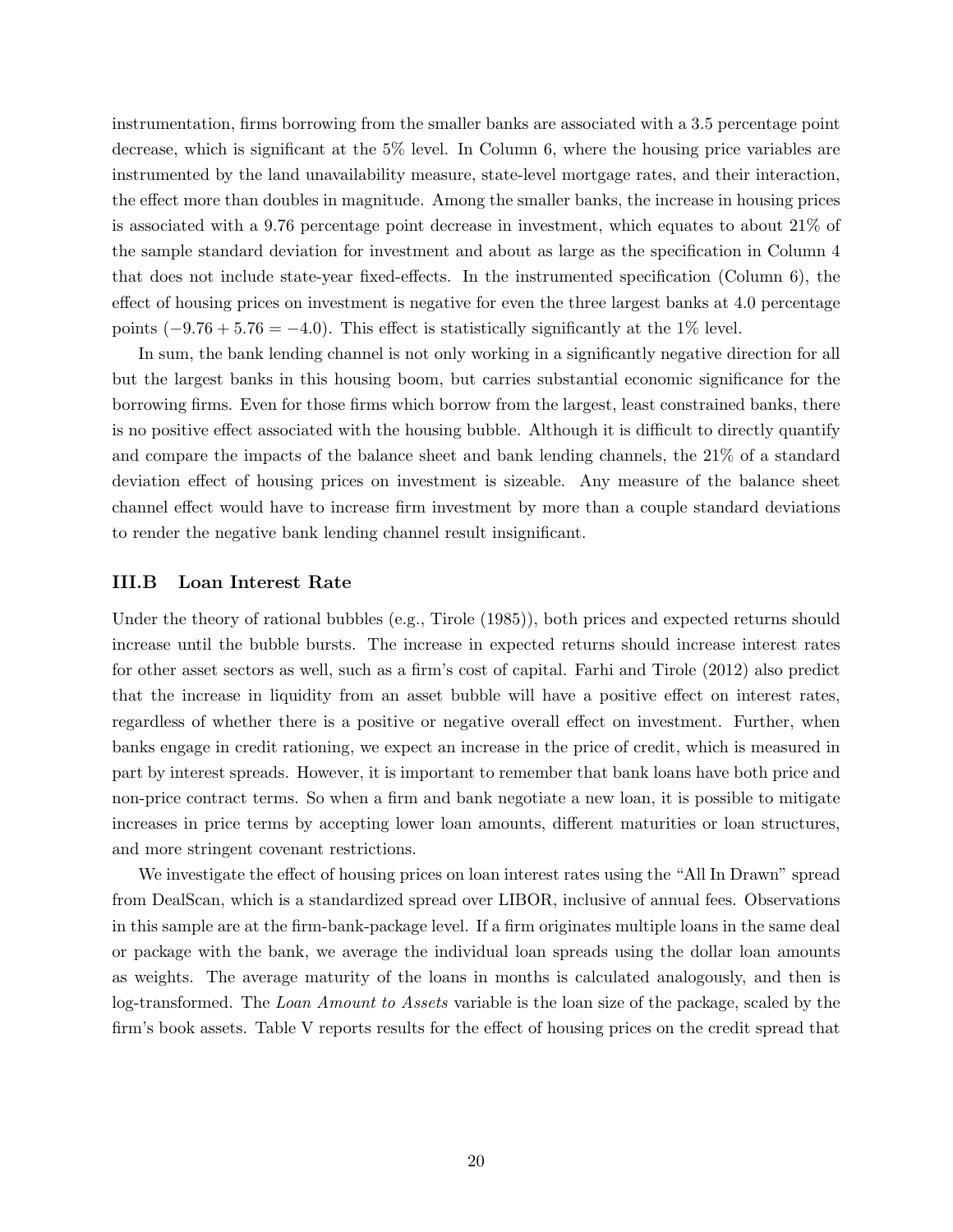instrumentation, firms borrowing from the smaller banks are associated with a 3.5 percentage point decrease, which is significant at the 5% level. In Column 6, where the housing price variables are instrumented by the land unavailability measure, state-level mortgage rates, and their interaction, the effect more than doubles in magnitude. Among the smaller banks, the increase in housing prices is associated with a 9.76 percentage point decrease in investment, which equates to about 21% of the sample standard deviation for investment and about as large as the specification in Column 4 that does not include state-year fixed-effects. In the instrumented specification (Column 6), the effect of housing prices on investment is negative for even the three largest banks at 4.0 percentage points ($-9.76 + 5.76 = -4.0$). This effect is statistically significantly at the 1% level.

In sum, the bank lending channel is not only working in a significantly negative direction for all but the largest banks in this housing boom, but carries substantial economic significance for the borrowing firms. Even for those firms which borrow from the largest, least constrained banks, there is no positive effect associated with the housing bubble. Although it is difficult to directly quantify and compare the impacts of the balance sheet and bank lending channels, the 21% of a standard deviation effect of housing prices on investment is sizeable. Any measure of the balance sheet channel effect would have to increase firm investment by more than a couple standard deviations to render the negative bank lending channel result insignificant.

### III.B Loan Interest Rate

Under the theory of rational bubbles (e.g., Tirole (1985)), both prices and expected returns should increase until the bubble bursts. The increase in expected returns should increase interest rates for other asset sectors as well, such as a firm's cost of capital. Farhi and Tirole (2012) also predict that the increase in liquidity from an asset bubble will have a positive effect on interest rates, regardless of whether there is a positive or negative overall effect on investment. Further, when banks engage in credit rationing, we expect an increase in the price of credit, which is measured in part by interest spreads. However, it is important to remember that bank loans have both price and non-price contract terms. So when a firm and bank negotiate a new loan, it is possible to mitigate increases in price terms by accepting lower loan amounts, different maturities or loan structures, and more stringent covenant restrictions.

We investigate the effect of housing prices on loan interest rates using the "All In Drawn" spread from DealScan, which is a standardized spread over LIBOR, inclusive of annual fees. Observations in this sample are at the firm-bank-package level. If a firm originates multiple loans in the same deal or package with the bank, we average the individual loan spreads using the dollar loan amounts as weights. The average maturity of the loans in months is calculated analogously, and then is log-transformed. The *Loan Amount to Assets* variable is the loan size of the package, scaled by the firm's book assets. Table V reports results for the effect of housing prices on the credit spread that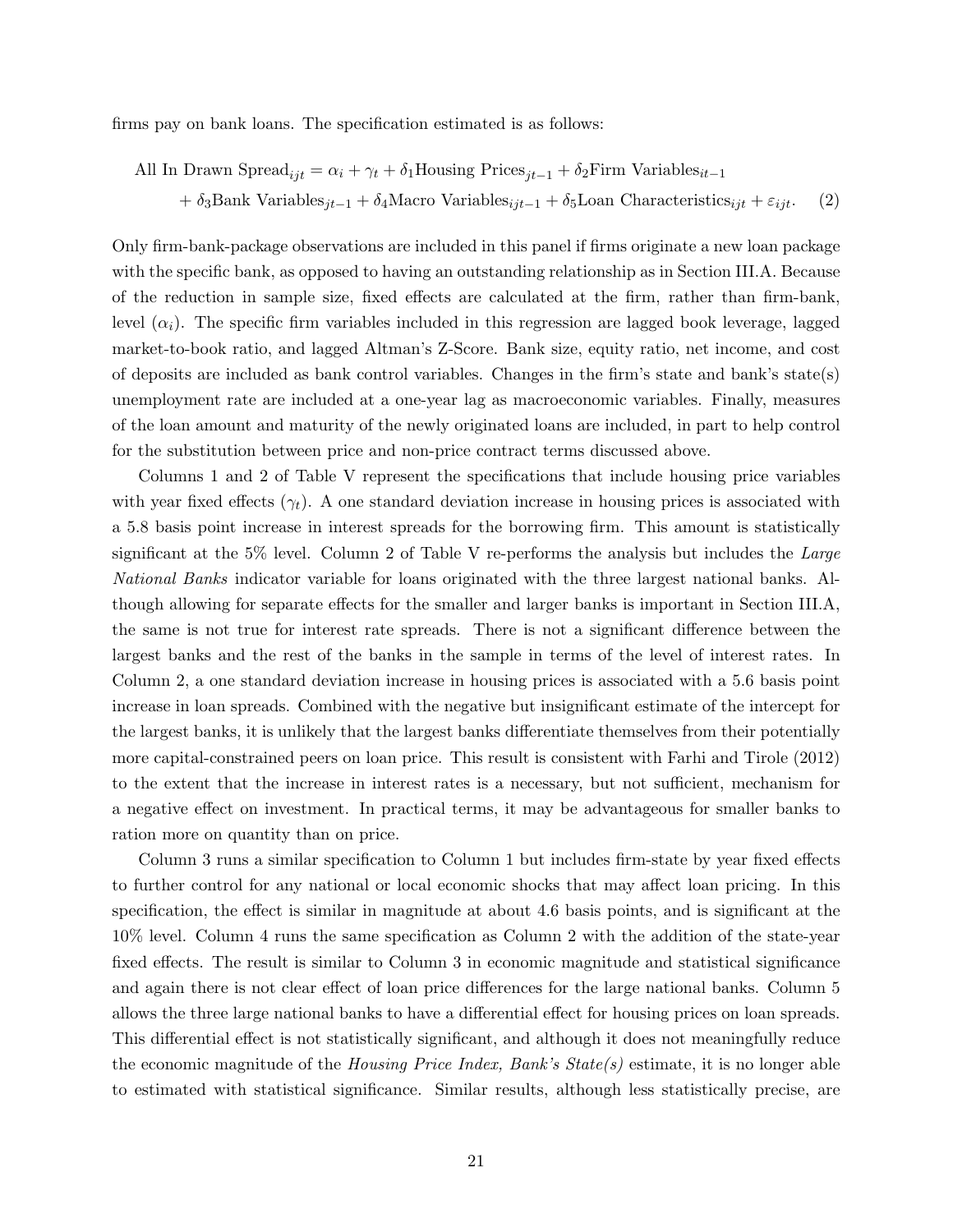firms pay on bank loans. The specification estimated is as follows:

$$
\begin{aligned}
\text{All In Drawn Spread}_{ijt} &= \alpha_i + \gamma_t + \delta_1 \text{Housing Prices}_{jt-1} + \delta_2 \text{Firm Variables}_{it-1} \\
&+ \delta_3 \text{Bank Variables}_{jt-1} + \delta_4 \text{Macro Variables}_{ijt-1} + \delta_5 \text{Loan Characteristics}_{ijt} + \varepsilon_{ijt}. \quad (2)
\end{aligned}
$$

Only firm-bank-package observations are included in this panel if firms originate a new loan package with the specific bank, as opposed to having an outstanding relationship as in Section III.A. Because of the reduction in sample size, fixed effects are calculated at the firm, rather than firm-bank, level ($\alpha_i$). The specific firm variables included in this regression are lagged book leverage, lagged market-to-book ratio, and lagged Altman's Z-Score. Bank size, equity ratio, net income, and cost of deposits are included as bank control variables. Changes in the firm's state and bank's state(s) unemployment rate are included at a one-year lag as macroeconomic variables. Finally, measures of the loan amount and maturity of the newly originated loans are included, in part to help control for the substitution between price and non-price contract terms discussed above.

Columns 1 and 2 of Table V represent the specifications that include housing price variables with year fixed effects ($\gamma_t$). A one standard deviation increase in housing prices is associated with a 5.8 basis point increase in interest spreads for the borrowing firm. This amount is statistically significant at the 5% level. Column 2 of Table V re-performs the analysis but includes the *Large National Banks* indicator variable for loans originated with the three largest national banks. Although allowing for separate effects for the smaller and larger banks is important in Section III.A, the same is not true for interest rate spreads. There is not a significant difference between the largest banks and the rest of the banks in the sample in terms of the level of interest rates. In Column 2, a one standard deviation increase in housing prices is associated with a 5.6 basis point increase in loan spreads. Combined with the negative but insignificant estimate of the intercept for the largest banks, it is unlikely that the largest banks differentiate themselves from their potentially more capital-constrained peers on loan price. This result is consistent with Farhi and Tirole (2012) to the extent that the increase in interest rates is a necessary, but not sufficient, mechanism for a negative effect on investment. In practical terms, it may be advantageous for smaller banks to ration more on quantity than on price.

Column 3 runs a similar specification to Column 1 but includes firm-state by year fixed effects to further control for any national or local economic shocks that may affect loan pricing. In this specification, the effect is similar in magnitude at about 4.6 basis points, and is significant at the 10% level. Column 4 runs the same specification as Column 2 with the addition of the state-year fixed effects. The result is similar to Column 3 in economic magnitude and statistical significance and again there is not clear effect of loan price differences for the large national banks. Column 5 allows the three large national banks to have a differential effect for housing prices on loan spreads. This differential effect is not statistically significant, and although it does not meaningfully reduce the economic magnitude of the *Housing Price Index, Bank's State(s)* estimate, it is no longer able to estimated with statistical significance. Similar results, although less statistically precise, are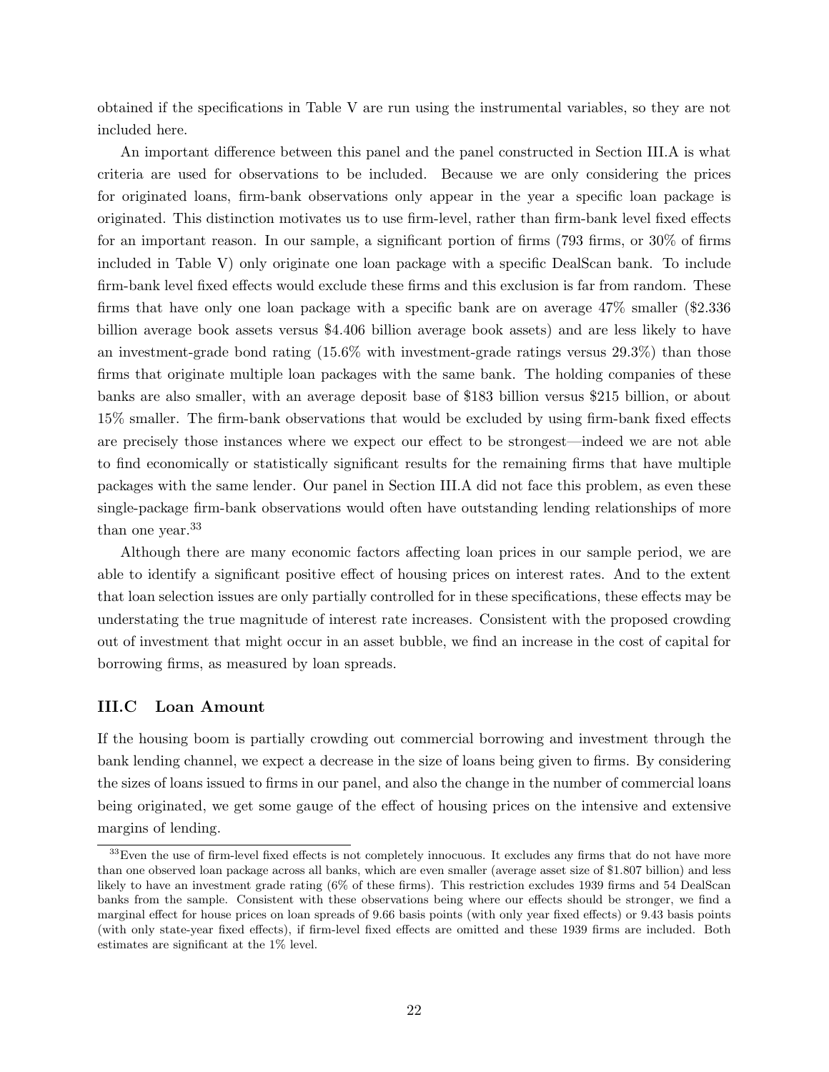obtained if the specifications in Table V are run using the instrumental variables, so they are not included here.

An important difference between this panel and the panel constructed in Section III.A is what criteria are used for observations to be included. Because we are only considering the prices for originated loans, firm-bank observations only appear in the year a specific loan package is originated. This distinction motivates us to use firm-level, rather than firm-bank level fixed effects for an important reason. In our sample, a significant portion of firms (793 firms, or 30% of firms included in Table V) only originate one loan package with a specific DealScan bank. To include firm-bank level fixed effects would exclude these firms and this exclusion is far from random. These firms that have only one loan package with a specific bank are on average 47% smaller ($2.336 billion average book assets versus $4.406 billion average book assets) and are less likely to have an investment-grade bond rating (15.6% with investment-grade ratings versus 29.3%) than those firms that originate multiple loan packages with the same bank. The holding companies of these banks are also smaller, with an average deposit base of $183 billion versus $215 billion, or about 15% smaller. The firm-bank observations that would be excluded by using firm-bank fixed effects are precisely those instances where we expect our effect to be strongest—indeed we are not able to find economically or statistically significant results for the remaining firms that have multiple packages with the same lender. Our panel in Section III.A did not face this problem, as even these single-package firm-bank observations would often have outstanding lending relationships of more than one year.[33]

Although there are many economic factors affecting loan prices in our sample period, we are able to identify a significant positive effect of housing prices on interest rates. And to the extent that loan selection issues are only partially controlled for in these specifications, these effects may be understating the true magnitude of interest rate increases. Consistent with the proposed crowding out of investment that might occur in an asset bubble, we find an increase in the cost of capital for borrowing firms, as measured by loan spreads.

### III.C Loan Amount

If the housing boom is partially crowding out commercial borrowing and investment through the bank lending channel, we expect a decrease in the size of loans being given to firms. By considering the sizes of loans issued to firms in our panel, and also the change in the number of commercial loans being originated, we get some gauge of the effect of housing prices on the intensive and extensive margins of lending.

[33]Even the use of firm-level fixed effects is not completely innocuous. It excludes any firms that do not have more than one observed loan package across all banks, which are even smaller (average asset size of $1.807 billion) and less likely to have an investment grade rating (6% of these firms). This restriction excludes 1939 firms and 54 DealScan banks from the sample. Consistent with these observations being where our effects should be stronger, we find a marginal effect for house prices on loan spreads of 9.66 basis points (with only year fixed effects) or 9.43 basis points (with only state-year fixed effects), if firm-level fixed effects are omitted and these 1939 firms are included. Both estimates are significant at the 1% level.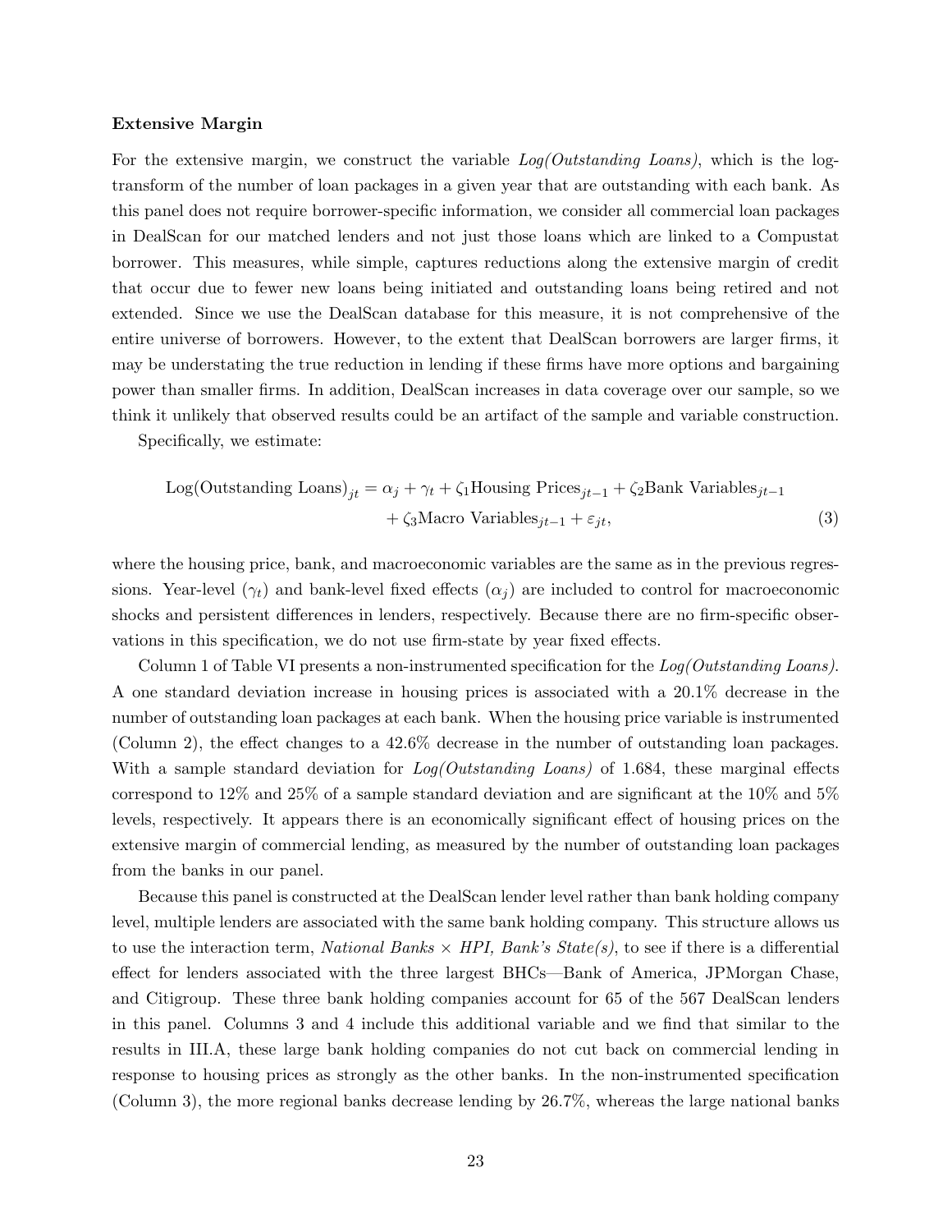**Extensive Margin**

For the extensive margin, we construct the variable *Log(Outstanding Loans)*, which is the log-transform of the number of loan packages in a given year that are outstanding with each bank. As this panel does not require borrower-specific information, we consider all commercial loan packages in DealScan for our matched lenders and not just those loans which are linked to a Compustat borrower. This measures, while simple, captures reductions along the extensive margin of credit that occur due to fewer new loans being initiated and outstanding loans being retired and not extended. Since we use the DealScan database for this measure, it is not comprehensive of the entire universe of borrowers. However, to the extent that DealScan borrowers are larger firms, it may be understating the true reduction in lending if these firms have more options and bargaining power than smaller firms. In addition, DealScan increases in data coverage over our sample, so we think it unlikely that observed results could be an artifact of the sample and variable construction.

Specifically, we estimate:

$$\text{Log(Outstanding Loans)}_{jt} = \alpha_j + \gamma_t + \zeta_1 \text{Housing Prices}_{jt-1} + \zeta_2 \text{Bank Variables}_{jt-1} + \zeta_3 \text{Macro Variables}_{jt-1} + \varepsilon_{jt}, \tag{3}$$

where the housing price, bank, and macroeconomic variables are the same as in the previous regressions. Year-level ($\gamma_t$) and bank-level fixed effects ($\alpha_j$) are included to control for macroeconomic shocks and persistent differences in lenders, respectively. Because there are no firm-specific observations in this specification, we do not use firm-state by year fixed effects.

Column 1 of Table VI presents a non-instrumented specification for the *Log(Outstanding Loans)*. A one standard deviation increase in housing prices is associated with a 20.1% decrease in the number of outstanding loan packages at each bank. When the housing price variable is instrumented (Column 2), the effect changes to a 42.6% decrease in the number of outstanding loan packages. With a sample standard deviation for *Log(Outstanding Loans)* of 1.684, these marginal effects correspond to 12% and 25% of a sample standard deviation and are significant at the 10% and 5% levels, respectively. It appears there is an economically significant effect of housing prices on the extensive margin of commercial lending, as measured by the number of outstanding loan packages from the banks in our panel.

Because this panel is constructed at the DealScan lender level rather than bank holding company level, multiple lenders are associated with the same bank holding company. This structure allows us to use the interaction term, *National Banks × HPI, Bank's State(s)*, to see if there is a differential effect for lenders associated with the three largest BHCs—Bank of America, JPMorgan Chase, and Citigroup. These three bank holding companies account for 65 of the 567 DealScan lenders in this panel. Columns 3 and 4 include this additional variable and we find that similar to the results in III.A, these large bank holding companies do not cut back on commercial lending in response to housing prices as strongly as the other banks. In the non-instrumented specification (Column 3), the more regional banks decrease lending by 26.7%, whereas the large national banks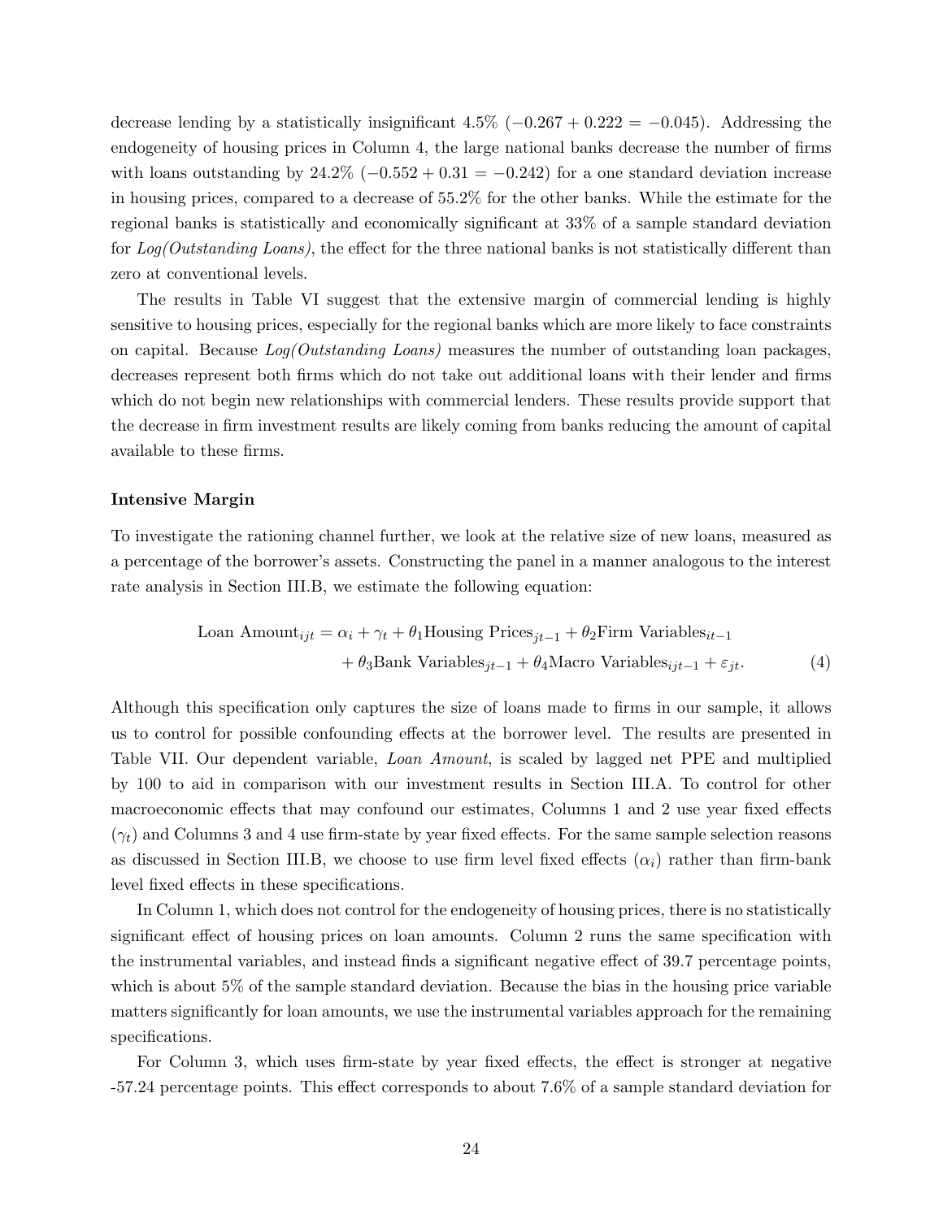decrease lending by a statistically insignificant 4.5% ($-0.267 + 0.222 = -0.045$). Addressing the endogeneity of housing prices in Column 4, the large national banks decrease the number of firms with loans outstanding by 24.2% ($-0.552 + 0.31 = -0.242$) for a one standard deviation increase in housing prices, compared to a decrease of 55.2% for the other banks. While the estimate for the regional banks is statistically and economically significant at 33% of a sample standard deviation for *Log(Outstanding Loans)*, the effect for the three national banks is not statistically different than zero at conventional levels.

The results in Table VI suggest that the extensive margin of commercial lending is highly sensitive to housing prices, especially for the regional banks which are more likely to face constraints on capital. Because *Log(Outstanding Loans)* measures the number of outstanding loan packages, decreases represent both firms which do not take out additional loans with their lender and firms which do not begin new relationships with commercial lenders. These results provide support that the decrease in firm investment results are likely coming from banks reducing the amount of capital available to these firms.

**Intensive Margin**

To investigate the rationing channel further, we look at the relative size of new loans, measured as a percentage of the borrower's assets. Constructing the panel in a manner analogous to the interest rate analysis in Section III.B, we estimate the following equation:

$$\begin{aligned} \text{Loan Amount}_{ijt} = \alpha_i + \gamma_t + \theta_1 \text{Housing Prices}_{jt-1} + \theta_2 \text{Firm Variables}_{it-1} \\ + \theta_3 \text{Bank Variables}_{jt-1} + \theta_4 \text{Macro Variables}_{ijt-1} + \varepsilon_{jt}. \end{aligned} \tag{4}$$

Although this specification only captures the size of loans made to firms in our sample, it allows us to control for possible confounding effects at the borrower level. The results are presented in Table VII. Our dependent variable, *Loan Amount*, is scaled by lagged net PPE and multiplied by 100 to aid in comparison with our investment results in Section III.A. To control for other macroeconomic effects that may confound our estimates, Columns 1 and 2 use year fixed effects ($\gamma_t$) and Columns 3 and 4 use firm-state by year fixed effects. For the same sample selection reasons as discussed in Section III.B, we choose to use firm level fixed effects ($\alpha_i$) rather than firm-bank level fixed effects in these specifications.

In Column 1, which does not control for the endogeneity of housing prices, there is no statistically significant effect of housing prices on loan amounts. Column 2 runs the same specification with the instrumental variables, and instead finds a significant negative effect of 39.7 percentage points, which is about 5% of the sample standard deviation. Because the bias in the housing price variable matters significantly for loan amounts, we use the instrumental variables approach for the remaining specifications.

For Column 3, which uses firm-state by year fixed effects, the effect is stronger at negative -57.24 percentage points. This effect corresponds to about 7.6% of a sample standard deviation for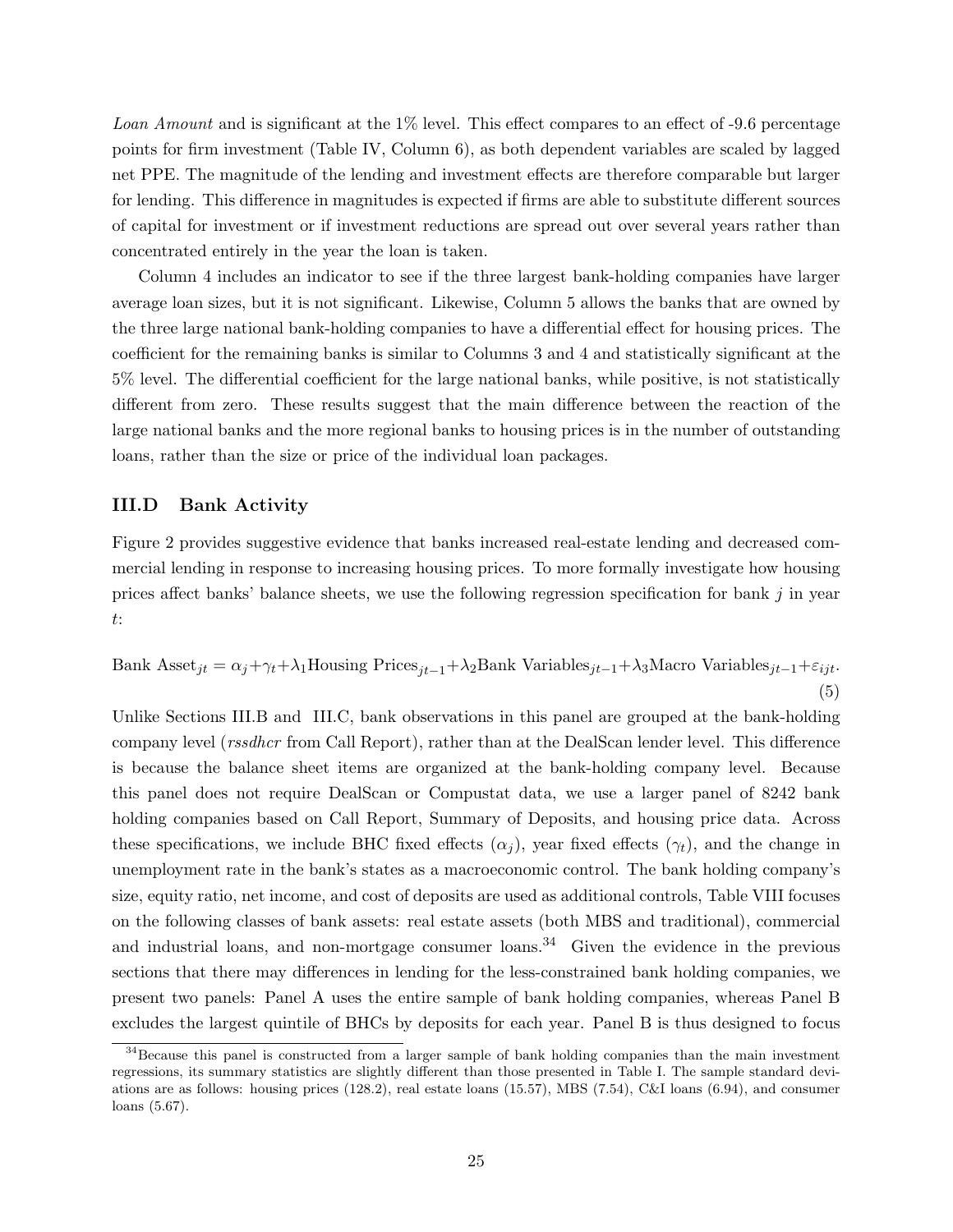*Loan Amount* and is significant at the 1% level. This effect compares to an effect of -9.6 percentage points for firm investment (Table IV, Column 6), as both dependent variables are scaled by lagged net PPE. The magnitude of the lending and investment effects are therefore comparable but larger for lending. This difference in magnitudes is expected if firms are able to substitute different sources of capital for investment or if investment reductions are spread out over several years rather than concentrated entirely in the year the loan is taken.

Column 4 includes an indicator to see if the three largest bank-holding companies have larger average loan sizes, but it is not significant. Likewise, Column 5 allows the banks that are owned by the three large national bank-holding companies to have a differential effect for housing prices. The coefficient for the remaining banks is similar to Columns 3 and 4 and statistically significant at the 5% level. The differential coefficient for the large national banks, while positive, is not statistically different from zero. These results suggest that the main difference between the reaction of the large national banks and the more regional banks to housing prices is in the number of outstanding loans, rather than the size or price of the individual loan packages.

### III.D Bank Activity

Figure 2 provides suggestive evidence that banks increased real-estate lending and decreased commercial lending in response to increasing housing prices. To more formally investigate how housing prices affect banks' balance sheets, we use the following regression specification for bank $j$ in year $t$:

$$\text{Bank Asset}_{jt} = \alpha_j + \gamma_t + \lambda_1 \text{Housing Prices}_{jt-1} + \lambda_2 \text{Bank Variables}_{jt-1} + \lambda_3 \text{Macro Variables}_{jt-1} + \varepsilon_{ijt}. \quad (5)$$

Unlike Sections III.B and III.C, bank observations in this panel are grouped at the bank-holding company level (*rssdhcr* from Call Report), rather than at the DealScan lender level. This difference is because the balance sheet items are organized at the bank-holding company level. Because this panel does not require DealScan or Compustat data, we use a larger panel of 8242 bank holding companies based on Call Report, Summary of Deposits, and housing price data. Across these specifications, we include BHC fixed effects ($\alpha_j$), year fixed effects ($\gamma_t$), and the change in unemployment rate in the bank's states as a macroeconomic control. The bank holding company's size, equity ratio, net income, and cost of deposits are used as additional controls, Table VIII focuses on the following classes of bank assets: real estate assets (both MBS and traditional), commercial and industrial loans, and non-mortgage consumer loans.[34] Given the evidence in the previous sections that there may differences in lending for the less-constrained bank holding companies, we present two panels: Panel A uses the entire sample of bank holding companies, whereas Panel B excludes the largest quintile of BHCs by deposits for each year. Panel B is thus designed to focus

[34] Because this panel is constructed from a larger sample of bank holding companies than the main investment regressions, its summary statistics are slightly different than those presented in Table I. The sample standard deviations are as follows: housing prices (128.2), real estate loans (15.57), MBS (7.54), C&I loans (6.94), and consumer loans (5.67).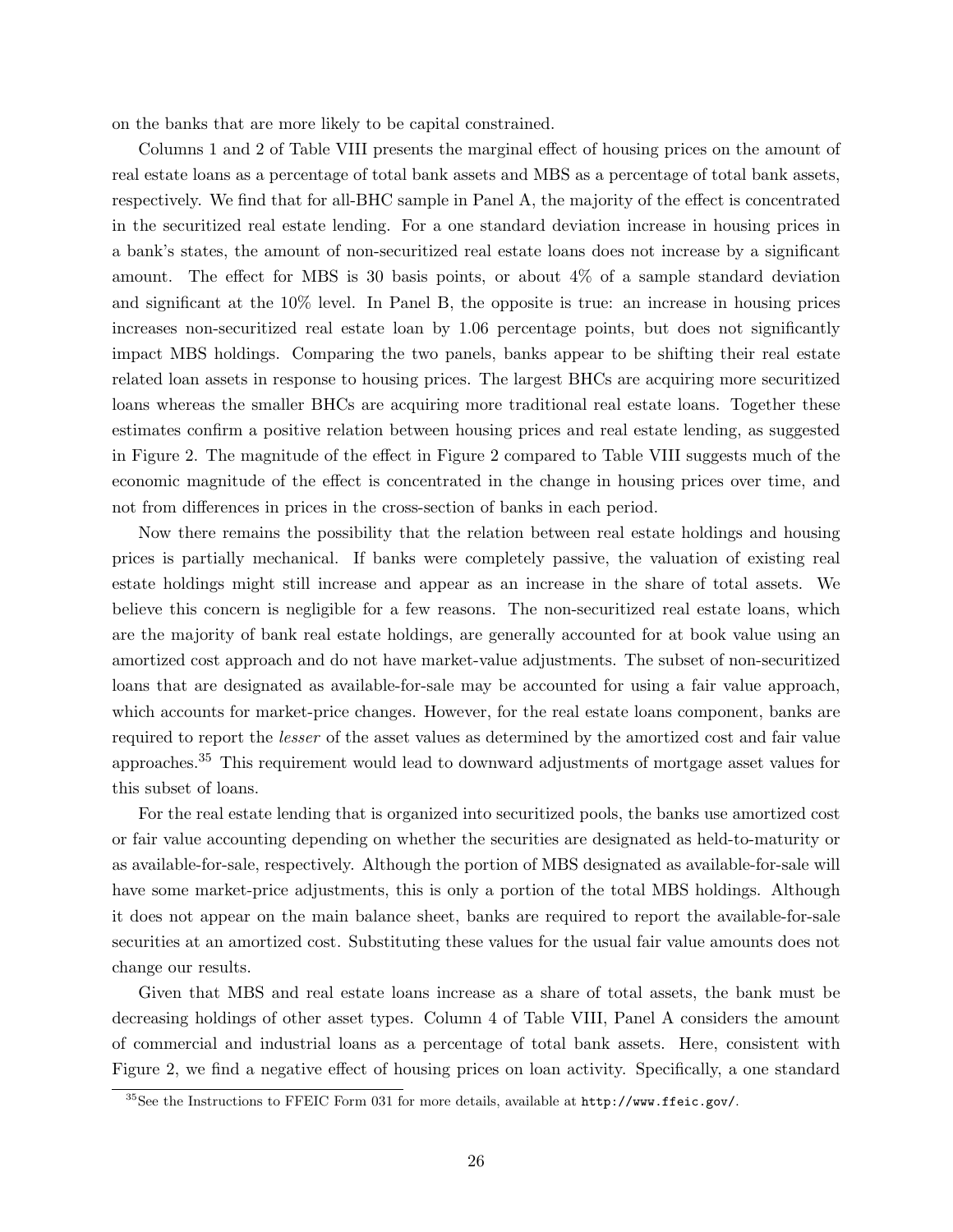on the banks that are more likely to be capital constrained.

Columns 1 and 2 of Table VIII presents the marginal effect of housing prices on the amount of real estate loans as a percentage of total bank assets and MBS as a percentage of total bank assets, respectively. We find that for all-BHC sample in Panel A, the majority of the effect is concentrated in the securitized real estate lending. For a one standard deviation increase in housing prices in a bank's states, the amount of non-securitized real estate loans does not increase by a significant amount. The effect for MBS is 30 basis points, or about 4% of a sample standard deviation and significant at the 10% level. In Panel B, the opposite is true: an increase in housing prices increases non-securitized real estate loan by 1.06 percentage points, but does not significantly impact MBS holdings. Comparing the two panels, banks appear to be shifting their real estate related loan assets in response to housing prices. The largest BHCs are acquiring more securitized loans whereas the smaller BHCs are acquiring more traditional real estate loans. Together these estimates confirm a positive relation between housing prices and real estate lending, as suggested in Figure 2. The magnitude of the effect in Figure 2 compared to Table VIII suggests much of the economic magnitude of the effect is concentrated in the change in housing prices over time, and not from differences in prices in the cross-section of banks in each period.

Now there remains the possibility that the relation between real estate holdings and housing prices is partially mechanical. If banks were completely passive, the valuation of existing real estate holdings might still increase and appear as an increase in the share of total assets. We believe this concern is negligible for a few reasons. The non-securitized real estate loans, which are the majority of bank real estate holdings, are generally accounted for at book value using an amortized cost approach and do not have market-value adjustments. The subset of non-securitized loans that are designated as available-for-sale may be accounted for using a fair value approach, which accounts for market-price changes. However, for the real estate loans component, banks are required to report the *lesser* of the asset values as determined by the amortized cost and fair value approaches.[35] This requirement would lead to downward adjustments of mortgage asset values for this subset of loans.

For the real estate lending that is organized into securitized pools, the banks use amortized cost or fair value accounting depending on whether the securities are designated as held-to-maturity or as available-for-sale, respectively. Although the portion of MBS designated as available-for-sale will have some market-price adjustments, this is only a portion of the total MBS holdings. Although it does not appear on the main balance sheet, banks are required to report the available-for-sale securities at an amortized cost. Substituting these values for the usual fair value amounts does not change our results.

Given that MBS and real estate loans increase as a share of total assets, the bank must be decreasing holdings of other asset types. Column 4 of Table VIII, Panel A considers the amount of commercial and industrial loans as a percentage of total bank assets. Here, consistent with Figure 2, we find a negative effect of housing prices on loan activity. Specifically, a one standard

[35] See the Instructions to FFEIC Form 031 for more details, available at `http://www.ffeic.gov/`.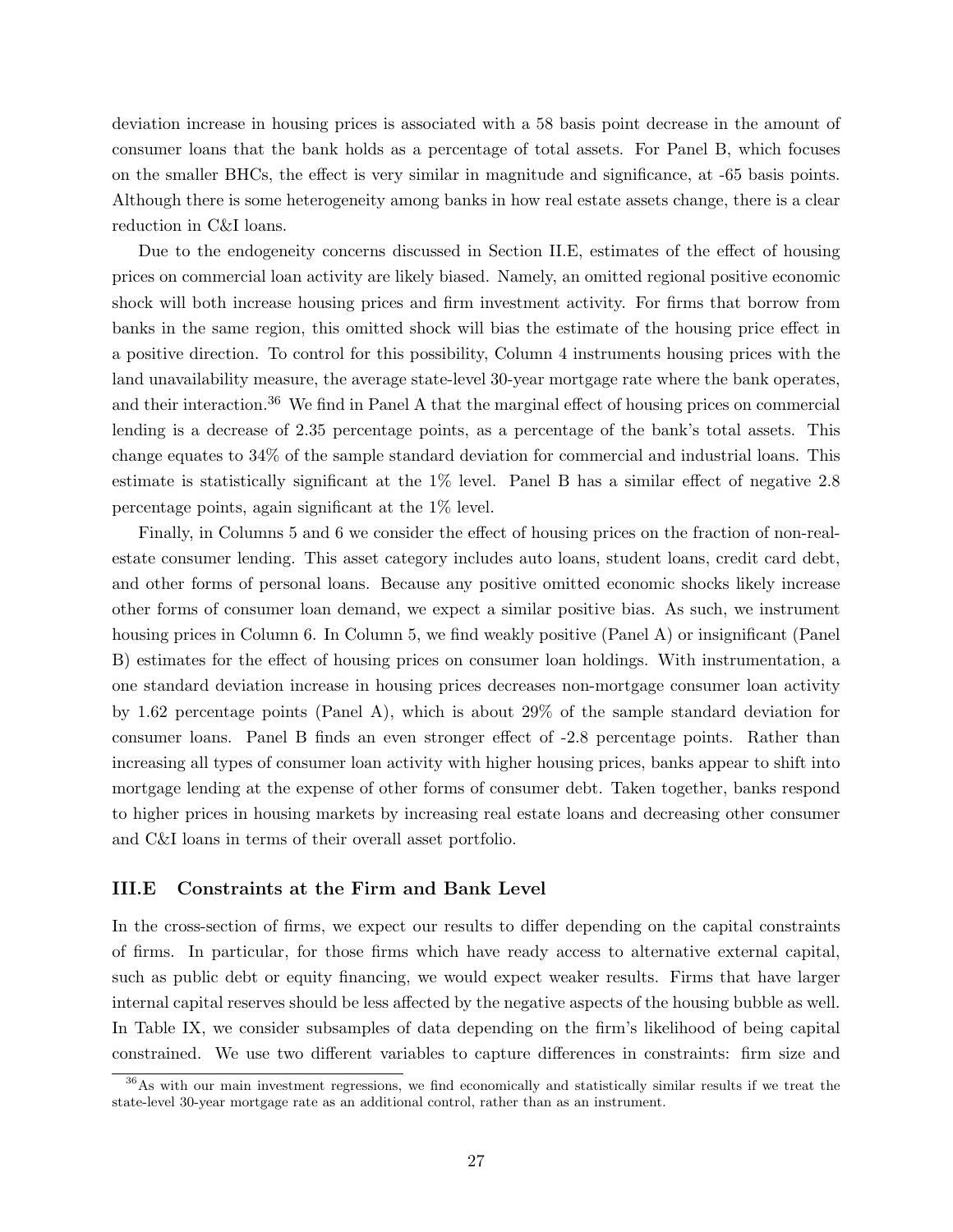deviation increase in housing prices is associated with a 58 basis point decrease in the amount of consumer loans that the bank holds as a percentage of total assets. For Panel B, which focuses on the smaller BHCs, the effect is very similar in magnitude and significance, at -65 basis points. Although there is some heterogeneity among banks in how real estate assets change, there is a clear reduction in C&I loans.

Due to the endogeneity concerns discussed in Section II.E, estimates of the effect of housing prices on commercial loan activity are likely biased. Namely, an omitted regional positive economic shock will both increase housing prices and firm investment activity. For firms that borrow from banks in the same region, this omitted shock will bias the estimate of the housing price effect in a positive direction. To control for this possibility, Column 4 instruments housing prices with the land unavailability measure, the average state-level 30-year mortgage rate where the bank operates, and their interaction.[36] We find in Panel A that the marginal effect of housing prices on commercial lending is a decrease of 2.35 percentage points, as a percentage of the bank's total assets. This change equates to 34% of the sample standard deviation for commercial and industrial loans. This estimate is statistically significant at the 1% level. Panel B has a similar effect of negative 2.8 percentage points, again significant at the 1% level.

Finally, in Columns 5 and 6 we consider the effect of housing prices on the fraction of non-real-estate consumer lending. This asset category includes auto loans, student loans, credit card debt, and other forms of personal loans. Because any positive omitted economic shocks likely increase other forms of consumer loan demand, we expect a similar positive bias. As such, we instrument housing prices in Column 6. In Column 5, we find weakly positive (Panel A) or insignificant (Panel B) estimates for the effect of housing prices on consumer loan holdings. With instrumentation, a one standard deviation increase in housing prices decreases non-mortgage consumer loan activity by 1.62 percentage points (Panel A), which is about 29% of the sample standard deviation for consumer loans. Panel B finds an even stronger effect of -2.8 percentage points. Rather than increasing all types of consumer loan activity with higher housing prices, banks appear to shift into mortgage lending at the expense of other forms of consumer debt. Taken together, banks respond to higher prices in housing markets by increasing real estate loans and decreasing other consumer and C&I loans in terms of their overall asset portfolio.

### III.E Constraints at the Firm and Bank Level

In the cross-section of firms, we expect our results to differ depending on the capital constraints of firms. In particular, for those firms which have ready access to alternative external capital, such as public debt or equity financing, we would expect weaker results. Firms that have larger internal capital reserves should be less affected by the negative aspects of the housing bubble as well. In Table IX, we consider subsamples of data depending on the firm's likelihood of being capital constrained. We use two different variables to capture differences in constraints: firm size and

[36] As with our main investment regressions, we find economically and statistically similar results if we treat the state-level 30-year mortgage rate as an additional control, rather than as an instrument.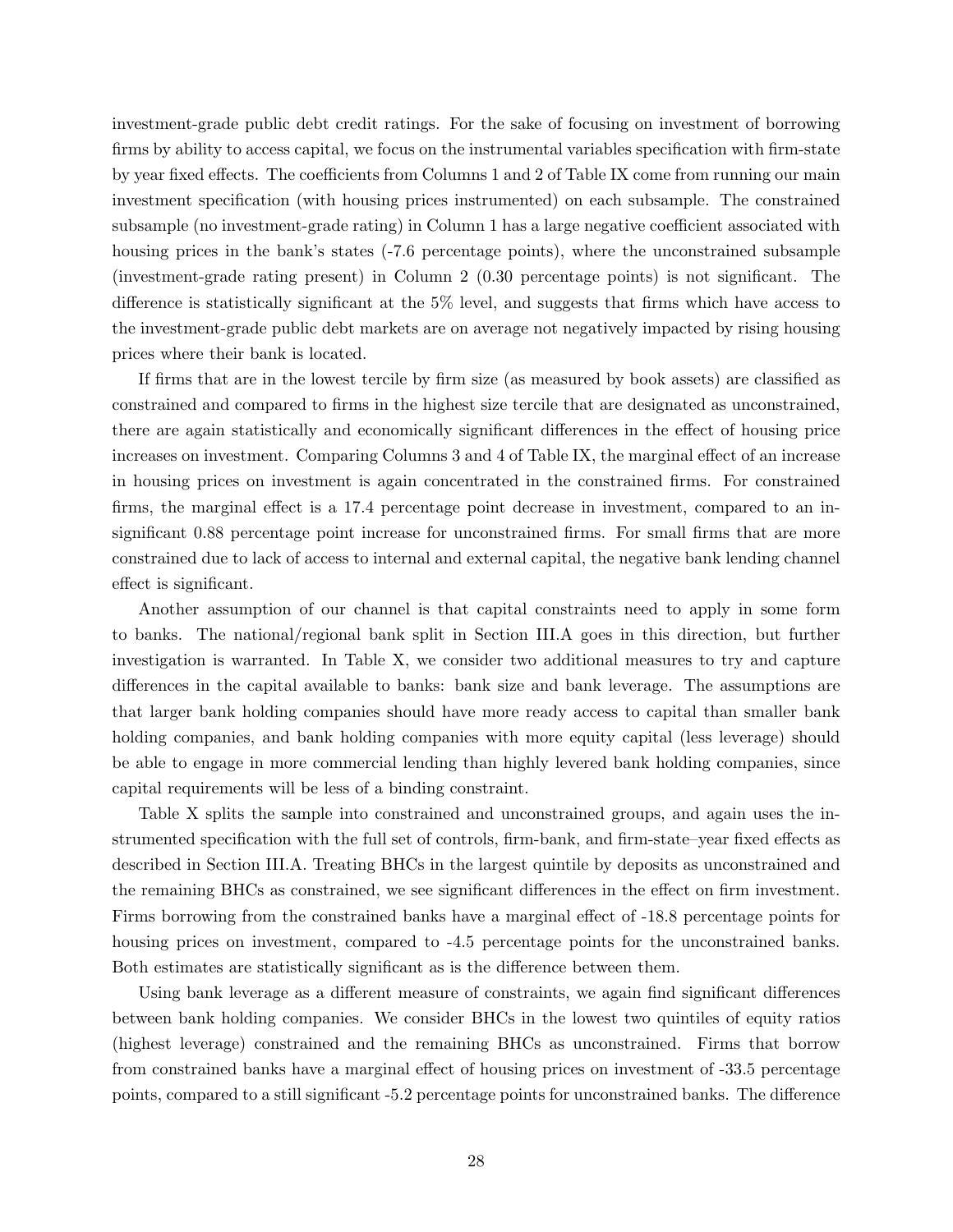investment-grade public debt credit ratings. For the sake of focusing on investment of borrowing firms by ability to access capital, we focus on the instrumental variables specification with firm-state by year fixed effects. The coefficients from Columns 1 and 2 of Table IX come from running our main investment specification (with housing prices instrumented) on each subsample. The constrained subsample (no investment-grade rating) in Column 1 has a large negative coefficient associated with housing prices in the bank's states (-7.6 percentage points), where the unconstrained subsample (investment-grade rating present) in Column 2 (0.30 percentage points) is not significant. The difference is statistically significant at the 5% level, and suggests that firms which have access to the investment-grade public debt markets are on average not negatively impacted by rising housing prices where their bank is located.

If firms that are in the lowest tercile by firm size (as measured by book assets) are classified as constrained and compared to firms in the highest size tercile that are designated as unconstrained, there are again statistically and economically significant differences in the effect of housing price increases on investment. Comparing Columns 3 and 4 of Table IX, the marginal effect of an increase in housing prices on investment is again concentrated in the constrained firms. For constrained firms, the marginal effect is a 17.4 percentage point decrease in investment, compared to an insignificant 0.88 percentage point increase for unconstrained firms. For small firms that are more constrained due to lack of access to internal and external capital, the negative bank lending channel effect is significant.

Another assumption of our channel is that capital constraints need to apply in some form to banks. The national/regional bank split in Section III.A goes in this direction, but further investigation is warranted. In Table X, we consider two additional measures to try and capture differences in the capital available to banks: bank size and bank leverage. The assumptions are that larger bank holding companies should have more ready access to capital than smaller bank holding companies, and bank holding companies with more equity capital (less leverage) should be able to engage in more commercial lending than highly levered bank holding companies, since capital requirements will be less of a binding constraint.

Table X splits the sample into constrained and unconstrained groups, and again uses the instrumented specification with the full set of controls, firm-bank, and firm-state–year fixed effects as described in Section III.A. Treating BHCs in the largest quintile by deposits as unconstrained and the remaining BHCs as constrained, we see significant differences in the effect on firm investment. Firms borrowing from the constrained banks have a marginal effect of -18.8 percentage points for housing prices on investment, compared to -4.5 percentage points for the unconstrained banks. Both estimates are statistically significant as is the difference between them.

Using bank leverage as a different measure of constraints, we again find significant differences between bank holding companies. We consider BHCs in the lowest two quintiles of equity ratios (highest leverage) constrained and the remaining BHCs as unconstrained. Firms that borrow from constrained banks have a marginal effect of housing prices on investment of -33.5 percentage points, compared to a still significant -5.2 percentage points for unconstrained banks. The difference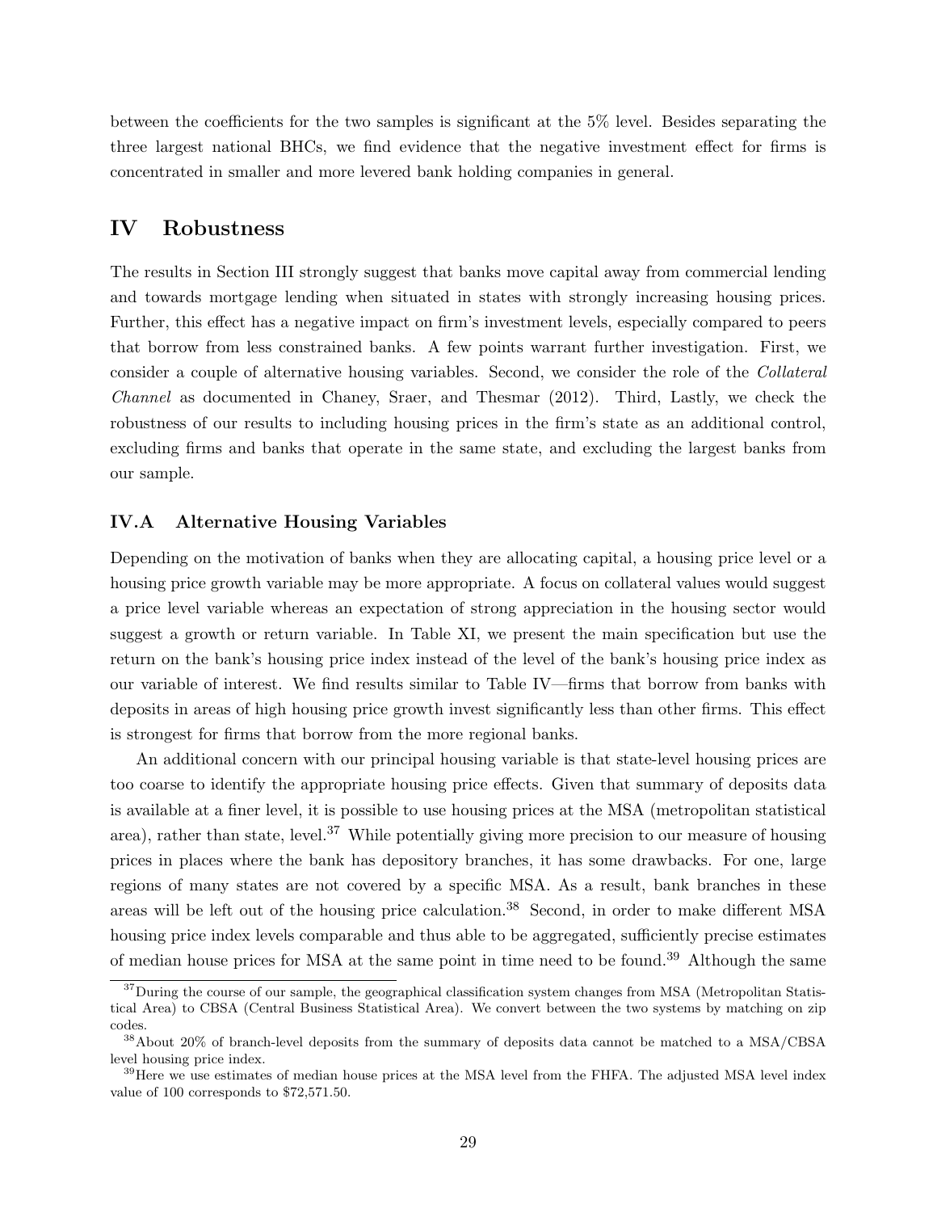between the coefficients for the two samples is significant at the 5% level. Besides separating the three largest national BHCs, we find evidence that the negative investment effect for firms is concentrated in smaller and more levered bank holding companies in general.

# IV Robustness

The results in Section III strongly suggest that banks move capital away from commercial lending and towards mortgage lending when situated in states with strongly increasing housing prices. Further, this effect has a negative impact on firm's investment levels, especially compared to peers that borrow from less constrained banks. A few points warrant further investigation. First, we consider a couple of alternative housing variables. Second, we consider the role of the *Collateral Channel* as documented in Chaney, Sraer, and Thesmar (2012). Third, Lastly, we check the robustness of our results to including housing prices in the firm's state as an additional control, excluding firms and banks that operate in the same state, and excluding the largest banks from our sample.

## IV.A Alternative Housing Variables

Depending on the motivation of banks when they are allocating capital, a housing price level or a housing price growth variable may be more appropriate. A focus on collateral values would suggest a price level variable whereas an expectation of strong appreciation in the housing sector would suggest a growth or return variable. In Table XI, we present the main specification but use the return on the bank's housing price index instead of the level of the bank's housing price index as our variable of interest. We find results similar to Table IV—firms that borrow from banks with deposits in areas of high housing price growth invest significantly less than other firms. This effect is strongest for firms that borrow from the more regional banks.

An additional concern with our principal housing variable is that state-level housing prices are too coarse to identify the appropriate housing price effects. Given that summary of deposits data is available at a finer level, it is possible to use housing prices at the MSA (metropolitan statistical area), rather than state, level.[37] While potentially giving more precision to our measure of housing prices in places where the bank has depository branches, it has some drawbacks. For one, large regions of many states are not covered by a specific MSA. As a result, bank branches in these areas will be left out of the housing price calculation.[38] Second, in order to make different MSA housing price index levels comparable and thus able to be aggregated, sufficiently precise estimates of median house prices for MSA at the same point in time need to be found.[39] Although the same

[37] During the course of our sample, the geographical classification system changes from MSA (Metropolitan Statistical Area) to CBSA (Central Business Statistical Area). We convert between the two systems by matching on zip codes.

[38] About 20% of branch-level deposits from the summary of deposits data cannot be matched to a MSA/CBSA level housing price index.

[39] Here we use estimates of median house prices at the MSA level from the FHFA. The adjusted MSA level index value of 100 corresponds to $72,571.50.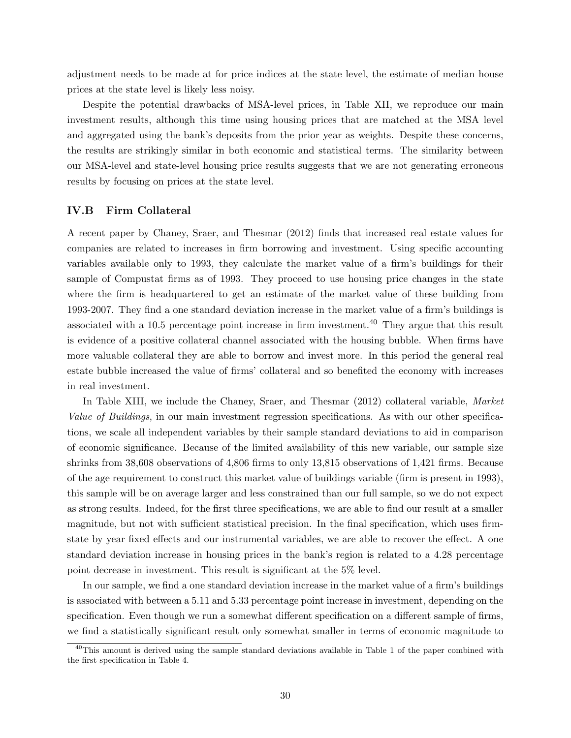adjustment needs to be made at for price indices at the state level, the estimate of median house prices at the state level is likely less noisy.

Despite the potential drawbacks of MSA-level prices, in Table XII, we reproduce our main investment results, although this time using housing prices that are matched at the MSA level and aggregated using the bank's deposits from the prior year as weights. Despite these concerns, the results are strikingly similar in both economic and statistical terms. The similarity between our MSA-level and state-level housing price results suggests that we are not generating erroneous results by focusing on prices at the state level.

## IV.B Firm Collateral

A recent paper by Chaney, Sraer, and Thesmar (2012) finds that increased real estate values for companies are related to increases in firm borrowing and investment. Using specific accounting variables available only to 1993, they calculate the market value of a firm's buildings for their sample of Compustat firms as of 1993. They proceed to use housing price changes in the state where the firm is headquartered to get an estimate of the market value of these building from 1993-2007. They find a one standard deviation increase in the market value of a firm's buildings is associated with a 10.5 percentage point increase in firm investment.[40] They argue that this result is evidence of a positive collateral channel associated with the housing bubble. When firms have more valuable collateral they are able to borrow and invest more. In this period the general real estate bubble increased the value of firms' collateral and so benefited the economy with increases in real investment.

In Table XIII, we include the Chaney, Sraer, and Thesmar (2012) collateral variable, *Market Value of Buildings*, in our main investment regression specifications. As with our other specifications, we scale all independent variables by their sample standard deviations to aid in comparison of economic significance. Because of the limited availability of this new variable, our sample size shrinks from 38,608 observations of 4,806 firms to only 13,815 observations of 1,421 firms. Because of the age requirement to construct this market value of buildings variable (firm is present in 1993), this sample will be on average larger and less constrained than our full sample, so we do not expect as strong results. Indeed, for the first three specifications, we are able to find our result at a smaller magnitude, but not with sufficient statistical precision. In the final specification, which uses firm-state by year fixed effects and our instrumental variables, we are able to recover the effect. A one standard deviation increase in housing prices in the bank's region is related to a 4.28 percentage point decrease in investment. This result is significant at the 5% level.

In our sample, we find a one standard deviation increase in the market value of a firm's buildings is associated with between a 5.11 and 5.33 percentage point increase in investment, depending on the specification. Even though we run a somewhat different specification on a different sample of firms, we find a statistically significant result only somewhat smaller in terms of economic magnitude to

[40] This amount is derived using the sample standard deviations available in Table 1 of the paper combined with the first specification in Table 4.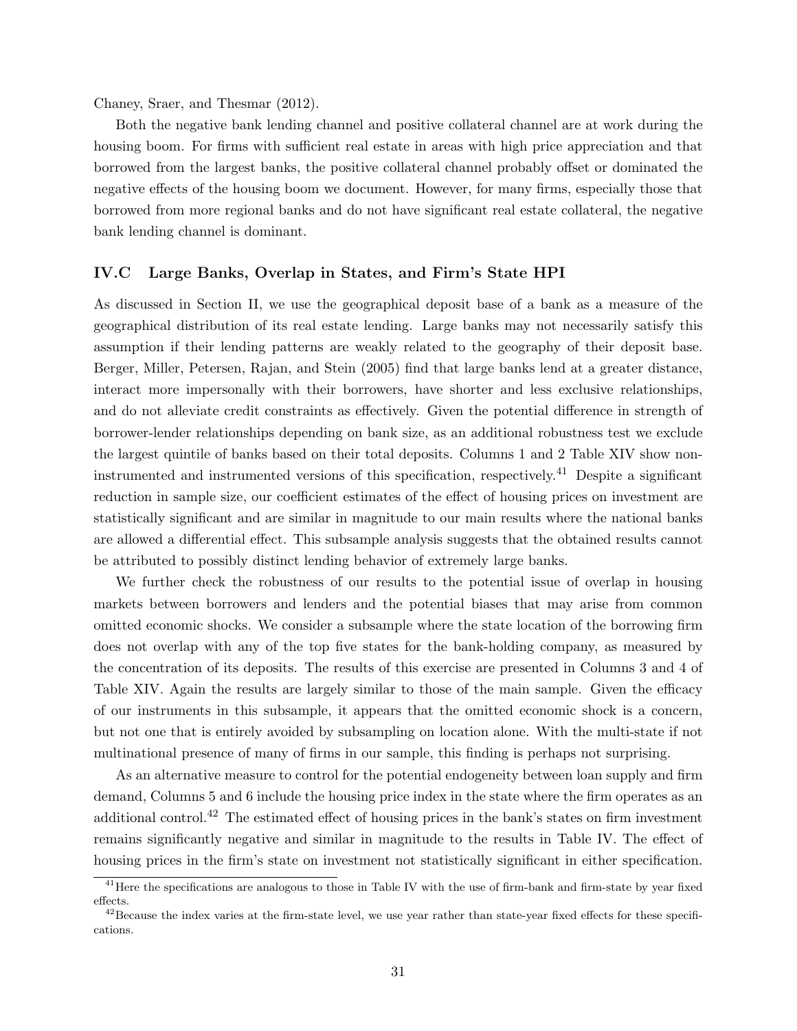Chaney, Sraer, and Thesmar (2012).

Both the negative bank lending channel and positive collateral channel are at work during the housing boom. For firms with sufficient real estate in areas with high price appreciation and that borrowed from the largest banks, the positive collateral channel probably offset or dominated the negative effects of the housing boom we document. However, for many firms, especially those that borrowed from more regional banks and do not have significant real estate collateral, the negative bank lending channel is dominant.

### IV.C Large Banks, Overlap in States, and Firm's State HPI

As discussed in Section II, we use the geographical deposit base of a bank as a measure of the geographical distribution of its real estate lending. Large banks may not necessarily satisfy this assumption if their lending patterns are weakly related to the geography of their deposit base. Berger, Miller, Petersen, Rajan, and Stein (2005) find that large banks lend at a greater distance, interact more impersonally with their borrowers, have shorter and less exclusive relationships, and do not alleviate credit constraints as effectively. Given the potential difference in strength of borrower-lender relationships depending on bank size, as an additional robustness test we exclude the largest quintile of banks based on their total deposits. Columns 1 and 2 Table XIV show non-instrumented and instrumented versions of this specification, respectively.[41] Despite a significant reduction in sample size, our coefficient estimates of the effect of housing prices on investment are statistically significant and are similar in magnitude to our main results where the national banks are allowed a differential effect. This subsample analysis suggests that the obtained results cannot be attributed to possibly distinct lending behavior of extremely large banks.

We further check the robustness of our results to the potential issue of overlap in housing markets between borrowers and lenders and the potential biases that may arise from common omitted economic shocks. We consider a subsample where the state location of the borrowing firm does not overlap with any of the top five states for the bank-holding company, as measured by the concentration of its deposits. The results of this exercise are presented in Columns 3 and 4 of Table XIV. Again the results are largely similar to those of the main sample. Given the efficacy of our instruments in this subsample, it appears that the omitted economic shock is a concern, but not one that is entirely avoided by subsampling on location alone. With the multi-state if not multinational presence of many of firms in our sample, this finding is perhaps not surprising.

As an alternative measure to control for the potential endogeneity between loan supply and firm demand, Columns 5 and 6 include the housing price index in the state where the firm operates as an additional control.[42] The estimated effect of housing prices in the bank's states on firm investment remains significantly negative and similar in magnitude to the results in Table IV. The effect of housing prices in the firm's state on investment not statistically significant in either specification.

[41] Here the specifications are analogous to those in Table IV with the use of firm-bank and firm-state by year fixed effects.

[42] Because the index varies at the firm-state level, we use year rather than state-year fixed effects for these specifications.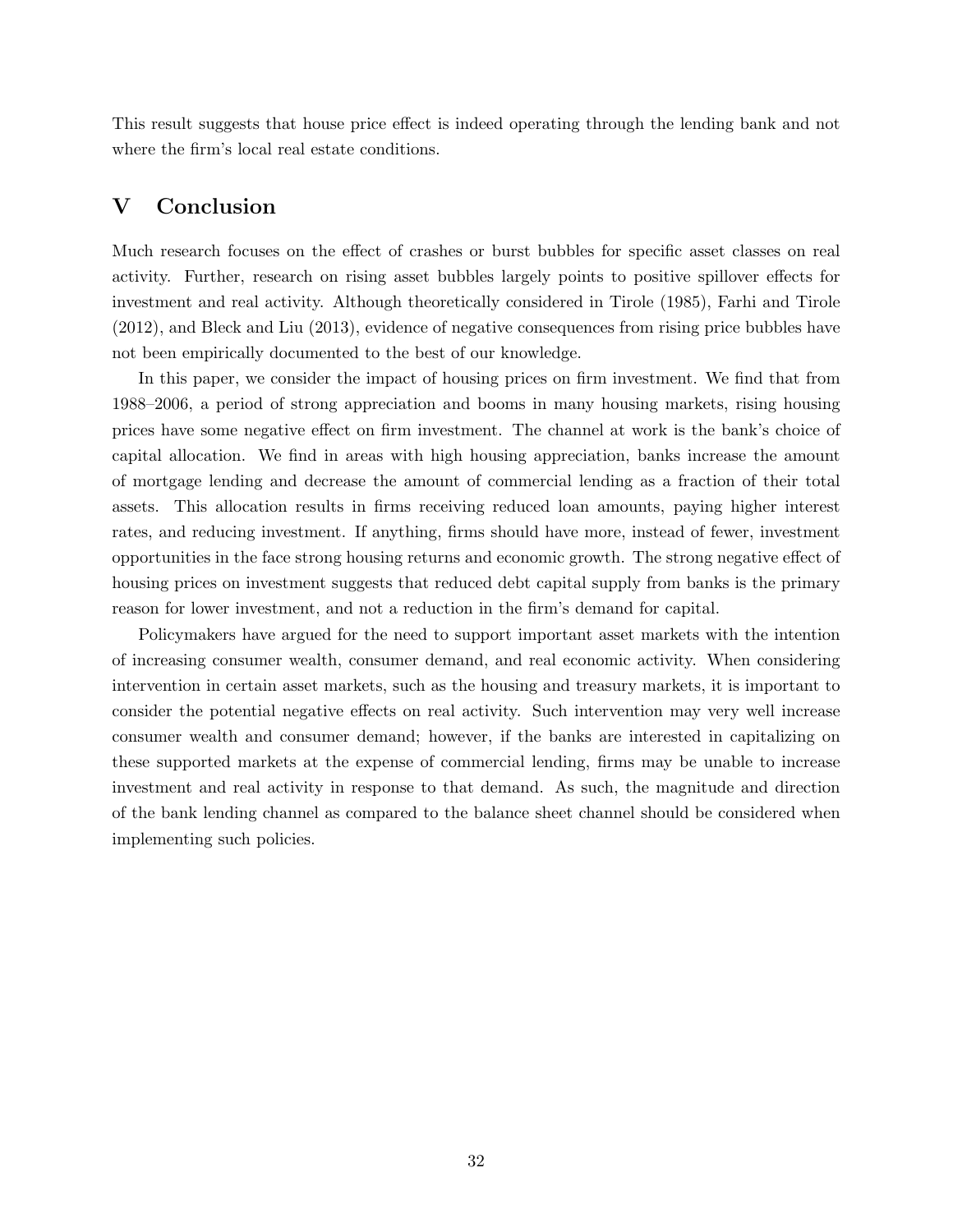This result suggests that house price effect is indeed operating through the lending bank and not where the firm's local real estate conditions.

## V Conclusion

Much research focuses on the effect of crashes or burst bubbles for specific asset classes on real activity. Further, research on rising asset bubbles largely points to positive spillover effects for investment and real activity. Although theoretically considered in Tirole (1985), Farhi and Tirole (2012), and Bleck and Liu (2013), evidence of negative consequences from rising price bubbles have not been empirically documented to the best of our knowledge.

In this paper, we consider the impact of housing prices on firm investment. We find that from 1988–2006, a period of strong appreciation and booms in many housing markets, rising housing prices have some negative effect on firm investment. The channel at work is the bank's choice of capital allocation. We find in areas with high housing appreciation, banks increase the amount of mortgage lending and decrease the amount of commercial lending as a fraction of their total assets. This allocation results in firms receiving reduced loan amounts, paying higher interest rates, and reducing investment. If anything, firms should have more, instead of fewer, investment opportunities in the face strong housing returns and economic growth. The strong negative effect of housing prices on investment suggests that reduced debt capital supply from banks is the primary reason for lower investment, and not a reduction in the firm's demand for capital.

Policymakers have argued for the need to support important asset markets with the intention of increasing consumer wealth, consumer demand, and real economic activity. When considering intervention in certain asset markets, such as the housing and treasury markets, it is important to consider the potential negative effects on real activity. Such intervention may very well increase consumer wealth and consumer demand; however, if the banks are interested in capitalizing on these supported markets at the expense of commercial lending, firms may be unable to increase investment and real activity in response to that demand. As such, the magnitude and direction of the bank lending channel as compared to the balance sheet channel should be considered when implementing such policies.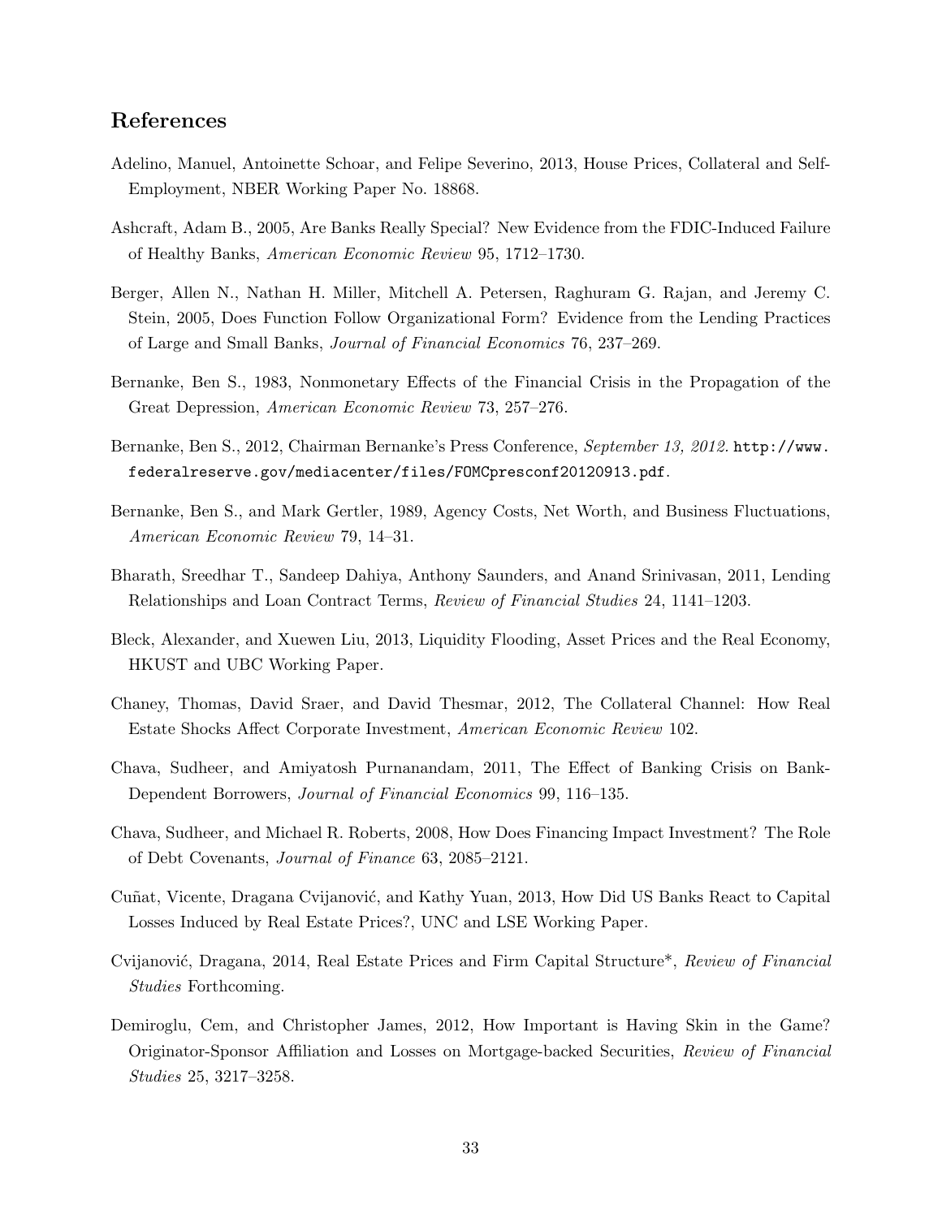## References

Adelino, Manuel, Antoinette Schoar, and Felipe Severino, 2013, House Prices, Collateral and Self-Employment, NBER Working Paper No. 18868.

Ashcraft, Adam B., 2005, Are Banks Really Special? New Evidence from the FDIC-Induced Failure of Healthy Banks, *American Economic Review* 95, 1712–1730.

Berger, Allen N., Nathan H. Miller, Mitchell A. Petersen, Raghuram G. Rajan, and Jeremy C. Stein, 2005, Does Function Follow Organizational Form? Evidence from the Lending Practices of Large and Small Banks, *Journal of Financial Economics* 76, 237–269.

Bernanke, Ben S., 1983, Nonmonetary Effects of the Financial Crisis in the Propagation of the Great Depression, *American Economic Review* 73, 257–276.

Bernanke, Ben S., 2012, Chairman Bernanke's Press Conference, *September 13, 2012*. `http://www.federalreserve.gov/mediacenter/files/FOMCpresconf20120913.pdf`.

Bernanke, Ben S., and Mark Gertler, 1989, Agency Costs, Net Worth, and Business Fluctuations, *American Economic Review* 79, 14–31.

Bharath, Sreedhar T., Sandeep Dahiya, Anthony Saunders, and Anand Srinivasan, 2011, Lending Relationships and Loan Contract Terms, *Review of Financial Studies* 24, 1141–1203.

Bleck, Alexander, and Xuewen Liu, 2013, Liquidity Flooding, Asset Prices and the Real Economy, HKUST and UBC Working Paper.

Chaney, Thomas, David Sraer, and David Thesmar, 2012, The Collateral Channel: How Real Estate Shocks Affect Corporate Investment, *American Economic Review* 102.

Chava, Sudheer, and Amiyatosh Purnanandam, 2011, The Effect of Banking Crisis on Bank-Dependent Borrowers, *Journal of Financial Economics* 99, 116–135.

Chava, Sudheer, and Michael R. Roberts, 2008, How Does Financing Impact Investment? The Role of Debt Covenants, *Journal of Finance* 63, 2085–2121.

Cuñat, Vicente, Dragana Cvijanović, and Kathy Yuan, 2013, How Did US Banks React to Capital Losses Induced by Real Estate Prices?, UNC and LSE Working Paper.

Cvijanović, Dragana, 2014, Real Estate Prices and Firm Capital Structure*, *Review of Financial Studies* Forthcoming.

Demiroglu, Cem, and Christopher James, 2012, How Important is Having Skin in the Game? Originator-Sponsor Affiliation and Losses on Mortgage-backed Securities, *Review of Financial Studies* 25, 3217–3258.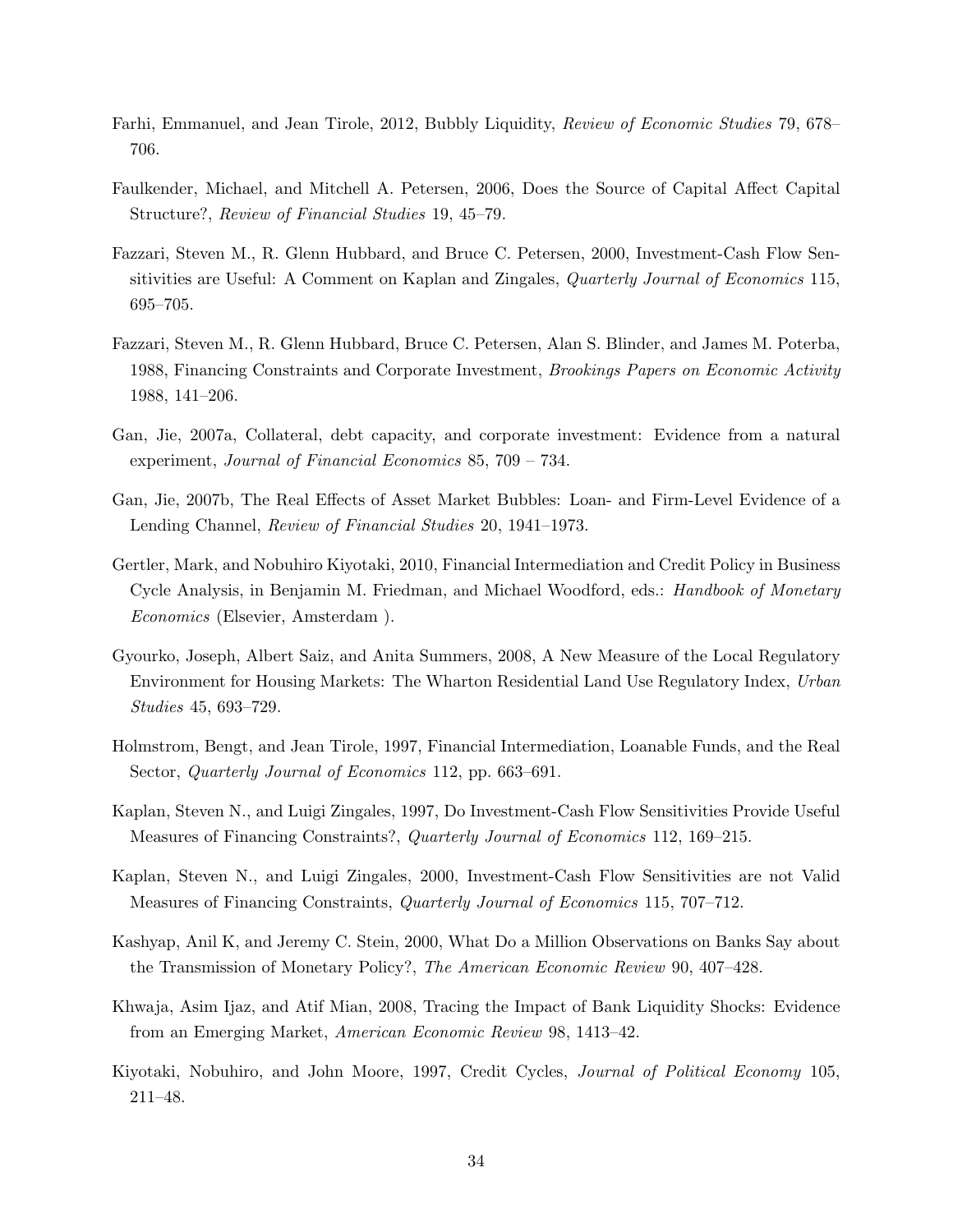Farhi, Emmanuel, and Jean Tirole, 2012, Bubbly Liquidity, *Review of Economic Studies* 79, 678–706.

Faulkender, Michael, and Mitchell A. Petersen, 2006, Does the Source of Capital Affect Capital Structure?, *Review of Financial Studies* 19, 45–79.

Fazzari, Steven M., R. Glenn Hubbard, and Bruce C. Petersen, 2000, Investment-Cash Flow Sensitivities are Useful: A Comment on Kaplan and Zingales, *Quarterly Journal of Economics* 115, 695–705.

Fazzari, Steven M., R. Glenn Hubbard, Bruce C. Petersen, Alan S. Blinder, and James M. Poterba, 1988, Financing Constraints and Corporate Investment, *Brookings Papers on Economic Activity* 1988, 141–206.

Gan, Jie, 2007a, Collateral, debt capacity, and corporate investment: Evidence from a natural experiment, *Journal of Financial Economics* 85, 709 – 734.

Gan, Jie, 2007b, The Real Effects of Asset Market Bubbles: Loan- and Firm-Level Evidence of a Lending Channel, *Review of Financial Studies* 20, 1941–1973.

Gertler, Mark, and Nobuhiro Kiyotaki, 2010, Financial Intermediation and Credit Policy in Business Cycle Analysis, in Benjamin M. Friedman, and Michael Woodford, eds.: *Handbook of Monetary Economics* (Elsevier, Amsterdam ).

Gyourko, Joseph, Albert Saiz, and Anita Summers, 2008, A New Measure of the Local Regulatory Environment for Housing Markets: The Wharton Residential Land Use Regulatory Index, *Urban Studies* 45, 693–729.

Holmstrom, Bengt, and Jean Tirole, 1997, Financial Intermediation, Loanable Funds, and the Real Sector, *Quarterly Journal of Economics* 112, pp. 663–691.

Kaplan, Steven N., and Luigi Zingales, 1997, Do Investment-Cash Flow Sensitivities Provide Useful Measures of Financing Constraints?, *Quarterly Journal of Economics* 112, 169–215.

Kaplan, Steven N., and Luigi Zingales, 2000, Investment-Cash Flow Sensitivities are not Valid Measures of Financing Constraints, *Quarterly Journal of Economics* 115, 707–712.

Kashyap, Anil K, and Jeremy C. Stein, 2000, What Do a Million Observations on Banks Say about the Transmission of Monetary Policy?, *The American Economic Review* 90, 407–428.

Khwaja, Asim Ijaz, and Atif Mian, 2008, Tracing the Impact of Bank Liquidity Shocks: Evidence from an Emerging Market, *American Economic Review* 98, 1413–42.

Kiyotaki, Nobuhiro, and John Moore, 1997, Credit Cycles, *Journal of Political Economy* 105, 211–48.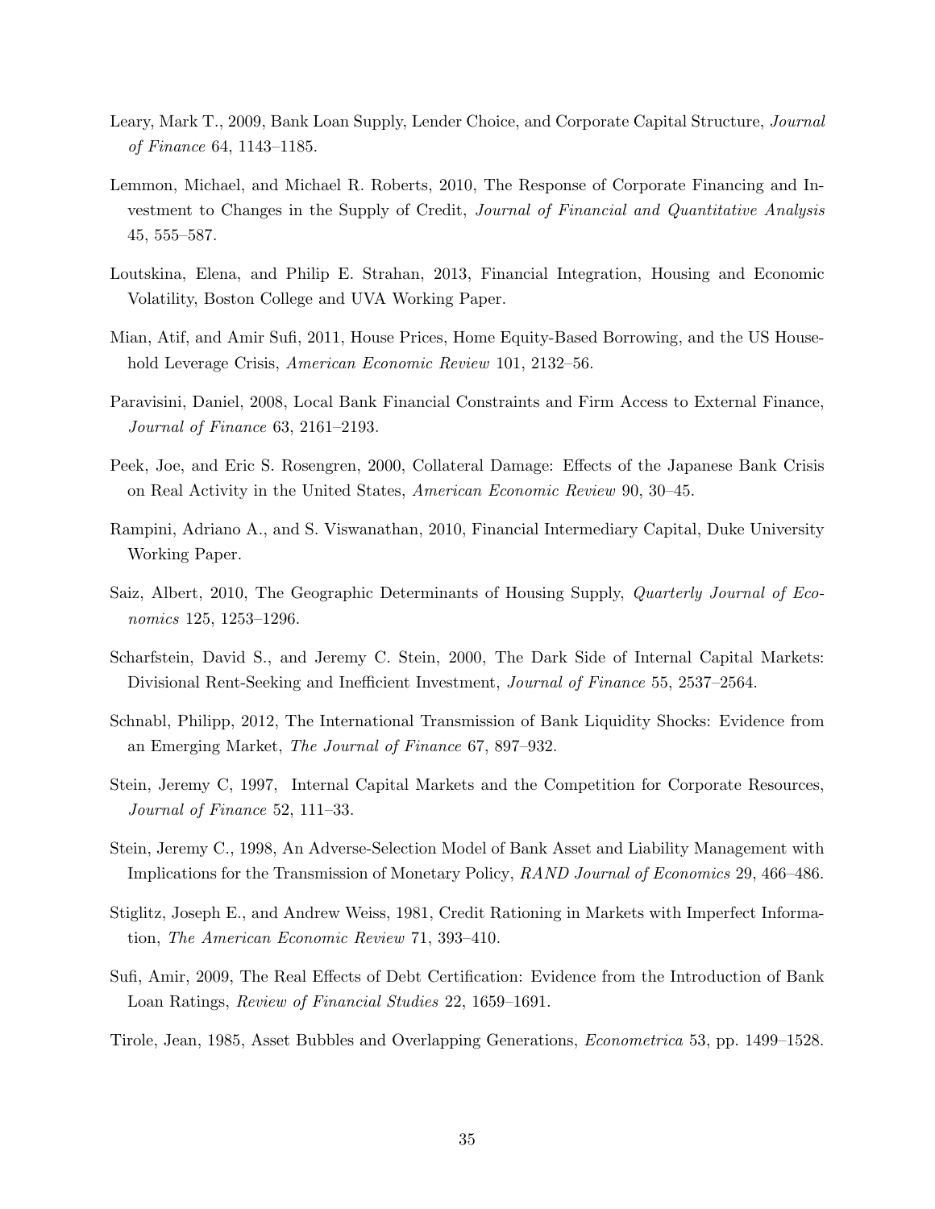Leary, Mark T., 2009, Bank Loan Supply, Lender Choice, and Corporate Capital Structure, *Journal of Finance* 64, 1143–1185.

Lemmon, Michael, and Michael R. Roberts, 2010, The Response of Corporate Financing and Investment to Changes in the Supply of Credit, *Journal of Financial and Quantitative Analysis* 45, 555–587.

Loutskina, Elena, and Philip E. Strahan, 2013, Financial Integration, Housing and Economic Volatility, Boston College and UVA Working Paper.

Mian, Atif, and Amir Sufi, 2011, House Prices, Home Equity-Based Borrowing, and the US Household Leverage Crisis, *American Economic Review* 101, 2132–56.

Paravisini, Daniel, 2008, Local Bank Financial Constraints and Firm Access to External Finance, *Journal of Finance* 63, 2161–2193.

Peek, Joe, and Eric S. Rosengren, 2000, Collateral Damage: Effects of the Japanese Bank Crisis on Real Activity in the United States, *American Economic Review* 90, 30–45.

Rampini, Adriano A., and S. Viswanathan, 2010, Financial Intermediary Capital, Duke University Working Paper.

Saiz, Albert, 2010, The Geographic Determinants of Housing Supply, *Quarterly Journal of Economics* 125, 1253–1296.

Scharfstein, David S., and Jeremy C. Stein, 2000, The Dark Side of Internal Capital Markets: Divisional Rent-Seeking and Inefficient Investment, *Journal of Finance* 55, 2537–2564.

Schnabl, Philipp, 2012, The International Transmission of Bank Liquidity Shocks: Evidence from an Emerging Market, *The Journal of Finance* 67, 897–932.

Stein, Jeremy C, 1997, Internal Capital Markets and the Competition for Corporate Resources, *Journal of Finance* 52, 111–33.

Stein, Jeremy C., 1998, An Adverse-Selection Model of Bank Asset and Liability Management with Implications for the Transmission of Monetary Policy, *RAND Journal of Economics* 29, 466–486.

Stiglitz, Joseph E., and Andrew Weiss, 1981, Credit Rationing in Markets with Imperfect Information, *The American Economic Review* 71, 393–410.

Sufi, Amir, 2009, The Real Effects of Debt Certification: Evidence from the Introduction of Bank Loan Ratings, *Review of Financial Studies* 22, 1659–1691.

Tirole, Jean, 1985, Asset Bubbles and Overlapping Generations, *Econometrica* 53, pp. 1499–1528.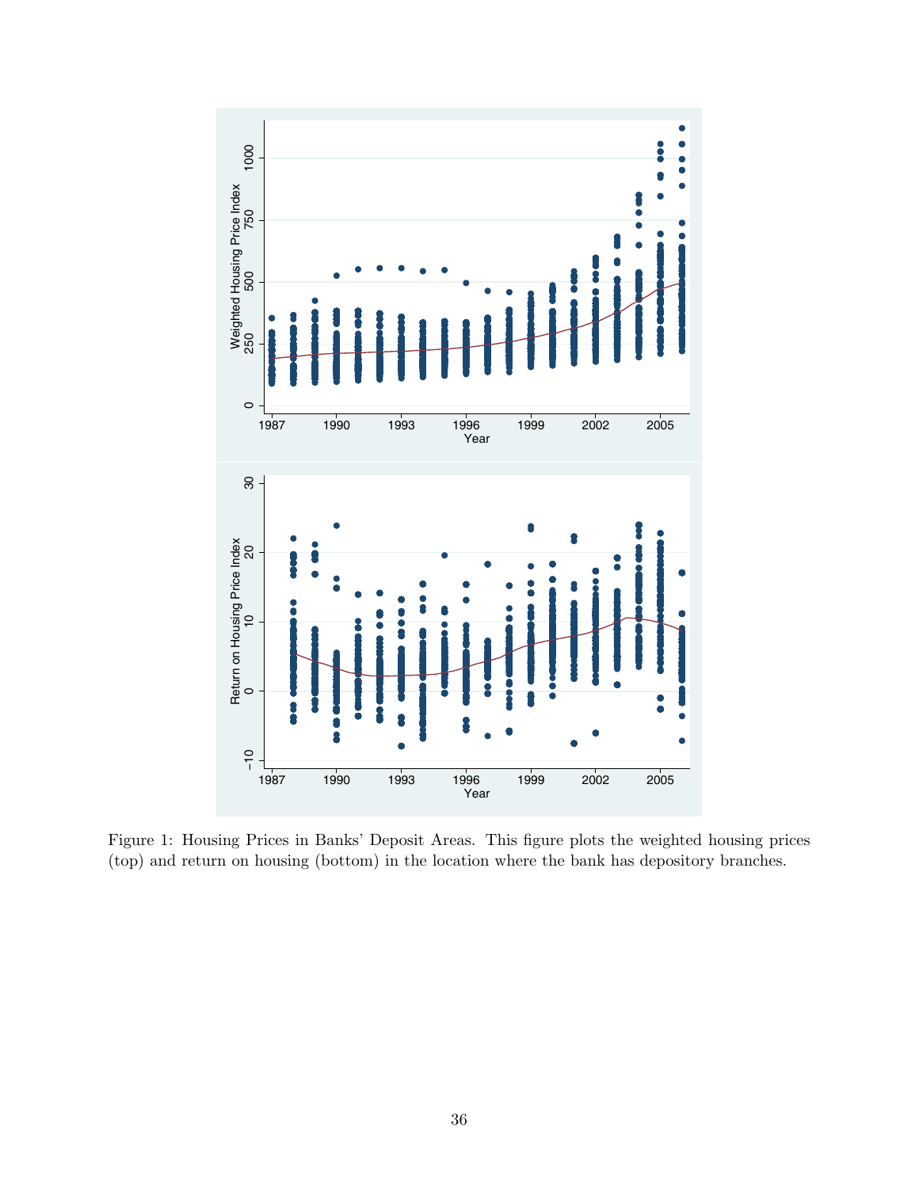Figure 1: Housing Prices in Banks' Deposit Areas. This figure plots the weighted housing prices (top) and return on housing (bottom) in the location where the bank has depository branches.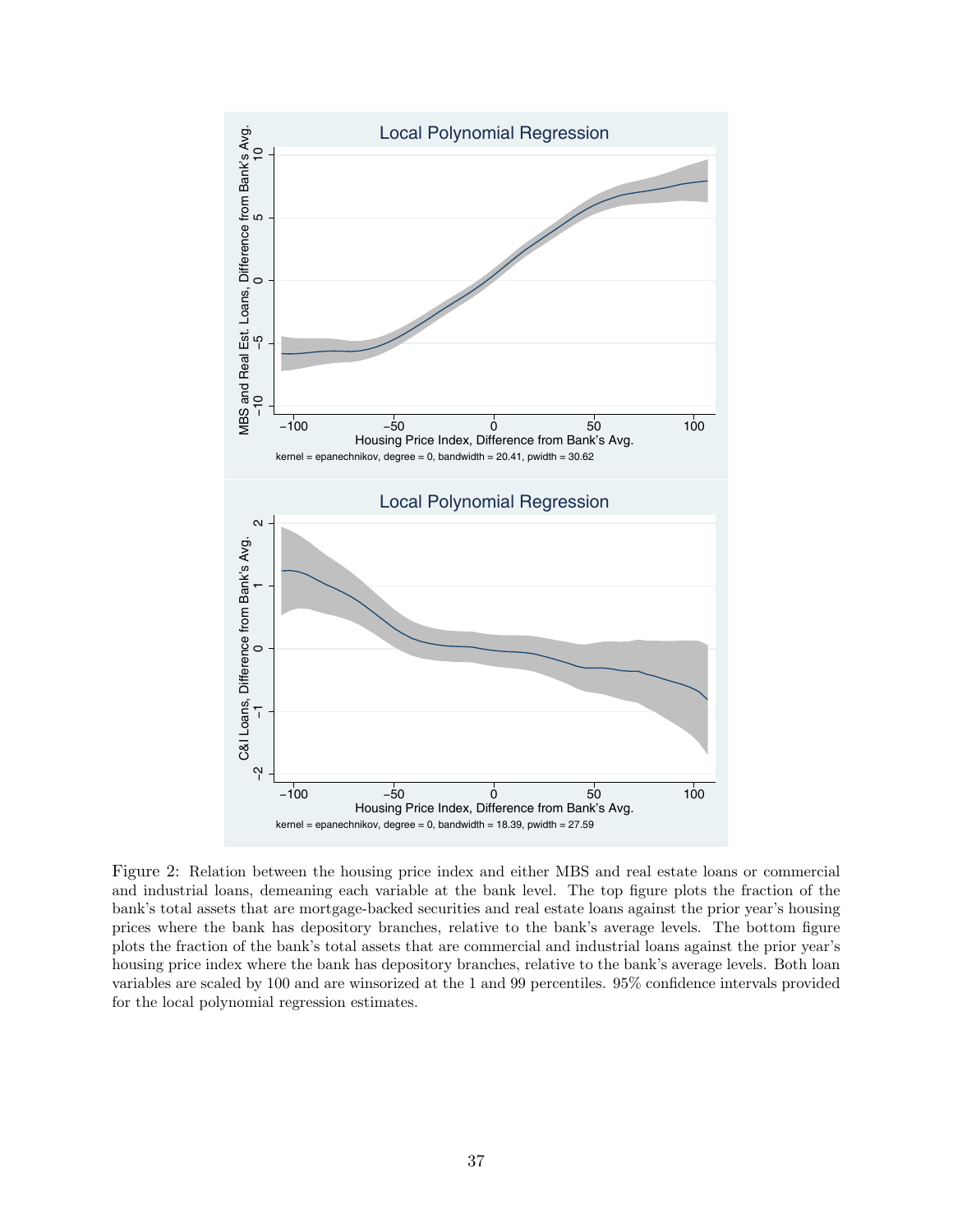Figure 2: Relation between the housing price index and either MBS and real estate loans or commercial and industrial loans, demeaning each variable at the bank level. The top figure plots the fraction of the bank's total assets that are mortgage-backed securities and real estate loans against the prior year's housing prices where the bank has depository branches, relative to the bank's average levels. The bottom figure plots the fraction of the bank's total assets that are commercial and industrial loans against the prior year's housing price index where the bank has depository branches, relative to the bank's average levels. Both loan variables are scaled by 100 and are winsorized at the 1 and 99 percentiles. 95% confidence intervals provided for the local polynomial regression estimates.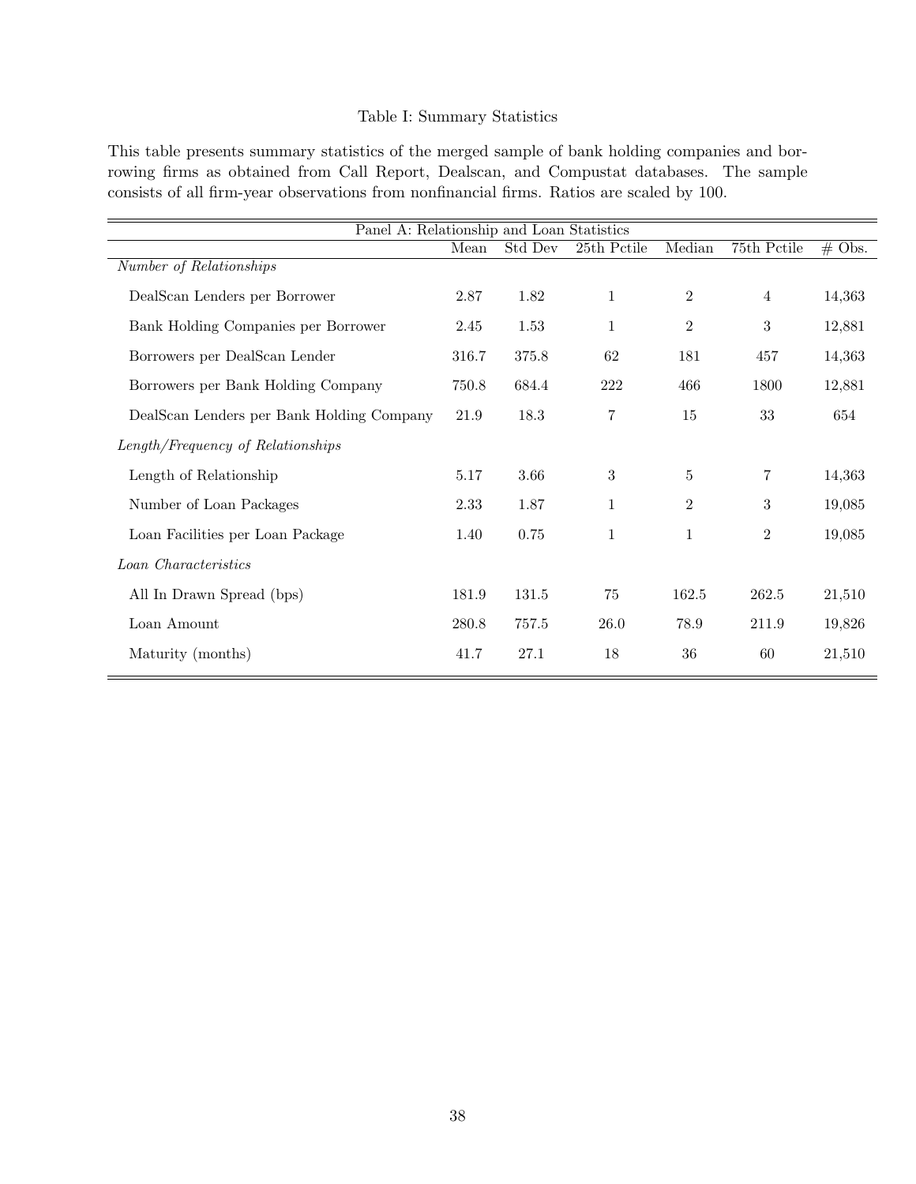Table I: Summary Statistics

This table presents summary statistics of the merged sample of bank holding companies and borrowing firms as obtained from Call Report, Dealscan, and Compustat databases. The sample consists of all firm-year observations from nonfinancial firms. Ratios are scaled by 100.

| Panel A: Relationship and Loan Statistics | | | | | | |
|---|---|---|---|---|---|---|
| | Mean | Std Dev | 25th Pctile | Median | 75th Pctile | # Obs. |
| *Number of Relationships* | | | | | | |
| DealScan Lenders per Borrower | 2.87 | 1.82 | 1 | 2 | 4 | 14,363 |
| Bank Holding Companies per Borrower | 2.45 | 1.53 | 1 | 2 | 3 | 12,881 |
| Borrowers per DealScan Lender | 316.7 | 375.8 | 62 | 181 | 457 | 14,363 |
| Borrowers per Bank Holding Company | 750.8 | 684.4 | 222 | 466 | 1800 | 12,881 |
| DealScan Lenders per Bank Holding Company | 21.9 | 18.3 | 7 | 15 | 33 | 654 |
| *Length/Frequency of Relationships* | | | | | | |
| Length of Relationship | 5.17 | 3.66 | 3 | 5 | 7 | 14,363 |
| Number of Loan Packages | 2.33 | 1.87 | 1 | 2 | 3 | 19,085 |
| Loan Facilities per Loan Package | 1.40 | 0.75 | 1 | 1 | 2 | 19,085 |
| *Loan Characteristics* | | | | | | |
| All In Drawn Spread (bps) | 181.9 | 131.5 | 75 | 162.5 | 262.5 | 21,510 |
| Loan Amount | 280.8 | 757.5 | 26.0 | 78.9 | 211.9 | 19,826 |
| Maturity (months) | 41.7 | 27.1 | 18 | 36 | 60 | 21,510 |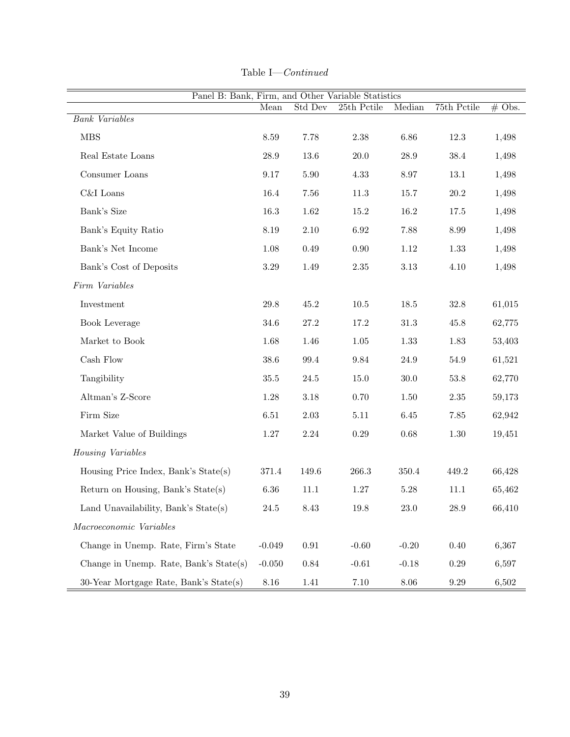Table I—*Continued*

| Panel B: Bank, Firm, and Other Variable Statistics | | | | | | |
|---|---|---|---|---|---|---|
| | Mean | Std Dev | 25th Pctile | Median | 75th Pctile | # Obs. |
| *Bank Variables* | | | | | | |
| MBS | 8.59 | 7.78 | 2.38 | 6.86 | 12.3 | 1,498 |
| Real Estate Loans | 28.9 | 13.6 | 20.0 | 28.9 | 38.4 | 1,498 |
| Consumer Loans | 9.17 | 5.90 | 4.33 | 8.97 | 13.1 | 1,498 |
| C&I Loans | 16.4 | 7.56 | 11.3 | 15.7 | 20.2 | 1,498 |
| Bank's Size | 16.3 | 1.62 | 15.2 | 16.2 | 17.5 | 1,498 |
| Bank's Equity Ratio | 8.19 | 2.10 | 6.92 | 7.88 | 8.99 | 1,498 |
| Bank's Net Income | 1.08 | 0.49 | 0.90 | 1.12 | 1.33 | 1,498 |
| Bank's Cost of Deposits | 3.29 | 1.49 | 2.35 | 3.13 | 4.10 | 1,498 |
| *Firm Variables* | | | | | | |
| Investment | 29.8 | 45.2 | 10.5 | 18.5 | 32.8 | 61,015 |
| Book Leverage | 34.6 | 27.2 | 17.2 | 31.3 | 45.8 | 62,775 |
| Market to Book | 1.68 | 1.46 | 1.05 | 1.33 | 1.83 | 53,403 |
| Cash Flow | 38.6 | 99.4 | 9.84 | 24.9 | 54.9 | 61,521 |
| Tangibility | 35.5 | 24.5 | 15.0 | 30.0 | 53.8 | 62,770 |
| Altman's Z-Score | 1.28 | 3.18 | 0.70 | 1.50 | 2.35 | 59,173 |
| Firm Size | 6.51 | 2.03 | 5.11 | 6.45 | 7.85 | 62,942 |
| Market Value of Buildings | 1.27 | 2.24 | 0.29 | 0.68 | 1.30 | 19,451 |
| *Housing Variables* | | | | | | |
| Housing Price Index, Bank's State(s) | 371.4 | 149.6 | 266.3 | 350.4 | 449.2 | 66,428 |
| Return on Housing, Bank's State(s) | 6.36 | 11.1 | 1.27 | 5.28 | 11.1 | 65,462 |
| Land Unavailability, Bank's State(s) | 24.5 | 8.43 | 19.8 | 23.0 | 28.9 | 66,410 |
| *Macroeconomic Variables* | | | | | | |
| Change in Unemp. Rate, Firm's State | -0.049 | 0.91 | -0.60 | -0.20 | 0.40 | 6,367 |
| Change in Unemp. Rate, Bank's State(s) | -0.050 | 0.84 | -0.61 | -0.18 | 0.29 | 6,597 |
| 30-Year Mortgage Rate, Bank's State(s) | 8.16 | 1.41 | 7.10 | 8.06 | 9.29 | 6,502 |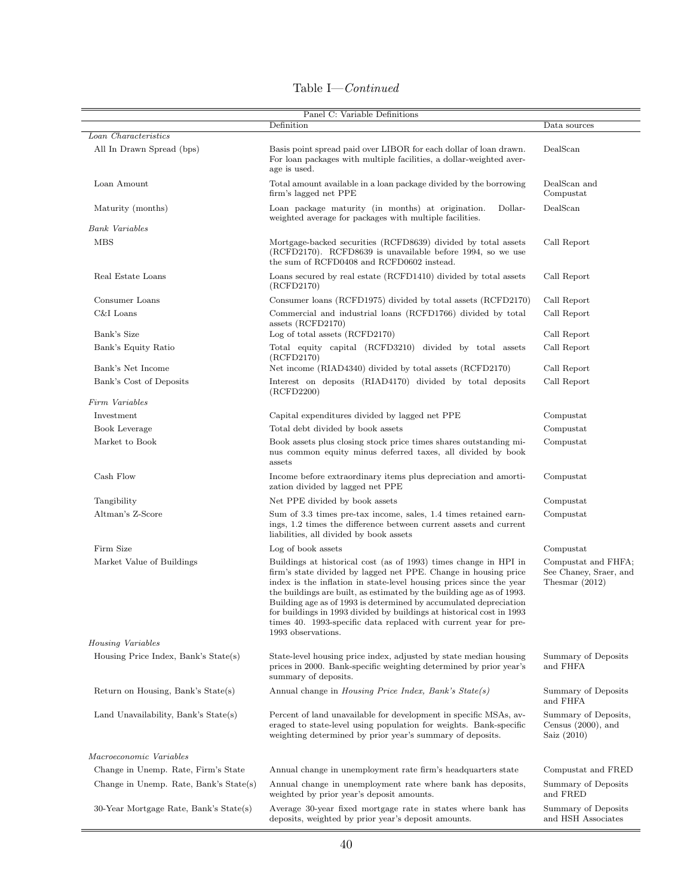Table I—*Continued*

| Panel C: Variable Definitions | | |
|---|---|---|
| | Definition | Data sources |
| *Loan Characteristics* | | |
| All In Drawn Spread (bps) | Basis point spread paid over LIBOR for each dollar of loan drawn. For loan packages with multiple facilities, a dollar-weighted average is used. | DealScan |
| Loan Amount | Total amount available in a loan package divided by the borrowing firm's lagged net PPE | DealScan and Compustat |
| Maturity (months) | Loan package maturity (in months) at origination. Dollar-weighted average for packages with multiple facilities. | DealScan |
| *Bank Variables* | | |
| MBS | Mortgage-backed securities (RCFD8639) divided by total assets (RCFD2170). RCFD8639 is unavailable before 1994, so we use the sum of RCFD0408 and RCFD0602 instead. | Call Report |
| Real Estate Loans | Loans secured by real estate (RCFD1410) divided by total assets (RCFD2170) | Call Report |
| Consumer Loans | Consumer loans (RCFD1975) divided by total assets (RCFD2170) | Call Report |
| C&I Loans | Commercial and industrial loans (RCFD1766) divided by total assets (RCFD2170) | Call Report |
| Bank's Size | Log of total assets (RCFD2170) | Call Report |
| Bank's Equity Ratio | Total equity capital (RCFD3210) divided by total assets (RCFD2170) | Call Report |
| Bank's Net Income | Net income (RIAD4340) divided by total assets (RCFD2170) | Call Report |
| Bank's Cost of Deposits | Interest on deposits (RIAD4170) divided by total deposits (RCFD2200) | Call Report |
| *Firm Variables* | | |
| Investment | Capital expenditures divided by lagged net PPE | Compustat |
| Book Leverage | Total debt divided by book assets | Compustat |
| Market to Book | Book assets plus closing stock price times shares outstanding minus common equity minus deferred taxes, all divided by book assets | Compustat |
| Cash Flow | Income before extraordinary items plus depreciation and amortization divided by lagged net PPE | Compustat |
| Tangibility | Net PPE divided by book assets | Compustat |
| Altman's Z-Score | Sum of 3.3 times pre-tax income, sales, 1.4 times retained earnings, 1.2 times the difference between current assets and current liabilities, all divided by book assets | Compustat |
| Firm Size | Log of book assets | Compustat |
| Market Value of Buildings | Buildings at historical cost (as of 1993) times change in HPI in firm's state divided by lagged net PPE. Change in housing price index is the inflation in state-level housing prices since the year the buildings are built, as estimated by the building age as of 1993. Building age as of 1993 is determined by accumulated depreciation for buildings in 1993 divided by buildings at historical cost in 1993 times 40. 1993-specific data replaced with current year for pre-1993 observations. | Compustat and FHFA; See Chaney, Sraer, and Thesmar (2012) |
| *Housing Variables* | | |
| Housing Price Index, Bank's State(s) | State-level housing price index, adjusted by state median housing prices in 2000. Bank-specific weighting determined by prior year's summary of deposits. | Summary of Deposits and FHFA |
| Return on Housing, Bank's State(s) | Annual change in *Housing Price Index, Bank's State(s)* | Summary of Deposits and FHFA |
| Land Unavailability, Bank's State(s) | Percent of land unavailable for development in specific MSAs, averaged to state-level using population for weights. Bank-specific weighting determined by prior year's summary of deposits. | Summary of Deposits, Census (2000), and Saiz (2010) |
| *Macroeconomic Variables* | | |
| Change in Unemp. Rate, Firm's State | Annual change in unemployment rate firm's headquarters state | Compustat and FRED |
| Change in Unemp. Rate, Bank's State(s) | Annual change in unemployment rate where bank has deposits, weighted by prior year's deposit amounts. | Summary of Deposits and FRED |
| 30-Year Mortgage Rate, Bank's State(s) | Average 30-year fixed mortgage rate in states where bank has deposits, weighted by prior year's deposit amounts. | Summary of Deposits and HSH Associates |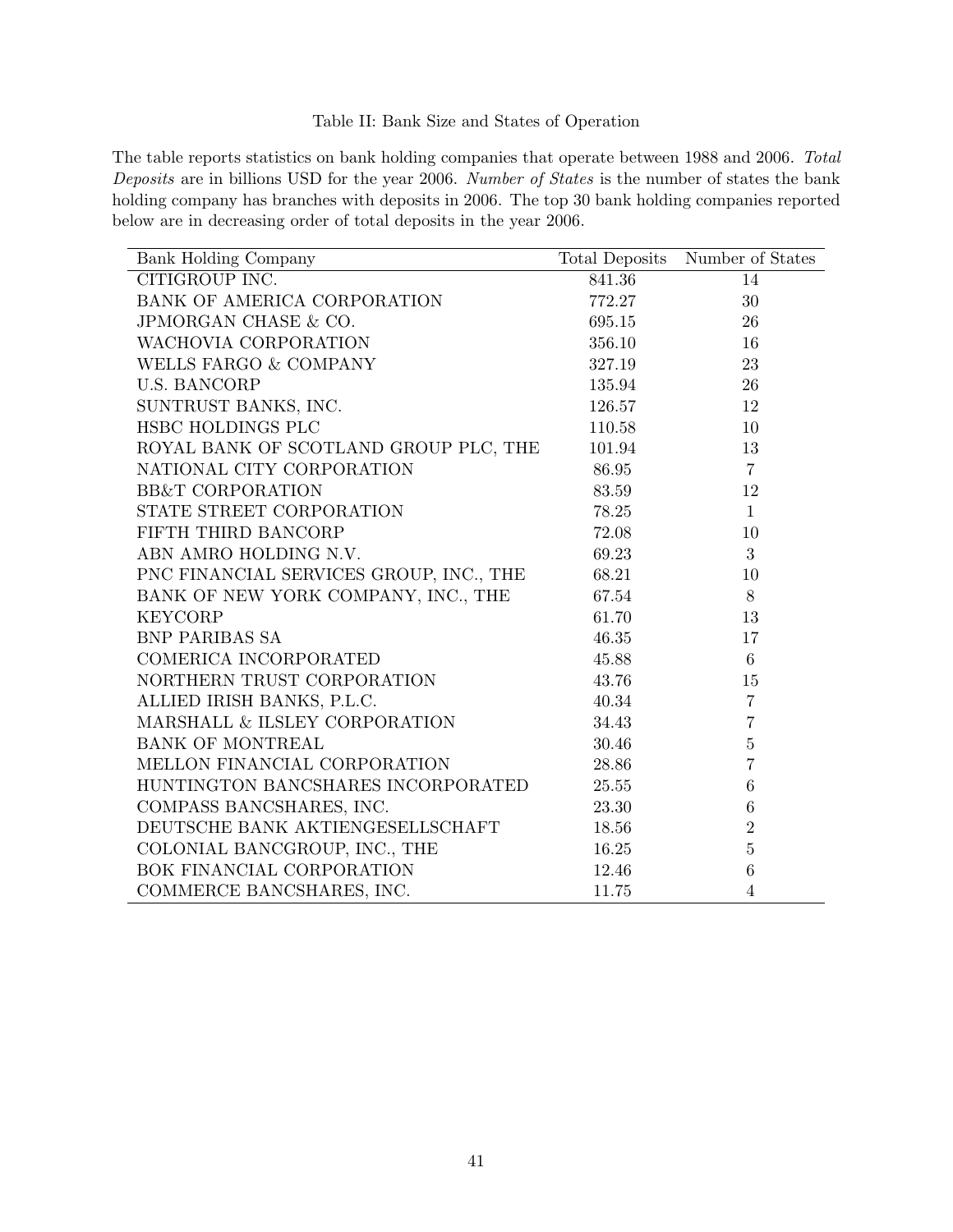Table II: Bank Size and States of Operation

The table reports statistics on bank holding companies that operate between 1988 and 2006. *Total Deposits* are in billions USD for the year 2006. *Number of States* is the number of states the bank holding company has branches with deposits in 2006. The top 30 bank holding companies reported below are in decreasing order of total deposits in the year 2006.

| Bank Holding Company | Total Deposits | Number of States |
|---|---|---|
| CITIGROUP INC. | 841.36 | 14 |
| BANK OF AMERICA CORPORATION | 772.27 | 30 |
| JPMORGAN CHASE & CO. | 695.15 | 26 |
| WACHOVIA CORPORATION | 356.10 | 16 |
| WELLS FARGO & COMPANY | 327.19 | 23 |
| U.S. BANCORP | 135.94 | 26 |
| SUNTRUST BANKS, INC. | 126.57 | 12 |
| HSBC HOLDINGS PLC | 110.58 | 10 |
| ROYAL BANK OF SCOTLAND GROUP PLC, THE | 101.94 | 13 |
| NATIONAL CITY CORPORATION | 86.95 | 7 |
| BB&T CORPORATION | 83.59 | 12 |
| STATE STREET CORPORATION | 78.25 | 1 |
| FIFTH THIRD BANCORP | 72.08 | 10 |
| ABN AMRO HOLDING N.V. | 69.23 | 3 |
| PNC FINANCIAL SERVICES GROUP, INC., THE | 68.21 | 10 |
| BANK OF NEW YORK COMPANY, INC., THE | 67.54 | 8 |
| KEYCORP | 61.70 | 13 |
| BNP PARIBAS SA | 46.35 | 17 |
| COMERICA INCORPORATED | 45.88 | 6 |
| NORTHERN TRUST CORPORATION | 43.76 | 15 |
| ALLIED IRISH BANKS, P.L.C. | 40.34 | 7 |
| MARSHALL & ILSLEY CORPORATION | 34.43 | 7 |
| BANK OF MONTREAL | 30.46 | 5 |
| MELLON FINANCIAL CORPORATION | 28.86 | 7 |
| HUNTINGTON BANCSHARES INCORPORATED | 25.55 | 6 |
| COMPASS BANCSHARES, INC. | 23.30 | 6 |
| DEUTSCHE BANK AKTIENGESELLSCHAFT | 18.56 | 2 |
| COLONIAL BANCGROUP, INC., THE | 16.25 | 5 |
| BOK FINANCIAL CORPORATION | 12.46 | 6 |
| COMMERCE BANCSHARES, INC. | 11.75 | 4 |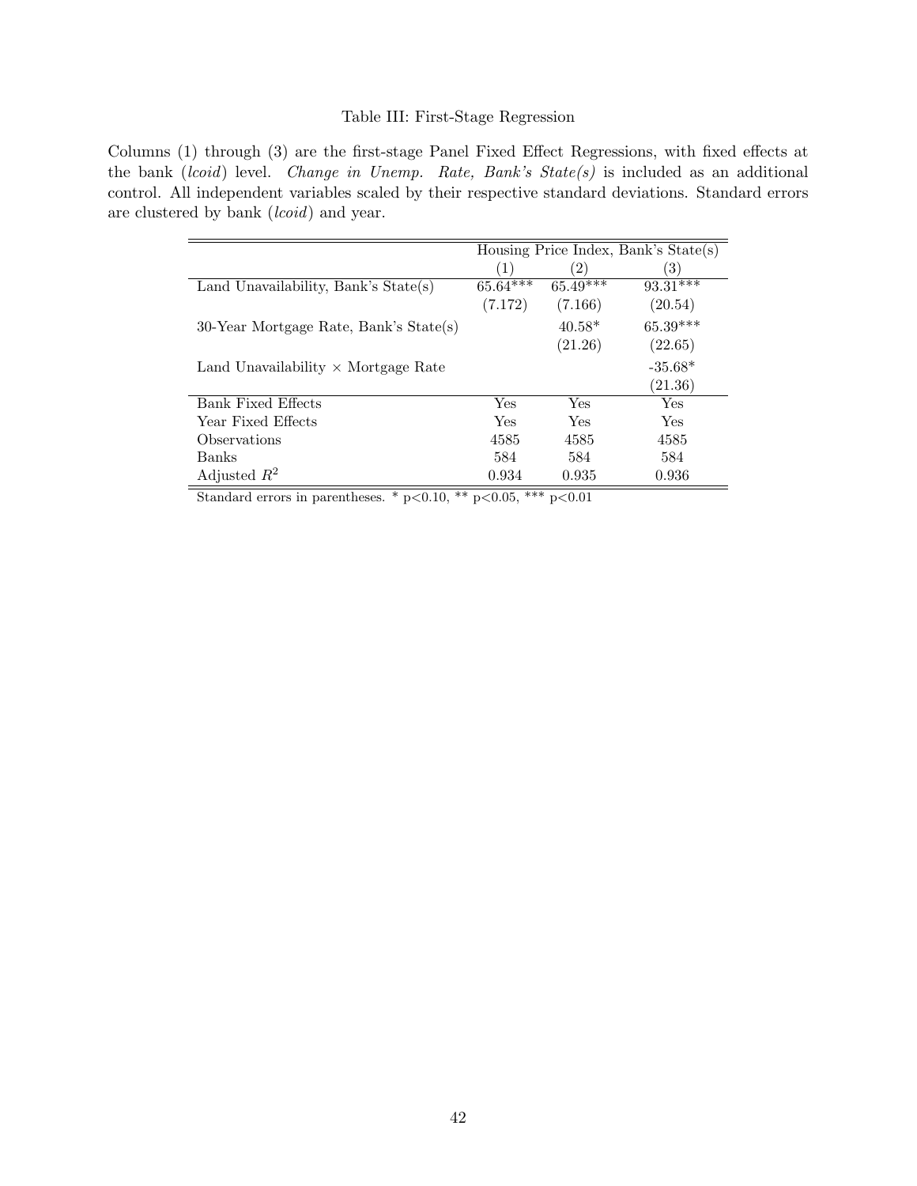Table III: First-Stage Regression

Columns (1) through (3) are the first-stage Panel Fixed Effect Regressions, with fixed effects at the bank (*lcoid*) level. *Change in Unemp. Rate, Bank's State(s)* is included as an additional control. All independent variables scaled by their respective standard deviations. Standard errors are clustered by bank (*lcoid*) and year.

| | Housing Price Index, Bank's State(s) | | |
|---|---|---|---|
| | (1) | (2) | (3) |
| Land Unavailability, Bank's State(s) | 65.64*** | 65.49*** | 93.31*** |
| | (7.172) | (7.166) | (20.54) |
| 30-Year Mortgage Rate, Bank's State(s) | | 40.58* | 65.39*** |
| | | (21.26) | (22.65) |
| Land Unavailability × Mortgage Rate | | | -35.68* |
| | | | (21.36) |
| Bank Fixed Effects | Yes | Yes | Yes |
| Year Fixed Effects | Yes | Yes | Yes |
| Observations | 4585 | 4585 | 4585 |
| Banks | 584 | 584 | 584 |
| Adjusted $R^2$ | 0.934 | 0.935 | 0.936 |

Standard errors in parentheses. * p<0.10, ** p<0.05, *** p<0.01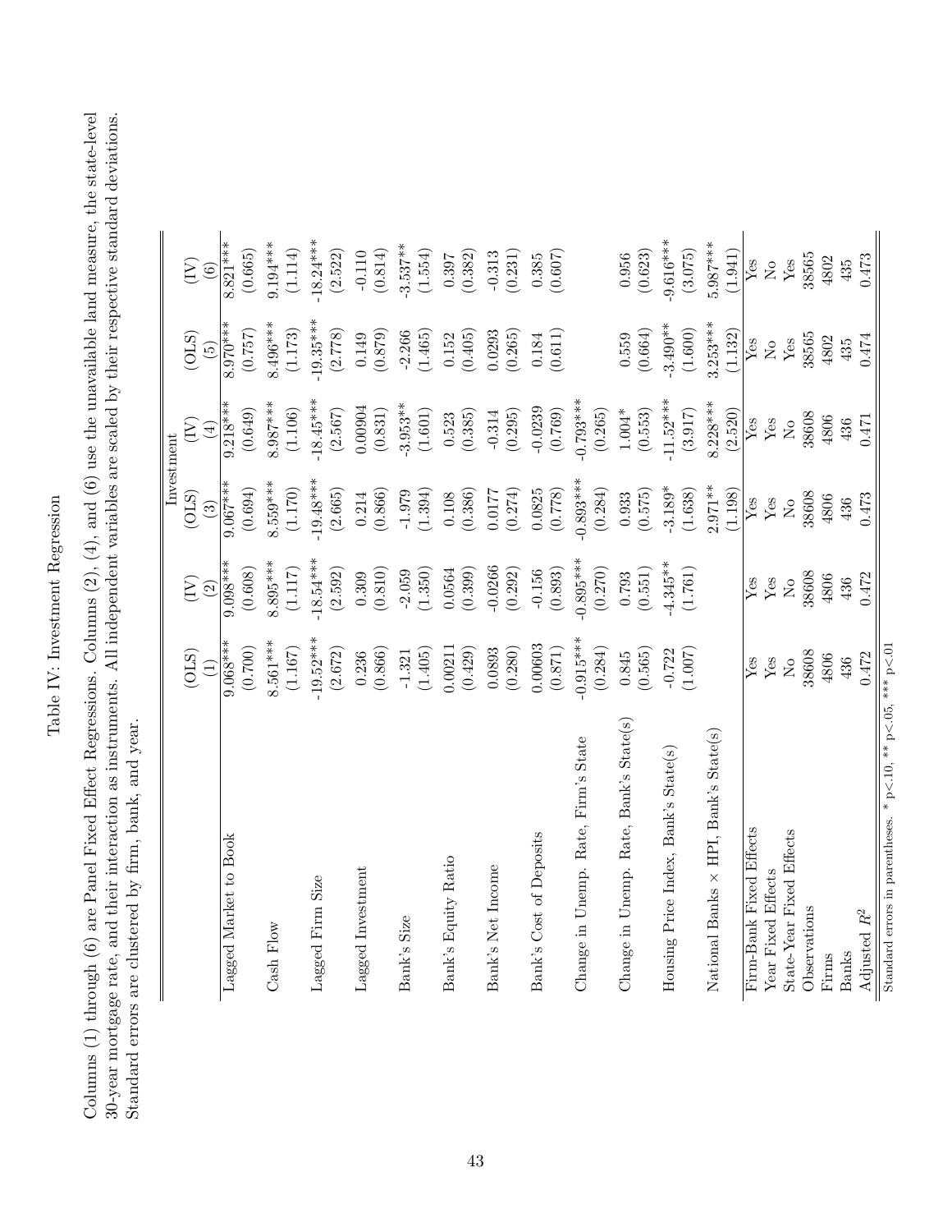# Table IV: Investment Regression

Columns (1) through (6) are Panel Fixed Effect Regressions. Columns (2), (4), and (6) use the unavailable land measure, the state-level 30-year mortgage rate, and their interaction as instruments. All independent variables are scaled by their respective standard deviations. Standard errors are clustered by firm, bank, and year.

| | Investment | | | | | |
|---|---|---|---|---|---|---|
| | (OLS) | (IV) | (OLS) | (IV) | (OLS) | (IV) |
| | (1) | (2) | (3) | (4) | (5) | (6) |
| Lagged Market to Book | 9.068*** | 9.098*** | 9.067*** | 9.218*** | 8.970*** | 8.821*** |
| | (0.700) | (0.608) | (0.694) | (0.649) | (0.757) | (0.665) |
| Cash Flow | 8.561*** | 8.895*** | 8.559*** | 8.987*** | 8.496*** | 9.194*** |
| | (1.167) | (1.117) | (1.170) | (1.106) | (1.173) | (1.114) |
| Lagged Firm Size | -19.52*** | -18.54*** | -19.48*** | -18.45*** | -19.35*** | -18.24*** |
| | (2.672) | (2.592) | (2.665) | (2.567) | (2.778) | (2.522) |
| Lagged Investment | 0.236 | 0.309 | 0.214 | 0.00904 | 0.149 | -0.110 |
| | (0.866) | (0.810) | (0.866) | (0.831) | (0.879) | (0.814) |
| Bank's Size | -1.321 | -2.059 | -1.979 | -3.953** | -2.266 | -3.537** |
| | (1.405) | (1.350) | (1.394) | (1.601) | (1.465) | (1.554) |
| Bank's Equity Ratio | 0.00211 | 0.0564 | 0.108 | 0.523 | 0.152 | 0.397 |
| | (0.429) | (0.399) | (0.386) | (0.385) | (0.405) | (0.382) |
| Bank's Net Income | 0.0893 | -0.0266 | 0.0177 | -0.314 | 0.0293 | -0.313 |
| | (0.280) | (0.292) | (0.274) | (0.295) | (0.265) | (0.231) |
| Bank's Cost of Deposits | 0.00603 | -0.156 | 0.0825 | -0.0239 | 0.184 | 0.385 |
| | (0.871) | (0.893) | (0.778) | (0.769) | (0.611) | (0.607) |
| Change in Unemp. Rate, Firm's State | -0.915*** | -0.895*** | -0.893*** | -0.793*** | | |
| | (0.284) | (0.270) | (0.284) | (0.265) | | |
| Change in Unemp. Rate, Bank's State(s) | 0.845 | 0.793 | 0.933 | 1.004* | 0.559 | 0.956 |
| | (0.565) | (0.551) | (0.575) | (0.553) | (0.664) | (0.623) |
| Housing Price Index, Bank's State(s) | -0.722 | -4.345** | -3.189* | -11.52*** | -3.490** | -9.616*** |
| | (1.007) | (1.761) | (1.638) | (3.917) | (1.600) | (3.075) |
| National Banks × HPI, Bank's State(s) | | | 2.971** | 8.228*** | 3.253*** | 5.987*** |
| | | | (1.198) | (2.520) | (1.132) | (1.941) |
| Firm-Bank Fixed Effects | Yes | Yes | Yes | Yes | Yes | Yes |
| Year Fixed Effects | Yes | Yes | Yes | Yes | No | No |
| State-Year Fixed Effects | No | No | No | No | Yes | Yes |
| Observations | 38608 | 38608 | 38608 | 38608 | 38565 | 38565 |
| Firms | 4806 | 4806 | 4806 | 4806 | 4802 | 4802 |
| Banks | 436 | 436 | 436 | 436 | 435 | 435 |
| Adjusted $R^2$ | 0.472 | 0.472 | 0.473 | 0.471 | 0.474 | 0.473 |

Standard errors in parentheses. * $p<.10$, ** $p<.05$, *** $p<.01$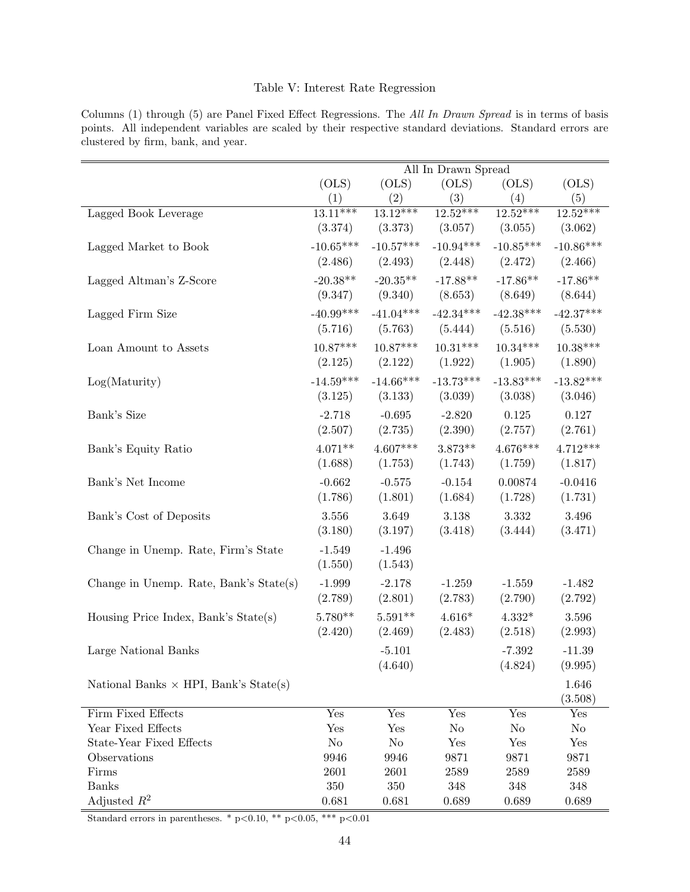# Table V: Interest Rate Regression

Columns (1) through (5) are Panel Fixed Effect Regressions. The *All In Drawn Spread* is in terms of basis points. All independent variables are scaled by their respective standard deviations. Standard errors are clustered by firm, bank, and year.

| | All In Drawn Spread | | | | |
|---|---|---|---|---|---|
| | (OLS) | (OLS) | (OLS) | (OLS) | (OLS) |
| | (1) | (2) | (3) | (4) | (5) |
| Lagged Book Leverage | 13.11*** | 13.12*** | 12.52*** | 12.52*** | 12.52*** |
| | (3.374) | (3.373) | (3.057) | (3.055) | (3.062) |
| Lagged Market to Book | -10.65*** | -10.57*** | -10.94*** | -10.85*** | -10.86*** |
| | (2.486) | (2.493) | (2.448) | (2.472) | (2.466) |
| Lagged Altman's Z-Score | -20.38** | -20.35** | -17.88** | -17.86** | -17.86** |
| | (9.347) | (9.340) | (8.653) | (8.649) | (8.644) |
| Lagged Firm Size | -40.99*** | -41.04*** | -42.34*** | -42.38*** | -42.37*** |
| | (5.716) | (5.763) | (5.444) | (5.516) | (5.530) |
| Loan Amount to Assets | 10.87*** | 10.87*** | 10.31*** | 10.34*** | 10.38*** |
| | (2.125) | (2.122) | (1.922) | (1.905) | (1.890) |
| Log(Maturity) | -14.59*** | -14.66*** | -13.73*** | -13.83*** | -13.82*** |
| | (3.125) | (3.133) | (3.039) | (3.038) | (3.046) |
| Bank's Size | -2.718 | -0.695 | -2.820 | 0.125 | 0.127 |
| | (2.507) | (2.735) | (2.390) | (2.757) | (2.761) |
| Bank's Equity Ratio | 4.071** | 4.607*** | 3.873** | 4.676*** | 4.712*** |
| | (1.688) | (1.753) | (1.743) | (1.759) | (1.817) |
| Bank's Net Income | -0.662 | -0.575 | -0.154 | 0.00874 | -0.0416 |
| | (1.786) | (1.801) | (1.684) | (1.728) | (1.731) |
| Bank's Cost of Deposits | 3.556 | 3.649 | 3.138 | 3.332 | 3.496 |
| | (3.180) | (3.197) | (3.418) | (3.444) | (3.471) |
| Change in Unemp. Rate, Firm's State | -1.549 | -1.496 | | | |
| | (1.550) | (1.543) | | | |
| Change in Unemp. Rate, Bank's State(s) | -1.999 | -2.178 | -1.259 | -1.559 | -1.482 |
| | (2.789) | (2.801) | (2.783) | (2.790) | (2.792) |
| Housing Price Index, Bank's State(s) | 5.780** | 5.591** | 4.616* | 4.332* | 3.596 |
| | (2.420) | (2.469) | (2.483) | (2.518) | (2.993) |
| Large National Banks | | -5.101 | | -7.392 | -11.39 |
| | | (4.640) | | (4.824) | (9.995) |
| National Banks × HPI, Bank's State(s) | | | | | 1.646 |
| | | | | | (3.508) |
| Firm Fixed Effects | Yes | Yes | Yes | Yes | Yes |
| Year Fixed Effects | Yes | Yes | No | No | No |
| State-Year Fixed Effects | No | No | Yes | Yes | Yes |
| Observations | 9946 | 9946 | 9871 | 9871 | 9871 |
| Firms | 2601 | 2601 | 2589 | 2589 | 2589 |
| Banks | 350 | 350 | 348 | 348 | 348 |
| Adjusted $R^2$ | 0.681 | 0.681 | 0.689 | 0.689 | 0.689 |

Standard errors in parentheses. * $p<0.10$, ** $p<0.05$, *** $p<0.01$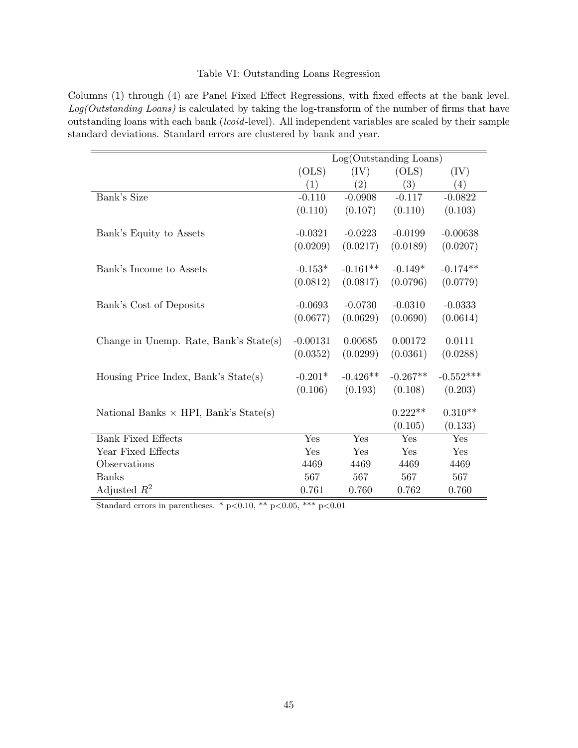Table VI: Outstanding Loans Regression

Columns (1) through (4) are Panel Fixed Effect Regressions, with fixed effects at the bank level. *Log(Outstanding Loans)* is calculated by taking the log-transform of the number of firms that have outstanding loans with each bank (*lcoid*-level). All independent variables are scaled by their sample standard deviations. Standard errors are clustered by bank and year.

| | Log(Outstanding Loans) | | | |
|---|---|---|---|---|
| | (OLS) | (IV) | (OLS) | (IV) |
| | (1) | (2) | (3) | (4) |
| Bank's Size | -0.110 | -0.0908 | -0.117 | -0.0822 |
| | (0.110) | (0.107) | (0.110) | (0.103) |
| Bank's Equity to Assets | -0.0321 | -0.0223 | -0.0199 | -0.00638 |
| | (0.0209) | (0.0217) | (0.0189) | (0.0207) |
| Bank's Income to Assets | -0.153* | -0.161** | -0.149* | -0.174** |
| | (0.0812) | (0.0817) | (0.0796) | (0.0779) |
| Bank's Cost of Deposits | -0.0693 | -0.0730 | -0.0310 | -0.0333 |
| | (0.0677) | (0.0629) | (0.0690) | (0.0614) |
| Change in Unemp. Rate, Bank's State(s) | -0.00131 | 0.00685 | 0.00172 | 0.0111 |
| | (0.0352) | (0.0299) | (0.0361) | (0.0288) |
| Housing Price Index, Bank's State(s) | -0.201* | -0.426** | -0.267** | -0.552*** |
| | (0.106) | (0.193) | (0.108) | (0.203) |
| National Banks $\times$ HPI, Bank's State(s) | | | 0.222** | 0.310** |
| | | | (0.105) | (0.133) |
| Bank Fixed Effects | Yes | Yes | Yes | Yes |
| Year Fixed Effects | Yes | Yes | Yes | Yes |
| Observations | 4469 | 4469 | 4469 | 4469 |
| Banks | 567 | 567 | 567 | 567 |
| Adjusted $R^2$ | 0.761 | 0.760 | 0.762 | 0.760 |

Standard errors in parentheses. * p<0.10, ** p<0.05, *** p<0.01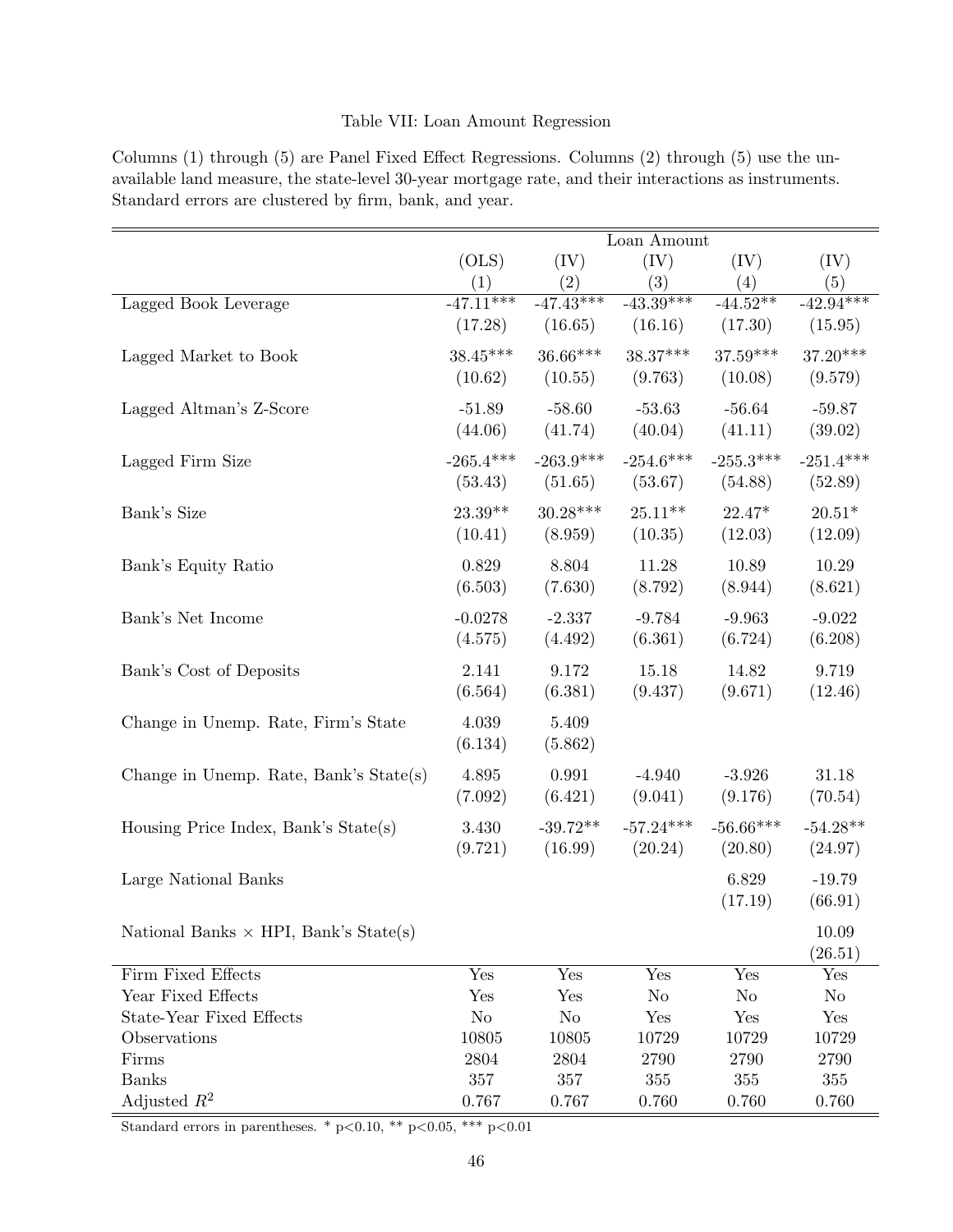Table VII: Loan Amount Regression

Columns (1) through (5) are Panel Fixed Effect Regressions. Columns (2) through (5) use the unavailable land measure, the state-level 30-year mortgage rate, and their interactions as instruments. Standard errors are clustered by firm, bank, and year.

| | Loan Amount | | | | |
|---|---|---|---|---|---|
| | (OLS) | (IV) | (IV) | (IV) | (IV) |
| | (1) | (2) | (3) | (4) | (5) |
| Lagged Book Leverage | -47.11*** | -47.43*** | -43.39*** | -44.52** | -42.94*** |
| | (17.28) | (16.65) | (16.16) | (17.30) | (15.95) |
| Lagged Market to Book | 38.45*** | 36.66*** | 38.37*** | 37.59*** | 37.20*** |
| | (10.62) | (10.55) | (9.763) | (10.08) | (9.579) |
| Lagged Altman's Z-Score | -51.89 | -58.60 | -53.63 | -56.64 | -59.87 |
| | (44.06) | (41.74) | (40.04) | (41.11) | (39.02) |
| Lagged Firm Size | -265.4*** | -263.9*** | -254.6*** | -255.3*** | -251.4*** |
| | (53.43) | (51.65) | (53.67) | (54.88) | (52.89) |
| Bank's Size | 23.39** | 30.28*** | 25.11** | 22.47* | 20.51* |
| | (10.41) | (8.959) | (10.35) | (12.03) | (12.09) |
| Bank's Equity Ratio | 0.829 | 8.804 | 11.28 | 10.89 | 10.29 |
| | (6.503) | (7.630) | (8.792) | (8.944) | (8.621) |
| Bank's Net Income | -0.0278 | -2.337 | -9.784 | -9.963 | -9.022 |
| | (4.575) | (4.492) | (6.361) | (6.724) | (6.208) |
| Bank's Cost of Deposits | 2.141 | 9.172 | 15.18 | 14.82 | 9.719 |
| | (6.564) | (6.381) | (9.437) | (9.671) | (12.46) |
| Change in Unemp. Rate, Firm's State | 4.039 | 5.409 | | | |
| | (6.134) | (5.862) | | | |
| Change in Unemp. Rate, Bank's State(s) | 4.895 | 0.991 | -4.940 | -3.926 | 31.18 |
| | (7.092) | (6.421) | (9.041) | (9.176) | (70.54) |
| Housing Price Index, Bank's State(s) | 3.430 | -39.72** | -57.24*** | -56.66*** | -54.28** |
| | (9.721) | (16.99) | (20.24) | (20.80) | (24.97) |
| Large National Banks | | | | 6.829 | -19.79 |
| | | | | (17.19) | (66.91) |
| National Banks × HPI, Bank's State(s) | | | | | 10.09 |
| | | | | | (26.51) |
| Firm Fixed Effects | Yes | Yes | Yes | Yes | Yes |
| Year Fixed Effects | Yes | Yes | No | No | No |
| State-Year Fixed Effects | No | No | Yes | Yes | Yes |
| Observations | 10805 | 10805 | 10729 | 10729 | 10729 |
| Firms | 2804 | 2804 | 2790 | 2790 | 2790 |
| Banks | 357 | 357 | 355 | 355 | 355 |
| Adjusted $R^2$ | 0.767 | 0.767 | 0.760 | 0.760 | 0.760 |

Standard errors in parentheses. * p<0.10, ** p<0.05, *** p<0.01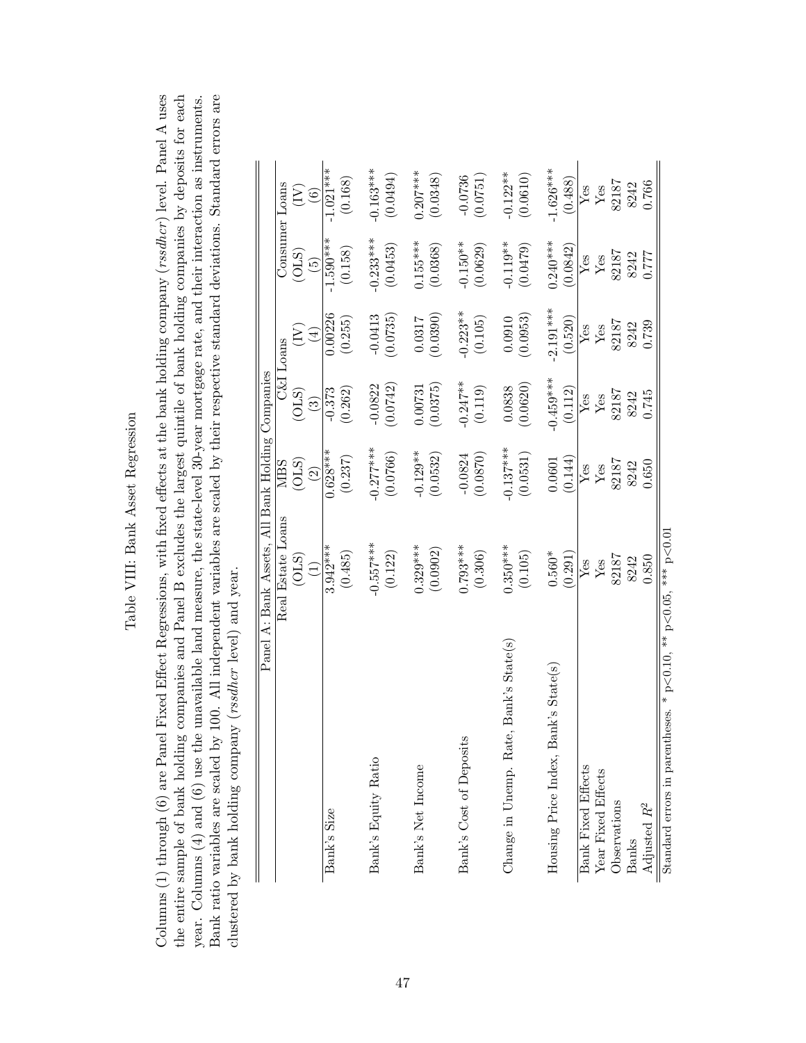# Table VIII: Bank Asset Regression

Columns (1) through (6) are Panel Fixed Effect Regressions, with fixed effects at the bank holding company (*rssdhcr*) level. Panel A uses the entire sample of bank holding companies and Panel B excludes the largest quintile of bank holding companies by deposits for each year. Columns (4) and (6) use the unavailable land measure, the state-level 30-year mortgage rate, and their interaction as instruments. Bank ratio variables are scaled by 100. All independent variables are scaled by their respective standard deviations. Standard errors are clustered by bank holding company (*rssdhcr* level) and year.

| Panel A: Bank Assets, All Bank Holding Companies | | | | | | |
|---|---|---|---|---|---|---|
| | Real Estate Loans | MBS | C&I Loans | | Consumer Loans | |
| | (OLS) | (OLS) | (OLS) | (IV) | (OLS) | (IV) |
| | (1) | (2) | (3) | (4) | (5) | (6) |
| Bank's Size | 3.942*** | 0.628*** | -0.373 | 0.00226 | -1.590*** | -1.021*** |
| | (0.485) | (0.237) | (0.262) | (0.255) | (0.158) | (0.168) |
| Bank's Equity Ratio | -0.557*** | -0.277*** | -0.0822 | -0.0413 | -0.233*** | -0.163*** |
| | (0.122) | (0.0766) | (0.0742) | (0.0735) | (0.0453) | (0.0494) |
| Bank's Net Income | 0.329*** | -0.129** | 0.00731 | 0.0317 | 0.155*** | 0.207*** |
| | (0.0902) | (0.0532) | (0.0375) | (0.0390) | (0.0368) | (0.0348) |
| Bank's Cost of Deposits | 0.793*** | -0.0824 | -0.247** | -0.223** | -0.150** | -0.0736 |
| | (0.306) | (0.0870) | (0.119) | (0.105) | (0.0629) | (0.0751) |
| Change in Unemp. Rate, Bank's State(s) | 0.350*** | -0.137*** | 0.0838 | 0.0910 | -0.119** | -0.122** |
| | (0.105) | (0.0531) | (0.0620) | (0.0953) | (0.0479) | (0.0610) |
| Housing Price Index, Bank's State(s) | 0.560* | 0.0601 | -0.459*** | -2.191*** | 0.240*** | -1.626*** |
| | (0.291) | (0.144) | (0.112) | (0.520) | (0.0842) | (0.488) |
| Bank Fixed Effects | Yes | Yes | Yes | Yes | Yes | Yes |
| Year Fixed Effects | Yes | Yes | Yes | Yes | Yes | Yes |
| Observations | 82187 | 82187 | 82187 | 82187 | 82187 | 82187 |
| Banks | 8242 | 8242 | 8242 | 8242 | 8242 | 8242 |
| Adjusted $R^2$ | 0.850 | 0.650 | 0.745 | 0.739 | 0.777 | 0.766 |

Standard errors in parentheses. * $p<0.10$, ** $p<0.05$, *** $p<0.01$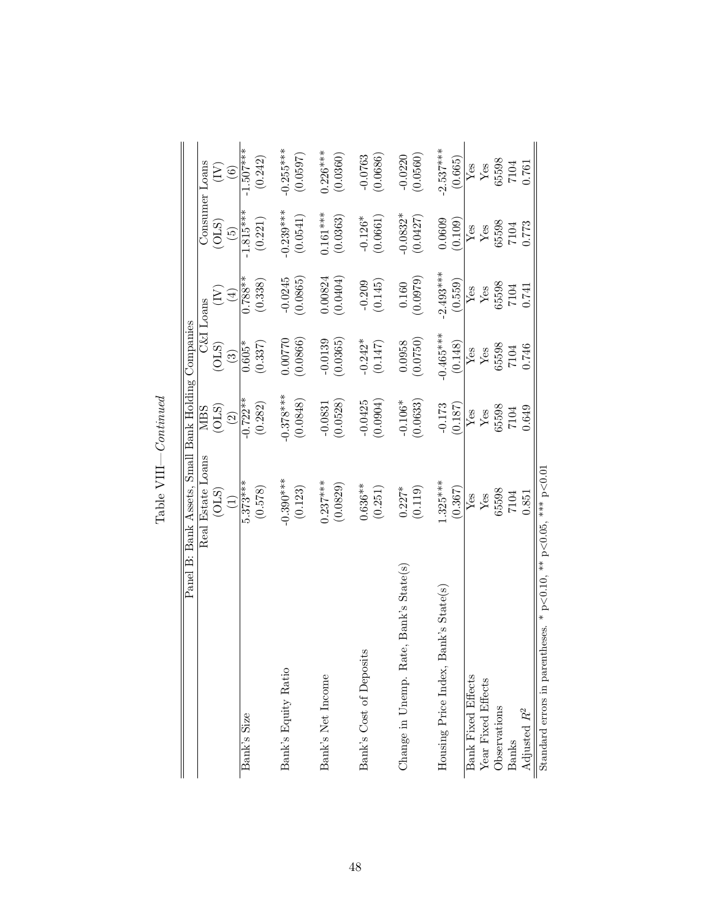Table VIII—*Continued*

| Panel B: Bank Assets, Small Bank Holding Companies | | | | | | |
|---|---|---|---|---|---|---|
| | Real Estate Loans | MBS | C&I Loans | | Consumer Loans | |
| | (OLS) | (OLS) | (OLS) | (IV) | (OLS) | (IV) |
| | (1) | (2) | (3) | (4) | (5) | (6) |
| Bank's Size | 5.373*** | -0.722** | 0.605* | 0.788** | -1.815*** | -1.507*** |
| | (0.578) | (0.282) | (0.337) | (0.338) | (0.221) | (0.242) |
| Bank's Equity Ratio | -0.390*** | -0.378*** | 0.00770 | -0.0245 | -0.239*** | -0.255*** |
| | (0.123) | (0.0848) | (0.0866) | (0.0865) | (0.0541) | (0.0597) |
| Bank's Net Income | 0.237*** | -0.0831 | -0.0139 | 0.00824 | 0.161*** | 0.226*** |
| | (0.0829) | (0.0528) | (0.0365) | (0.0404) | (0.0363) | (0.0360) |
| Bank's Cost of Deposits | 0.636** | -0.0425 | -0.242* | -0.209 | -0.126* | -0.0763 |
| | (0.251) | (0.0904) | (0.147) | (0.145) | (0.0661) | (0.0686) |
| Change in Unemp. Rate, Bank's State(s) | 0.227* | -0.106* | 0.0958 | 0.160 | -0.0832* | -0.0220 |
| | (0.119) | (0.0633) | (0.0750) | (0.0979) | (0.0427) | (0.0560) |
| Housing Price Index, Bank's State(s) | 1.325*** | -0.173 | -0.465*** | -2.493*** | 0.0609 | -2.537*** |
| | (0.367) | (0.187) | (0.148) | (0.559) | (0.109) | (0.665) |
| Bank Fixed Effects | Yes | Yes | Yes | Yes | Yes | Yes |
| Year Fixed Effects | Yes | Yes | Yes | Yes | Yes | Yes |
| Observations | 65598 | 65598 | 65598 | 65598 | 65598 | 65598 |
| Banks | 7104 | 7104 | 7104 | 7104 | 7104 | 7104 |
| Adjusted $R^2$ | 0.851 | 0.649 | 0.746 | 0.741 | 0.773 | 0.761 |

Standard errors in parentheses. * p<0.10, ** p<0.05, *** p<0.01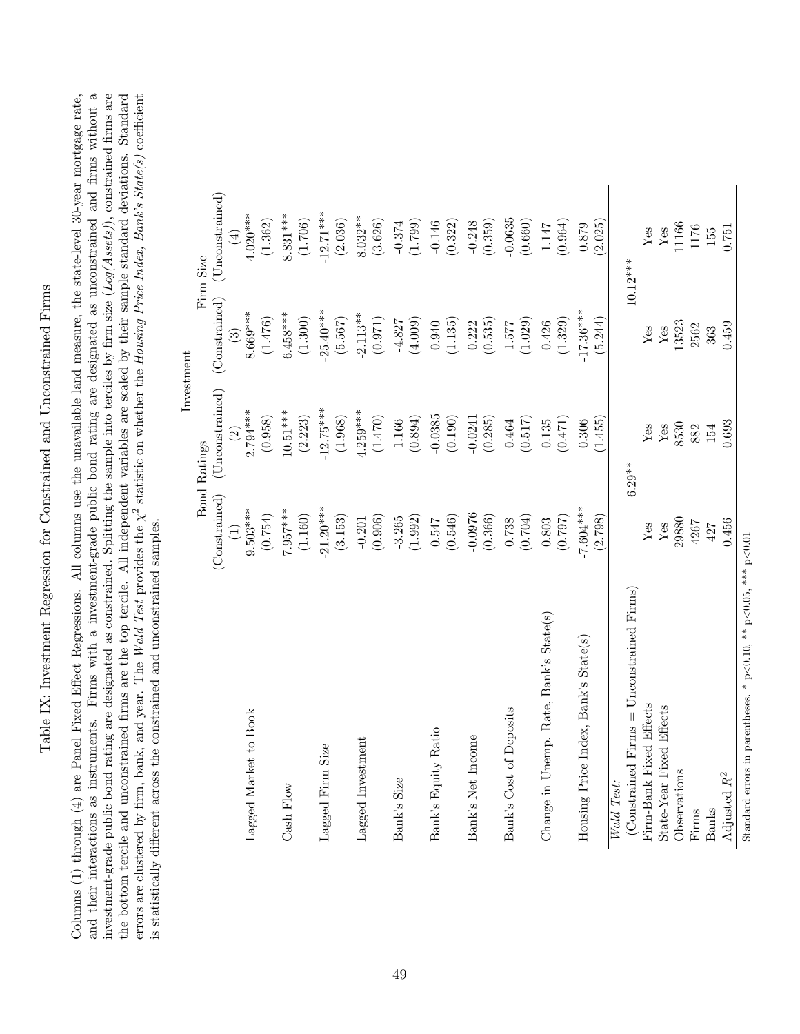# Table IX: Investment Regression for Constrained and Unconstrained Firms

Columns (1) through (4) are Panel Fixed Effect Regressions. All columns use the unavailable land measure, the state-level 30-year mortgage rate, and their interactions as instruments. Firms with a investment-grade public bond rating are designated as unconstrained and firms without a investment-grade public bond rating are designated as constrained. Splitting the sample into terciles by firm size (*Log(Assets)*), constrained firms are the bottom tercile and unconstrained firms are the top tercile. All independent variables are scaled by their sample standard deviations. Standard errors are clustered by firm, bank, and year. The *Wald Test* provides the $\chi^2$ statistic on whether the *Housing Price Index, Bank's State(s)* coefficient is statistically different across the constrained and unconstrained samples.

| | Investment | | | |
|---|---|---|---|---|
| | Bond Ratings | | Firm Size | |
| | (Constrained) | (Unconstrained) | (Constrained) | (Unconstrained) |
| | (1) | (2) | (3) | (4) |
| Lagged Market to Book | 9.503*** | 2.794*** | 8.669*** | 4.020*** |
| | (0.754) | (0.958) | (1.476) | (1.362) |
| Cash Flow | 7.957*** | 10.51*** | 6.458*** | 8.831*** |
| | (1.160) | (2.223) | (1.300) | (1.706) |
| Lagged Firm Size | -21.20*** | -12.75*** | -25.40*** | -12.71*** |
| | (3.153) | (1.968) | (5.567) | (2.036) |
| Lagged Investment | -0.201 | 4.259*** | -2.113** | 8.032** |
| | (0.906) | (1.470) | (0.971) | (3.626) |
| Bank's Size | -3.265 | 1.166 | -4.827 | -0.374 |
| | (1.992) | (0.894) | (4.009) | (1.799) |
| Bank's Equity Ratio | 0.547 | -0.0385 | 0.940 | -0.146 |
| | (0.546) | (0.190) | (1.135) | (0.322) |
| Bank's Net Income | -0.0976 | -0.0241 | 0.222 | -0.248 |
| | (0.366) | (0.285) | (0.535) | (0.359) |
| Bank's Cost of Deposits | 0.738 | 0.464 | 1.577 | -0.0635 |
| | (0.704) | (0.517) | (1.029) | (0.660) |
| Change in Unemp. Rate, Bank's State(s) | 0.803 | 0.135 | 0.426 | 1.147 |
| | (0.797) | (0.471) | (1.329) | (0.964) |
| Housing Price Index, Bank's State(s) | -7.604*** | 0.306 | -17.36*** | 0.879 |
| | (2.798) | (1.455) | (5.244) | (2.025) |
| *Wald Test:* | | | | |
| (Constrained Firms = Unconstrained Firms) | 6.29** | | 10.12*** | |
| Firm-Bank Fixed Effects | Yes | Yes | Yes | Yes |
| State-Year Fixed Effects | Yes | Yes | Yes | Yes |
| Observations | 29880 | 8530 | 13523 | 11166 |
| Firms | 4267 | 882 | 2562 | 1176 |
| Banks | 427 | 154 | 363 | 155 |
| Adjusted $R^2$ | 0.456 | 0.693 | 0.459 | 0.751 |

Standard errors in parentheses. * p<0.10, ** p<0.05, *** p<0.01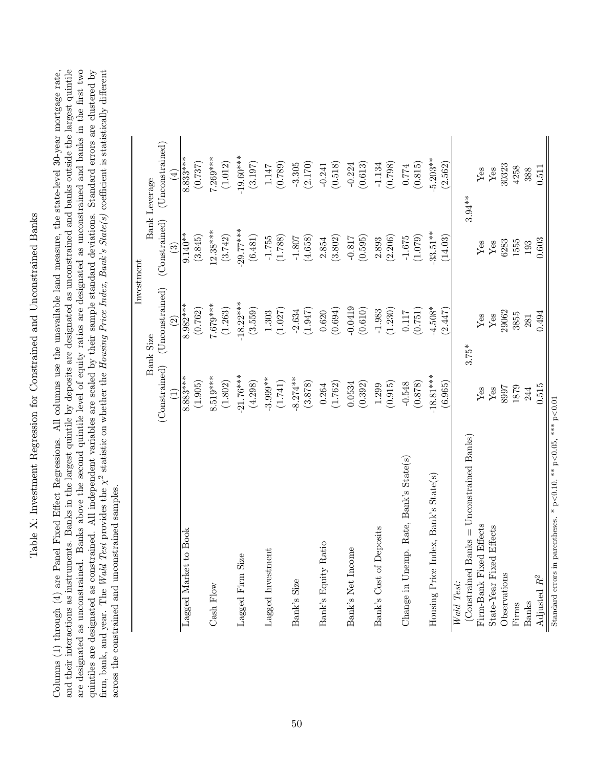# Table X: Investment Regression for Constrained and Unconstrained Banks

Columns (1) through (4) are Panel Fixed Effect Regressions. All columns use the unavailable land measure, the state-level 30-year mortgage rate, and their interactions as instruments. Banks in the largest quintile by deposits are designated as unconstrained and banks outside the largest quintile are designated as unconstrained. Banks above the second quintile level of equity ratios are designated as unconstrained and banks in the first two quintiles are designated as constrained. All independent variables are scaled by their sample standard deviations. Standard errors are clustered by firm, bank, and year. The *Wald Test* provides the $\chi^2$ statistic on whether the *Housing Price Index, Bank's State(s)* coefficient is statistically different across the constrained and unconstrained samples.

| | Investment | | | |
|---|---|---|---|---|
| | Bank Size | | Bank Leverage | |
| | (Constrained) | (Unconstrained) | (Constrained) | (Unconstrained) |
| | (1) | (2) | (3) | (4) |
| Lagged Market to Book | 8.883*** | 8.982*** | 9.140** | 8.833*** |
| | (1.905) | (0.762) | (3.845) | (0.737) |
| Cash Flow | 8.519*** | 7.679*** | 12.38*** | 7.269*** |
| | (1.802) | (1.263) | (3.742) | (1.012) |
| Lagged Firm Size | -21.76*** | -18.22*** | -29.77*** | -19.60*** |
| | (4.298) | (3.559) | (6.481) | (3.197) |
| Lagged Investment | -3.999** | 1.303 | -1.755 | 1.147 |
| | (1.741) | (1.027) | (1.788) | (0.789) |
| Bank's Size | -8.274** | -2.634 | -1.807 | -3.305 |
| | (3.878) | (1.947) | (4.658) | (2.170) |
| Bank's Equity Ratio | 0.264 | 0.620 | 2.854 | -0.241 |
| | (1.762) | (0.694) | (3.802) | (0.518) |
| Bank's Net Income | 0.0534 | -0.0419 | -0.817 | -0.224 |
| | (0.392) | (0.610) | (0.595) | (0.613) |
| Bank's Cost of Deposits | 1.299 | -1.983 | 2.893 | -1.134 |
| | (0.915) | (1.230) | (2.206) | (0.798) |
| Change in Unemp. Rate, Bank's State(s) | -0.548 | 0.117 | -1.675 | 0.774 |
| | (0.878) | (0.751) | (1.079) | (0.815) |
| Housing Price Index, Bank's State(s) | -18.81*** | -4.508* | -33.51** | -5.203** |
| | (6.965) | (2.447) | (14.03) | (2.562) |
| *Wald Test:* | | | | |
| (Constrained Banks = Unconstrained Banks) | 3.75* | | 3.94** | |
| Firm-Bank Fixed Effects | Yes | Yes | Yes | Yes |
| State-Year Fixed Effects | Yes | Yes | Yes | Yes |
| Observations | 8997 | 29062 | 6283 | 30323 |
| Firms | 1879 | 3855 | 1555 | 4258 |
| Banks | 244 | 281 | 193 | 388 |
| Adjusted $R^2$ | 0.515 | 0.494 | 0.603 | 0.511 |

Standard errors in parentheses. * $p<0.10$, ** $p<0.05$, *** $p<0.01$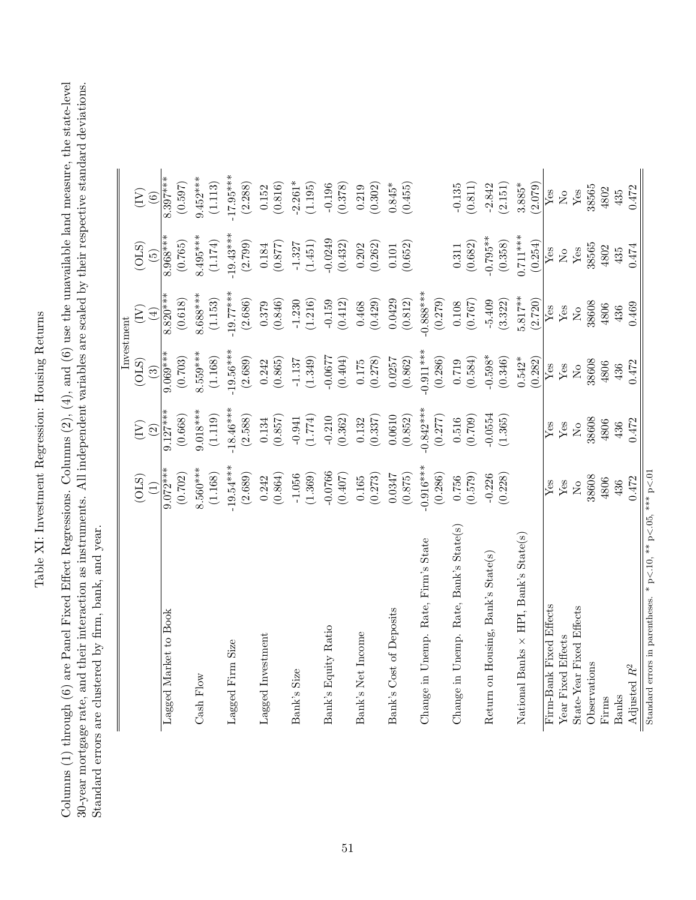# Table XI: Investment Regression: Housing Returns

Columns (1) through (6) are Panel Fixed Effect Regressions. Columns (2), (4), and (6) use the unavailable land measure, the state-level 30-year mortgage rate, and their interaction as instruments. All independent variables are scaled by their respective standard deviations. Standard errors are clustered by firm, bank, and year.

| | Investment | | | | | |
|---|---|---|---|---|---|---|
| | (OLS) | (IV) | (OLS) | (IV) | (OLS) | (IV) |
| | (1) | (2) | (3) | (4) | (5) | (6) |
| Lagged Market to Book | 9.072*** | 9.127*** | 9.069*** | 8.820*** | 8.968*** | 8.397*** |
| | (0.702) | (0.668) | (0.703) | (0.618) | (0.765) | (0.597) |
| Cash Flow | 8.560*** | 9.018*** | 8.559*** | 8.688*** | 8.495*** | 9.452*** |
| | (1.168) | (1.119) | (1.168) | (1.153) | (1.174) | (1.113) |
| Lagged Firm Size | -19.54*** | -18.46*** | -19.56*** | -19.77*** | -19.43*** | -17.95*** |
| | (2.689) | (2.588) | (2.689) | (2.686) | (2.799) | (2.288) |
| Lagged Investment | 0.242 | 0.134 | 0.242 | 0.379 | 0.184 | 0.152 |
| | (0.864) | (0.857) | (0.865) | (0.846) | (0.877) | (0.816) |
| Bank's Size | -1.056 | -0.941 | -1.137 | -1.230 | -1.327 | -2.261* |
| | (1.369) | (1.774) | (1.349) | (1.216) | (1.451) | (1.195) |
| Bank's Equity Ratio | -0.0766 | -0.210 | -0.0677 | -0.159 | -0.0249 | -0.196 |
| | (0.407) | (0.362) | (0.404) | (0.412) | (0.432) | (0.378) |
| Bank's Net Income | 0.165 | 0.132 | 0.175 | 0.468 | 0.202 | 0.219 |
| | (0.273) | (0.337) | (0.278) | (0.429) | (0.262) | (0.302) |
| Bank's Cost of Deposits | 0.0347 | 0.0610 | 0.0257 | 0.0429 | 0.101 | 0.845* |
| | (0.875) | (0.852) | (0.862) | (0.812) | (0.652) | (0.455) |
| Change in Unemp. Rate, Firm's State | -0.916*** | -0.842*** | -0.911*** | -0.888*** | | |
| | (0.286) | (0.277) | (0.286) | (0.279) | | |
| Change in Unemp. Rate, Bank's State(s) | 0.756 | 0.516 | 0.719 | 0.108 | 0.311 | -0.135 |
| | (0.579) | (0.709) | (0.584) | (0.767) | (0.682) | (0.811) |
| Return on Housing, Bank's State(s) | -0.226 | -0.0554 | -0.598* | -5.409 | -0.795** | -2.842 |
| | (0.228) | (1.365) | (0.346) | (3.322) | (0.358) | (2.151) |
| National Banks × HPI, Bank's State(s) | | | 0.542* | 5.817** | 0.711*** | 3.885* |
| | | | (0.282) | (2.720) | (0.254) | (2.079) |
| Firm-Bank Fixed Effects | Yes | Yes | Yes | Yes | Yes | Yes |
| Year Fixed Effects | Yes | Yes | Yes | Yes | No | No |
| State-Year Fixed Effects | No | No | No | No | Yes | Yes |
| Observations | 38608 | 38608 | 38608 | 38608 | 38565 | 38565 |
| Firms | 4806 | 4806 | 4806 | 4806 | 4802 | 4802 |
| Banks | 436 | 436 | 436 | 436 | 435 | 435 |
| Adjusted $R^2$ | 0.472 | 0.472 | 0.472 | 0.469 | 0.474 | 0.472 |

Standard errors in parentheses. * p<.10, ** p<.05, *** p<.01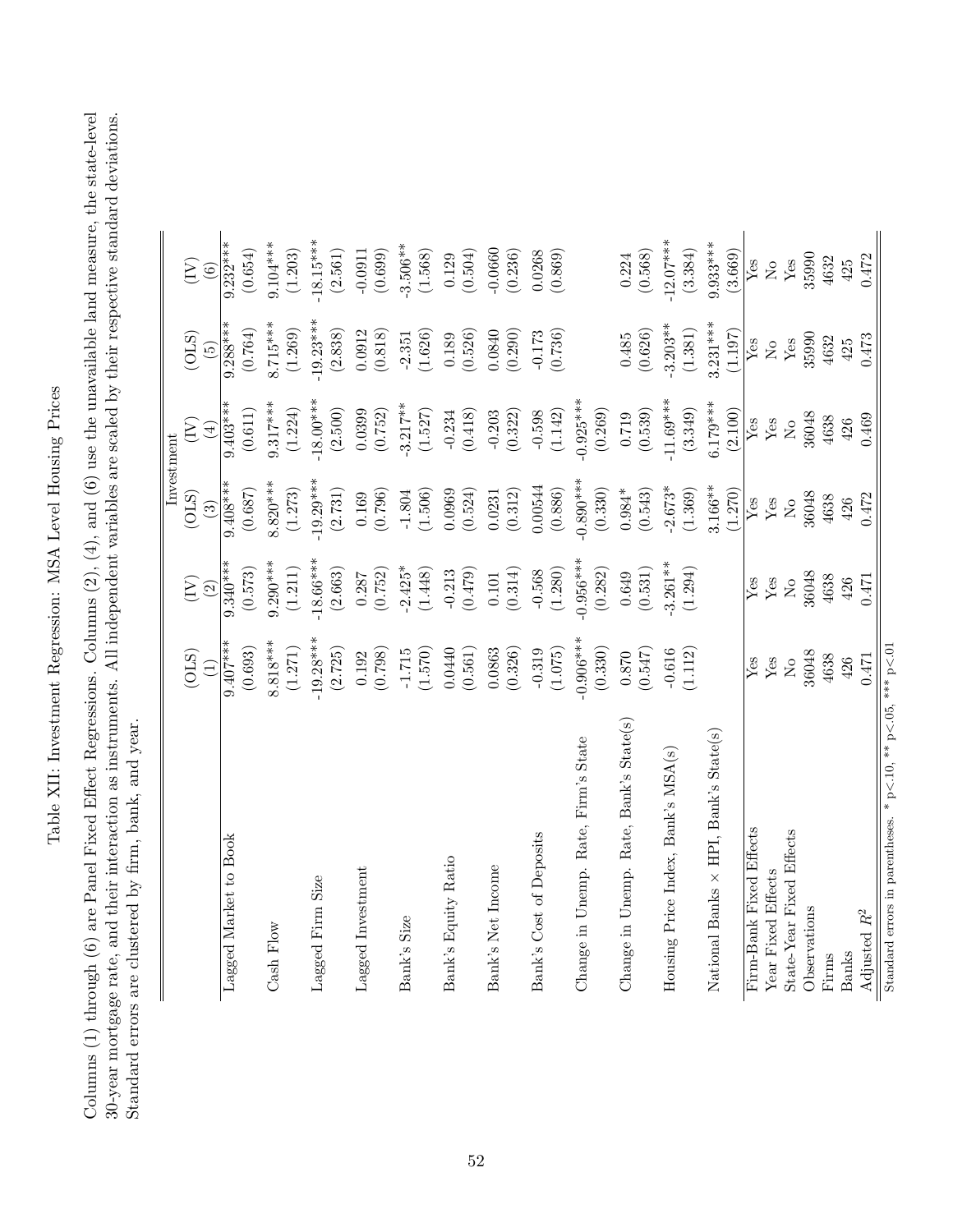# Table XII: Investment Regression: MSA Level Housing Prices

Columns (1) through (6) are Panel Fixed Effect Regressions. Columns (2), (4), and (6) use the unavailable land measure, the state-level 30-year mortgage rate, and their interaction as instruments. All independent variables are scaled by their respective standard deviations. Standard errors are clustered by firm, bank, and year.

| | Investment | | | | | |
|---|---|---|---|---|---|---|
| | (OLS) | (IV) | (OLS) | (IV) | (OLS) | (IV) |
| | (1) | (2) | (3) | (4) | (5) | (6) |
| Lagged Market to Book | 9.407*** | 9.340*** | 9.408*** | 9.403*** | 9.288*** | 9.232*** |
| | (0.693) | (0.573) | (0.687) | (0.611) | (0.764) | (0.654) |
| Cash Flow | 8.818*** | 9.290*** | 8.820*** | 9.317*** | 8.715*** | 9.104*** |
| | (1.271) | (1.211) | (1.273) | (1.224) | (1.269) | (1.203) |
| Lagged Firm Size | -19.28*** | -18.66*** | -19.29*** | -18.00*** | -19.23*** | -18.15*** |
| | (2.725) | (2.663) | (2.731) | (2.500) | (2.838) | (2.561) |
| Lagged Investment | 0.192 | 0.287 | 0.169 | 0.0399 | 0.0912 | -0.0911 |
| | (0.798) | (0.752) | (0.796) | (0.752) | (0.818) | (0.699) |
| Bank's Size | -1.715 | -2.425* | -1.804 | -3.217** | -2.351 | -3.506** |
| | (1.570) | (1.448) | (1.506) | (1.527) | (1.626) | (1.568) |
| Bank's Equity Ratio | 0.0440 | -0.213 | 0.0969 | -0.234 | 0.189 | 0.129 |
| | (0.561) | (0.479) | (0.524) | (0.418) | (0.526) | (0.504) |
| Bank's Net Income | 0.0863 | 0.101 | 0.0231 | -0.203 | 0.0840 | -0.0660 |
| | (0.326) | (0.314) | (0.312) | (0.322) | (0.290) | (0.236) |
| Bank's Cost of Deposits | -0.319 | -0.568 | 0.00544 | -0.598 | -0.173 | 0.0268 |
| | (1.075) | (1.280) | (0.886) | (1.142) | (0.736) | (0.869) |
| Change in Unemp. Rate, Firm's State | -0.906*** | -0.956*** | -0.890*** | -0.925*** | | |
| | (0.330) | (0.282) | (0.330) | (0.269) | | |
| Change in Unemp. Rate, Bank's State(s) | 0.870 | 0.649 | 0.984* | 0.719 | 0.485 | 0.224 |
| | (0.547) | (0.531) | (0.543) | (0.539) | (0.626) | (0.568) |
| Housing Price Index, Bank's MSA(s) | -0.616 | -3.261** | -2.673* | -11.69*** | -3.203** | -12.07*** |
| | (1.112) | (1.294) | (1.369) | (3.349) | (1.381) | (3.384) |
| National Banks × HPI, Bank's State(s) | | | 3.166** | 6.179*** | 3.231*** | 9.933*** |
| | | | (1.270) | (2.100) | (1.197) | (3.669) |
| Firm-Bank Fixed Effects | Yes | Yes | Yes | Yes | Yes | Yes |
| Year Fixed Effects | Yes | Yes | Yes | Yes | No | No |
| State-Year Fixed Effects | No | No | No | No | Yes | Yes |
| Observations | 36048 | 36048 | 36048 | 36048 | 35990 | 35990 |
| Firms | 4638 | 4638 | 4638 | 4638 | 4632 | 4632 |
| Banks | 426 | 426 | 426 | 426 | 425 | 425 |
| Adjusted $R^2$ | 0.471 | 0.471 | 0.472 | 0.469 | 0.473 | 0.472 |

Standard errors in parentheses. * p<.10, ** p<.05, *** p<.01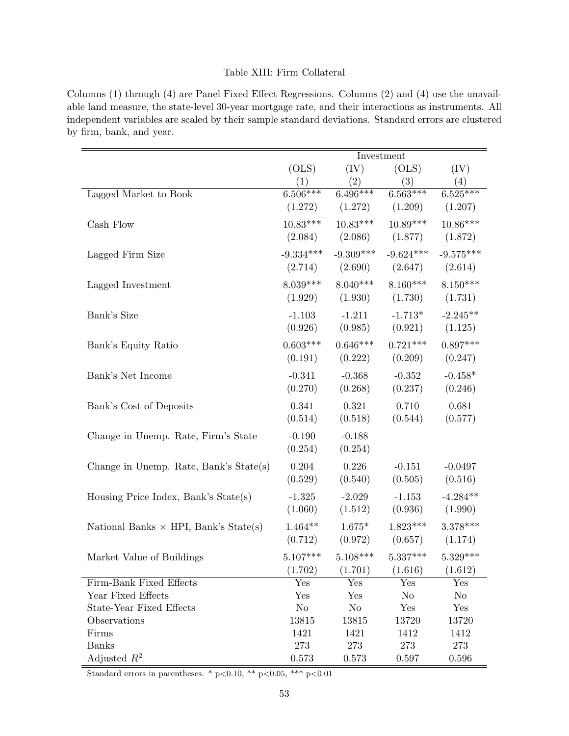Table XIII: Firm Collateral

Columns (1) through (4) are Panel Fixed Effect Regressions. Columns (2) and (4) use the unavailable land measure, the state-level 30-year mortgage rate, and their interactions as instruments. All independent variables are scaled by their sample standard deviations. Standard errors are clustered by firm, bank, and year.

| | Investment | | | |
|---|---|---|---|---|
| | (OLS) | (IV) | (OLS) | (IV) |
| | (1) | (2) | (3) | (4) |
| Lagged Market to Book | 6.506*** | 6.496*** | 6.563*** | 6.525*** |
| | (1.272) | (1.272) | (1.209) | (1.207) |
| Cash Flow | 10.83*** | 10.83*** | 10.89*** | 10.86*** |
| | (2.084) | (2.086) | (1.877) | (1.872) |
| Lagged Firm Size | -9.334*** | -9.309*** | -9.624*** | -9.575*** |
| | (2.714) | (2.690) | (2.647) | (2.614) |
| Lagged Investment | 8.039*** | 8.040*** | 8.160*** | 8.150*** |
| | (1.929) | (1.930) | (1.730) | (1.731) |
| Bank's Size | -1.103 | -1.211 | -1.713* | -2.245** |
| | (0.926) | (0.985) | (0.921) | (1.125) |
| Bank's Equity Ratio | 0.603*** | 0.646*** | 0.721*** | 0.897*** |
| | (0.191) | (0.222) | (0.209) | (0.247) |
| Bank's Net Income | -0.341 | -0.368 | -0.352 | -0.458* |
| | (0.270) | (0.268) | (0.237) | (0.246) |
| Bank's Cost of Deposits | 0.341 | 0.321 | 0.710 | 0.681 |
| | (0.514) | (0.518) | (0.544) | (0.577) |
| Change in Unemp. Rate, Firm's State | -0.190 | -0.188 | | |
| | (0.254) | (0.254) | | |
| Change in Unemp. Rate, Bank's State(s) | 0.204 | 0.226 | -0.151 | -0.0497 |
| | (0.529) | (0.540) | (0.505) | (0.516) |
| Housing Price Index, Bank's State(s) | -1.325 | -2.029 | -1.153 | -4.284** |
| | (1.060) | (1.512) | (0.936) | (1.990) |
| National Banks $\times$ HPI, Bank's State(s) | 1.464** | 1.675* | 1.823*** | 3.378*** |
| | (0.712) | (0.972) | (0.657) | (1.174) |
| Market Value of Buildings | 5.107*** | 5.108*** | 5.337*** | 5.329*** |
| | (1.702) | (1.701) | (1.616) | (1.612) |
| Firm-Bank Fixed Effects | Yes | Yes | Yes | Yes |
| Year Fixed Effects | Yes | Yes | No | No |
| State-Year Fixed Effects | No | No | Yes | Yes |
| Observations | 13815 | 13815 | 13720 | 13720 |
| Firms | 1421 | 1421 | 1412 | 1412 |
| Banks | 273 | 273 | 273 | 273 |
| Adjusted $R^2$ | 0.573 | 0.573 | 0.597 | 0.596 |

Standard errors in parentheses. * $p<0.10$, ** $p<0.05$, *** $p<0.01$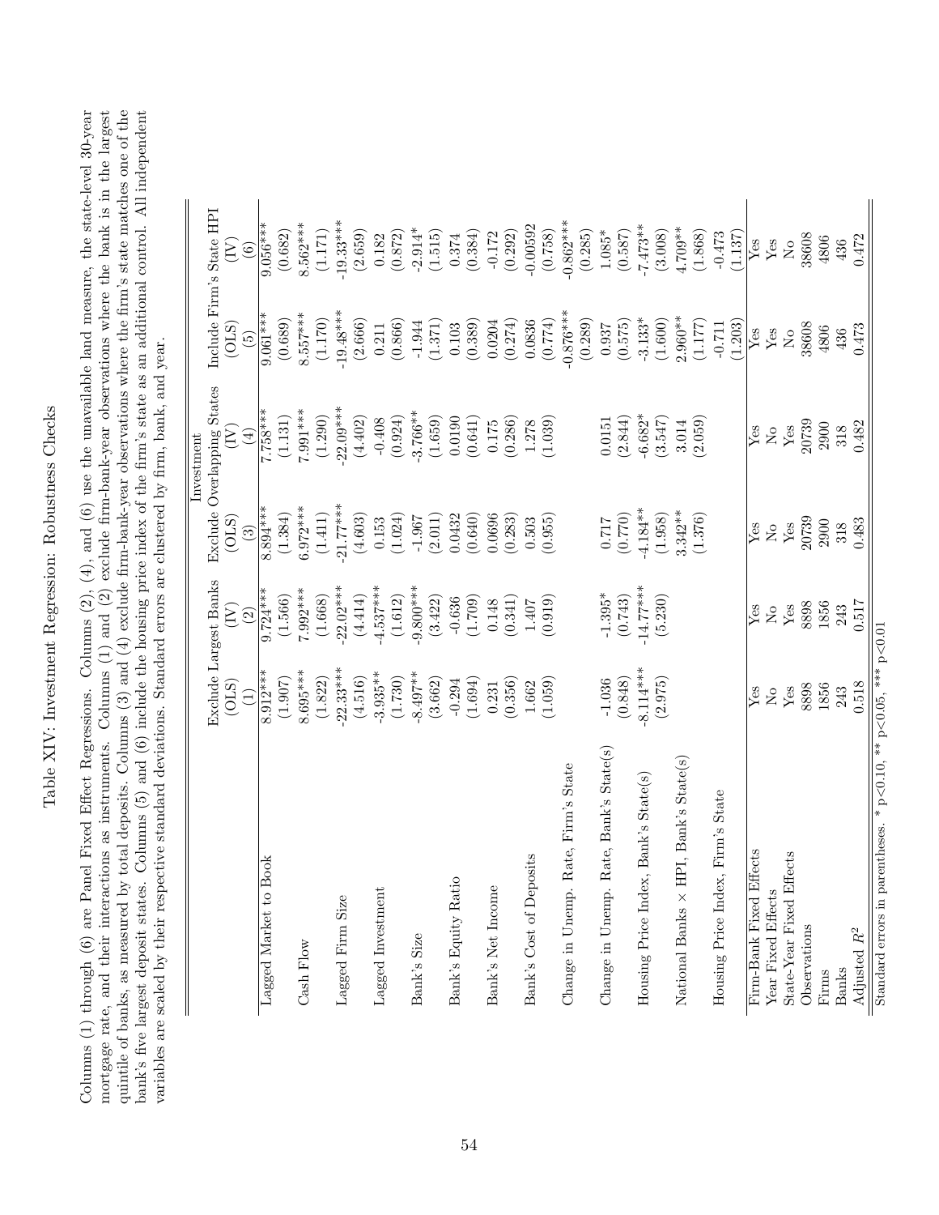# Table XIV: Investment Regression: Robustness Checks

Columns (1) through (6) are Panel Fixed Effect Regressions. Columns (2), (4), and (6) use the unavailable land measure, the state-level 30-year mortgage rate, and their interactions as instruments. Columns (1) and (2) exclude firm-bank-year observations where the bank is in the largest quintile of banks, as measured by total deposits. Columns (3) and (4) exclude firm-bank-year observations where the firm's state matches one of the bank's five largest deposit states. Columns (5) and (6) include the housing price index of the firm's state as an additional control. All independent variables are scaled by their respective standard deviations. Standard errors are clustered by firm, bank, and year.

| | Investment | | | | | |
|---|---|---|---|---|---|---|
| | Exclude Largest Banks | | Exclude Overlapping States | | Include Firm's State HPI | |
| | (OLS) | (IV) | (OLS) | (IV) | (OLS) | (IV) |
| | (1) | (2) | (3) | (4) | (5) | (6) |
| Lagged Market to Book | 8.912*** | 9.724*** | 8.894*** | 7.758*** | 9.061*** | 9.056*** |
| | (1.907) | (1.566) | (1.384) | (1.131) | (0.689) | (0.682) |
| Cash Flow | 8.695*** | 7.992*** | 6.972*** | 7.991*** | 8.557*** | 8.562*** |
| | (1.822) | (1.668) | (1.411) | (1.290) | (1.170) | (1.171) |
| Lagged Firm Size | -22.33*** | -22.02*** | -21.77*** | -22.09*** | -19.48*** | -19.33*** |
| | (4.516) | (4.414) | (4.603) | (4.402) | (2.666) | (2.659) |
| Lagged Investment | -3.935** | -4.537*** | 0.153 | -0.408 | 0.211 | 0.182 |
| | (1.730) | (1.612) | (1.024) | (0.924) | (0.866) | (0.872) |
| Bank's Size | -8.497** | -9.800*** | -1.967 | -3.766** | -1.944 | -2.914* |
| | (3.662) | (3.422) | (2.011) | (1.659) | (1.371) | (1.515) |
| Bank's Equity Ratio | -0.294 | -0.636 | 0.0432 | 0.0190 | 0.103 | 0.374 |
| | (1.694) | (1.709) | (0.640) | (0.641) | (0.389) | (0.384) |
| Bank's Net Income | 0.231 | 0.148 | 0.0696 | 0.175 | 0.0204 | -0.172 |
| | (0.356) | (0.341) | (0.283) | (0.286) | (0.274) | (0.292) |
| Bank's Cost of Deposits | 1.662 | 1.407 | 0.503 | 1.278 | 0.0836 | -0.00592 |
| | (1.059) | (0.919) | (0.955) | (1.039) | (0.774) | (0.758) |
| Change in Unemp. Rate, Firm's State | | | | | -0.876*** | -0.862*** |
| | | | | | (0.289) | (0.285) |
| Change in Unemp. Rate, Bank's State(s) | -1.036 | -1.395* | 0.717 | 0.0151 | 0.937 | 1.085* |
| | (0.848) | (0.743) | (0.770) | (2.844) | (0.575) | (0.587) |
| Housing Price Index, Bank's State(s) | -8.114*** | -14.77*** | -4.184** | -6.682* | -3.133* | -7.473** |
| | (2.975) | (5.230) | (1.958) | (3.547) | (1.600) | (3.008) |
| National Banks × HPI, Bank's State(s) | | | 3.342** | 3.014 | 2.960** | 4.709** |
| | | | (1.376) | (2.059) | (1.177) | (1.868) |
| Housing Price Index, Firm's State | | | | | -0.711 | -0.473 |
| | | | | | (1.203) | (1.137) |
| Firm-Bank Fixed Effects | Yes | Yes | Yes | Yes | Yes | Yes |
| Year Fixed Effects | No | No | No | No | Yes | Yes |
| State-Year Fixed Effects | Yes | Yes | Yes | Yes | No | No |
| Observations | 8898 | 8898 | 20739 | 20739 | 38608 | 38608 |
| Firms | 1856 | 1856 | 2900 | 2900 | 4806 | 4806 |
| Banks | 243 | 243 | 318 | 318 | 436 | 436 |
| Adjusted $R^2$ | 0.518 | 0.517 | 0.483 | 0.482 | 0.473 | 0.472 |

Standard errors in parentheses. * $p<0.10$, ** $p<0.05$, *** $p<0.01$